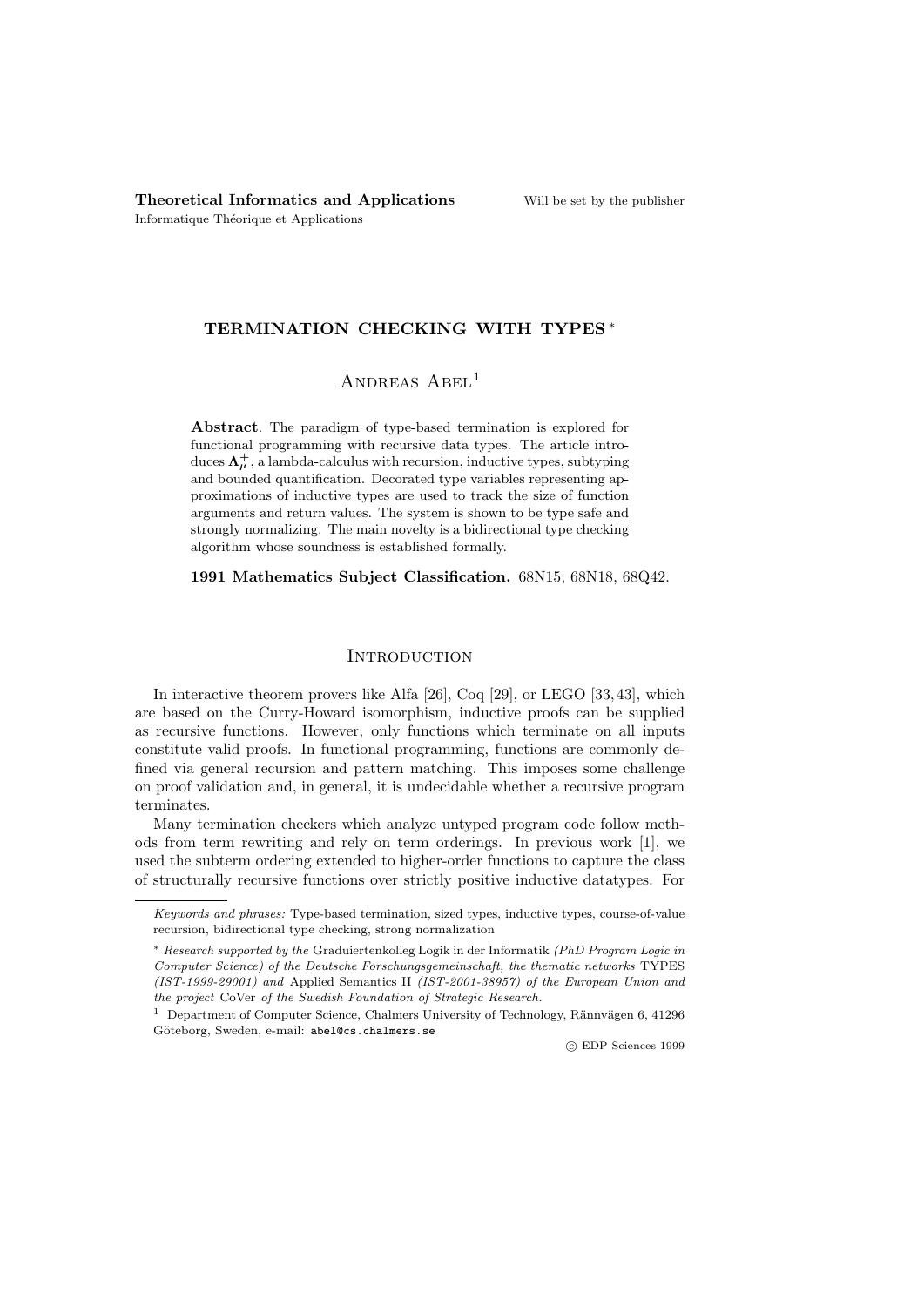**Theoretical Informatics and Applications** Will be set by the publisher
Informatique Théorique et Applications

# TERMINATION CHECKING WITH TYPES *

Andreas Abel[1]

**Abstract**. The paradigm of type-based termination is explored for functional programming with recursive data types. The article introduces $\mathbf{\Lambda}^{+}_{\boldsymbol{\mu}}$, a lambda-calculus with recursion, inductive types, subtyping and bounded quantification. Decorated type variables representing approximations of inductive types are used to track the size of function arguments and return values. The system is shown to be type safe and strongly normalizing. The main novelty is a bidirectional type checking algorithm whose soundness is established formally.

**1991 Mathematics Subject Classification.** 68N15, 68N18, 68Q42.

## Introduction

In interactive theorem provers like Alfa [26], Coq [29], or LEGO [33, 43], which are based on the Curry-Howard isomorphism, inductive proofs can be supplied as recursive functions. However, only functions which terminate on all inputs constitute valid proofs. In functional programming, functions are commonly defined via general recursion and pattern matching. This imposes some challenge on proof validation and, in general, it is undecidable whether a recursive program terminates.

Many termination checkers which analyze untyped program code follow methods from term rewriting and rely on term orderings. In previous work [1], we used the subterm ordering extended to higher-order functions to capture the class of structurally recursive functions over strictly positive inductive datatypes. For

---

*Keywords and phrases:* Type-based termination, sized types, inductive types, course-of-value recursion, bidirectional type checking, strong normalization

\* *Research supported by the* Graduiertenkolleg Logik in der Informatik *(PhD Program Logic in Computer Science) of the Deutsche Forschungsgemeinschaft, the thematic networks* TYPES *(IST-1999-29001) and* Applied Semantics II *(IST-2001-38957) of the European Union and the project* CoVer *of the Swedish Foundation of Strategic Research.*

[1] Department of Computer Science, Chalmers University of Technology, Rännvägen 6, 41296 Göteborg, Sweden, e-mail: `abel@cs.chalmers.se`

© EDP Sciences 1999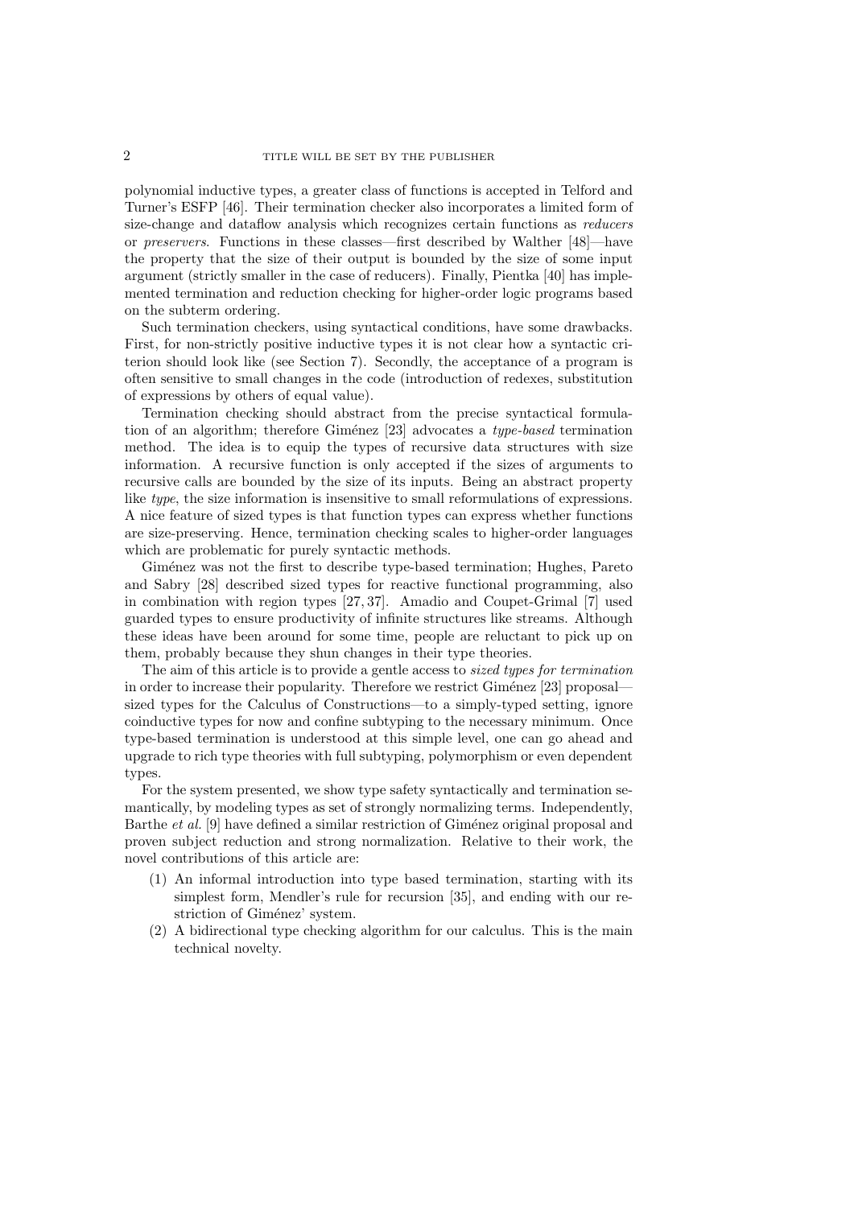polynomial inductive types, a greater class of functions is accepted in Telford and Turner's ESFP [46]. Their termination checker also incorporates a limited form of size-change and dataflow analysis which recognizes certain functions as *reducers* or *preservers*. Functions in these classes—first described by Walther [48]—have the property that the size of their output is bounded by the size of some input argument (strictly smaller in the case of reducers). Finally, Pientka [40] has implemented termination and reduction checking for higher-order logic programs based on the subterm ordering.

Such termination checkers, using syntactical conditions, have some drawbacks. First, for non-strictly positive inductive types it is not clear how a syntactic criterion should look like (see Section 7). Secondly, the acceptance of a program is often sensitive to small changes in the code (introduction of redexes, substitution of expressions by others of equal value).

Termination checking should abstract from the precise syntactical formulation of an algorithm; therefore Giménez [23] advocates a *type-based* termination method. The idea is to equip the types of recursive data structures with size information. A recursive function is only accepted if the sizes of arguments to recursive calls are bounded by the size of its inputs. Being an abstract property like *type*, the size information is insensitive to small reformulations of expressions. A nice feature of sized types is that function types can express whether functions are size-preserving. Hence, termination checking scales to higher-order languages which are problematic for purely syntactic methods.

Giménez was not the first to describe type-based termination; Hughes, Pareto and Sabry [28] described sized types for reactive functional programming, also in combination with region types [27, 37]. Amadio and Coupet-Grimal [7] used guarded types to ensure productivity of infinite structures like streams. Although these ideas have been around for some time, people are reluctant to pick up on them, probably because they shun changes in their type theories.

The aim of this article is to provide a gentle access to *sized types for termination* in order to increase their popularity. Therefore we restrict Giménez [23] proposal—sized types for the Calculus of Constructions—to a simply-typed setting, ignore coinductive types for now and confine subtyping to the necessary minimum. Once type-based termination is understood at this simple level, one can go ahead and upgrade to rich type theories with full subtyping, polymorphism or even dependent types.

For the system presented, we show type safety syntactically and termination semantically, by modeling types as set of strongly normalizing terms. Independently, Barthe *et al.* [9] have defined a similar restriction of Giménez original proposal and proven subject reduction and strong normalization. Relative to their work, the novel contributions of this article are:

1. An informal introduction into type based termination, starting with its simplest form, Mendler's rule for recursion [35], and ending with our restriction of Giménez' system.
2. A bidirectional type checking algorithm for our calculus. This is the main technical novelty.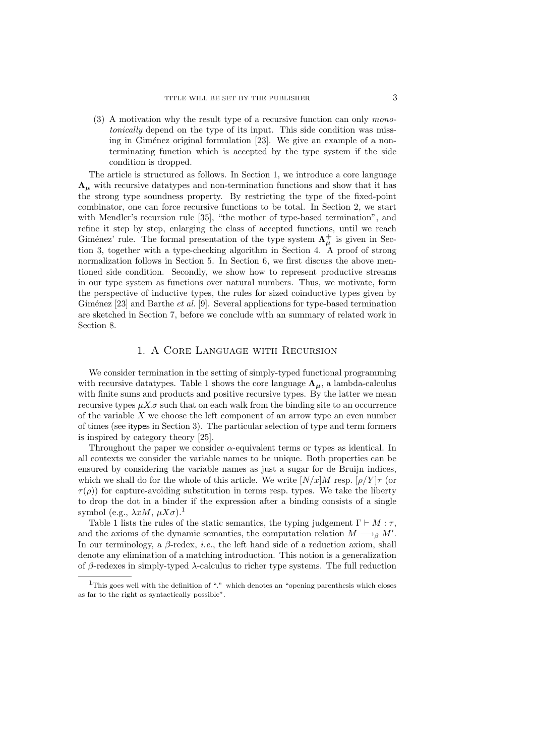(3) A motivation why the result type of a recursive function can only *monotonically* depend on the type of its input. This side condition was missing in Giménez original formulation [23]. We give an example of a non-terminating function which is accepted by the type system if the side condition is dropped.

The article is structured as follows. In Section 1, we introduce a core language $\boldsymbol{\Lambda_\mu}$ with recursive datatypes and non-termination functions and show that it has the strong type soundness property. By restricting the type of the fixed-point combinator, one can force recursive functions to be total. In Section 2, we start with Mendler's recursion rule [35], "the mother of type-based termination", and refine it step by step, enlarging the class of accepted functions, until we reach Giménez' rule. The formal presentation of the type system $\boldsymbol{\Lambda_\mu^+}$ is given in Section 3, together with a type-checking algorithm in Section 4. A proof of strong normalization follows in Section 5. In Section 6, we first discuss the above mentioned side condition. Secondly, we show how to represent productive streams in our type system as functions over natural numbers. Thus, we motivate, form the perspective of inductive types, the rules for sized coinductive types given by Giménez [23] and Barthe *et al.* [9]. Several applications for type-based termination are sketched in Section 7, before we conclude with an summary of related work in Section 8.

# 1. A Core Language with Recursion

We consider termination in the setting of simply-typed functional programming with recursive datatypes. Table 1 shows the core language $\boldsymbol{\Lambda_\mu}$, a lambda-calculus with finite sums and products and positive recursive types. By the latter we mean recursive types $\mu X.\sigma$ such that on each walk from the binding site to an occurrence of the variable $X$ we choose the left component of an arrow type an even number of times (see itypes in Section 3). The particular selection of type and term formers is inspired by category theory [25].

Throughout the paper we consider $\alpha$-equivalent terms or types as identical. In all contexts we consider the variable names to be unique. Both properties can be ensured by considering the variable names as just a sugar for de Bruijn indices, which we shall do for the whole of this article. We write $[N/x]M$ resp. $[\rho/Y]\tau$ (or $\tau(\rho)$) for capture-avoiding substitution in terms resp. types. We take the liberty to drop the dot in a binder if the expression after a binding consists of a single symbol (e.g., $\lambda xM$, $\mu X\sigma$).[1]

Table 1 lists the rules of the static semantics, the typing judgement $\Gamma \vdash M : \tau$, and the axioms of the dynamic semantics, the computation relation $M \longrightarrow_\beta M'$. In our terminology, a $\beta$-redex, *i.e.*, the left hand side of a reduction axiom, shall denote any elimination of a matching introduction. This notion is a generalization of $\beta$-redexes in simply-typed $\lambda$-calculus to richer type systems. The full reduction

[1] This goes well with the definition of "." which denotes an "opening parenthesis which closes as far to the right as syntactically possible".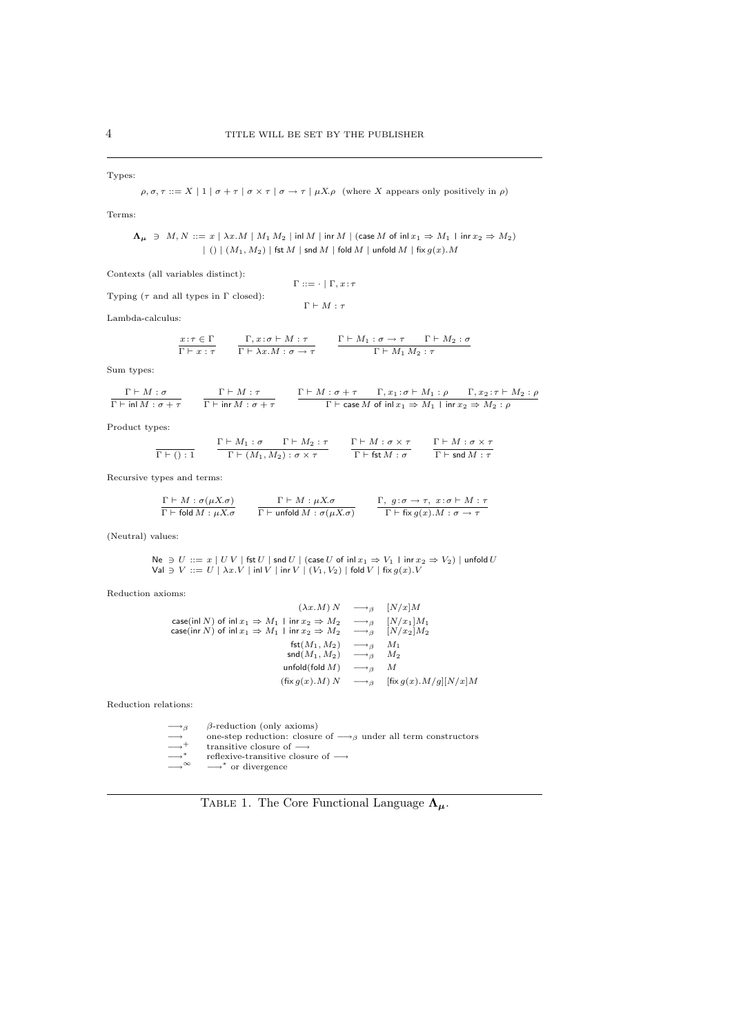Types:

$$\rho, \sigma, \tau ::= X \mid 1 \mid \sigma + \tau \mid \sigma \times \tau \mid \sigma \to \tau \mid \mu X.\rho \quad \text{(where } X \text{ appears only positively in } \rho\text{)}$$

Terms:

$$\begin{aligned} \mathbf{\Lambda_\mu} \ni M, N ::= &\ x \mid \lambda x.M \mid M_1\, M_2 \mid \mathsf{inl}\, M \mid \mathsf{inr}\, M \mid (\mathsf{case}\, M \text{ of } \mathsf{inl}\, x_1 \Rightarrow M_1 \mid \mathsf{inr}\, x_2 \Rightarrow M_2) \\ &\mid () \mid (M_1, M_2) \mid \mathsf{fst}\, M \mid \mathsf{snd}\, M \mid \mathsf{fold}\, M \mid \mathsf{unfold}\, M \mid \mathsf{fix}\, g(x).M \end{aligned}$$

Contexts (all variables distinct):

$$\Gamma ::= \cdot \mid \Gamma, x{:}\tau$$

Typing ($\tau$ and all types in $\Gamma$ closed):

$$\Gamma \vdash M : \tau$$

Lambda-calculus:

$$\frac{x{:}\tau \in \Gamma}{\Gamma \vdash x : \tau} \qquad \frac{\Gamma, x{:}\sigma \vdash M : \tau}{\Gamma \vdash \lambda x.M : \sigma \to \tau} \qquad \frac{\Gamma \vdash M_1 : \sigma \to \tau \qquad \Gamma \vdash M_2 : \sigma}{\Gamma \vdash M_1\, M_2 : \tau}$$

Sum types:

$$\frac{\Gamma \vdash M : \sigma}{\Gamma \vdash \mathsf{inl}\, M : \sigma + \tau} \qquad \frac{\Gamma \vdash M : \tau}{\Gamma \vdash \mathsf{inr}\, M : \sigma + \tau} \qquad \frac{\Gamma \vdash M : \sigma + \tau \qquad \Gamma, x_1{:}\sigma \vdash M_1 : \rho \qquad \Gamma, x_2{:}\tau \vdash M_2 : \rho}{\Gamma \vdash \mathsf{case}\, M \text{ of } \mathsf{inl}\, x_1 \Rightarrow M_1 \mid \mathsf{inr}\, x_2 \Rightarrow M_2 : \rho}$$

Product types:

$$\frac{}{\Gamma \vdash () : 1} \qquad \frac{\Gamma \vdash M_1 : \sigma \qquad \Gamma \vdash M_2 : \tau}{\Gamma \vdash (M_1, M_2) : \sigma \times \tau} \qquad \frac{\Gamma \vdash M : \sigma \times \tau}{\Gamma \vdash \mathsf{fst}\, M : \sigma} \qquad \frac{\Gamma \vdash M : \sigma \times \tau}{\Gamma \vdash \mathsf{snd}\, M : \tau}$$

Recursive types and terms:

$$\frac{\Gamma \vdash M : \sigma(\mu X.\sigma)}{\Gamma \vdash \mathsf{fold}\, M : \mu X.\sigma} \qquad \frac{\Gamma \vdash M : \mu X.\sigma}{\Gamma \vdash \mathsf{unfold}\, M : \sigma(\mu X.\sigma)} \qquad \frac{\Gamma,\ g{:}\sigma \to \tau,\ x{:}\sigma \vdash M : \tau}{\Gamma \vdash \mathsf{fix}\, g(x).M : \sigma \to \tau}$$

(Neutral) values:

$$\begin{aligned} \mathsf{Ne} \ni U &::= x \mid U\, V \mid \mathsf{fst}\, U \mid \mathsf{snd}\, U \mid (\mathsf{case}\, U \text{ of } \mathsf{inl}\, x_1 \Rightarrow V_1 \mid \mathsf{inr}\, x_2 \Rightarrow V_2) \mid \mathsf{unfold}\, U \\ \mathsf{Val} \ni V &::= U \mid \lambda x.V \mid \mathsf{inl}\, V \mid \mathsf{inr}\, V \mid (V_1, V_2) \mid \mathsf{fold}\, V \mid \mathsf{fix}\, g(x).V \end{aligned}$$

Reduction axioms:

$$\begin{aligned} (\lambda x.M)\, N &\longrightarrow_\beta [N/x]M \\ \mathsf{case}(\mathsf{inl}\, N) \text{ of } \mathsf{inl}\, x_1 \Rightarrow M_1 \mid \mathsf{inr}\, x_2 \Rightarrow M_2 &\longrightarrow_\beta [N/x_1]M_1 \\ \mathsf{case}(\mathsf{inr}\, N) \text{ of } \mathsf{inl}\, x_1 \Rightarrow M_1 \mid \mathsf{inr}\, x_2 \Rightarrow M_2 &\longrightarrow_\beta [N/x_2]M_2 \\ \mathsf{fst}(M_1, M_2) &\longrightarrow_\beta M_1 \\ \mathsf{snd}(M_1, M_2) &\longrightarrow_\beta M_2 \\ \mathsf{unfold}(\mathsf{fold}\, M) &\longrightarrow_\beta M \\ (\mathsf{fix}\, g(x).M)\, N &\longrightarrow_\beta [\mathsf{fix}\, g(x).M/g][N/x]M \end{aligned}$$

Reduction relations:

| | |
|---|---|
| $\longrightarrow_\beta$ | $\beta$-reduction (only axioms) |
| $\longrightarrow$ | one-step reduction: closure of $\longrightarrow_\beta$ under all term constructors |
| $\longrightarrow^+$ | transitive closure of $\longrightarrow$ |
| $\longrightarrow^*$ | reflexive-transitive closure of $\longrightarrow$ |
| $\longrightarrow^\infty$ | $\longrightarrow^*$ or divergence |

Table 1. The Core Functional Language $\mathbf{\Lambda_\mu}$.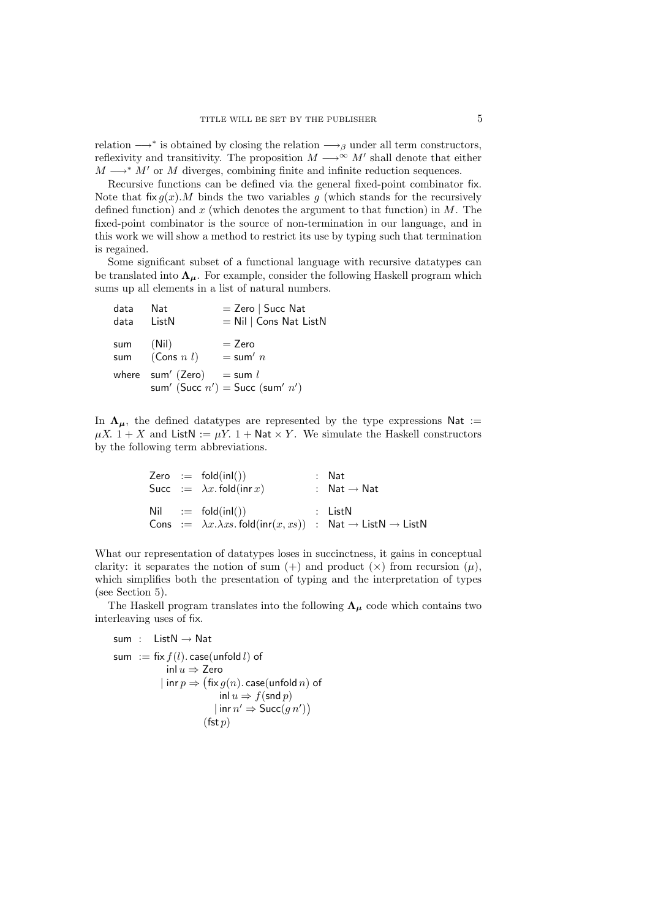relation $\longrightarrow^*$ is obtained by closing the relation $\longrightarrow_\beta$ under all term constructors, reflexivity and transitivity. The proposition $M \longrightarrow^\infty M'$ shall denote that either $M \longrightarrow^* M'$ or $M$ diverges, combining finite and infinite reduction sequences.

Recursive functions can be defined via the general fixed-point combinator $\mathsf{fix}$. Note that $\mathsf{fix}\, g(x).M$ binds the two variables $g$ (which stands for the recursively defined function) and $x$ (which denotes the argument to that function) in $M$. The fixed-point combinator is the source of non-termination in our language, and in this work we will show a method to restrict its use by typing such that termination is regained.

Some significant subset of a functional language with recursive datatypes can be translated into $\mathbf{\Lambda_\mu}$. For example, consider the following Haskell program which sums up all elements in a list of natural numbers.

```
data   Nat             = Zero | Succ Nat
data   ListN           = Nil | Cons Nat ListN

sum    (Nil)           = Zero
sum    (Cons n l)      = sum' n

where  sum' (Zero)     = sum l
       sum' (Succ n')  = Succ (sum' n')
```

In $\mathbf{\Lambda_\mu}$, the defined datatypes are represented by the type expressions $\mathsf{Nat} := \mu X.\ 1 + X$ and $\mathsf{ListN} := \mu Y.\ 1 + \mathsf{Nat} \times Y$. We simulate the Haskell constructors by the following term abbreviations.

$$
\begin{array}{lcll}
\mathsf{Zero} & := & \mathsf{fold}(\mathsf{inl}()) & : \ \mathsf{Nat} \\
\mathsf{Succ} & := & \lambda x.\, \mathsf{fold}(\mathsf{inr}\, x) & : \ \mathsf{Nat} \to \mathsf{Nat} \\
 & & & \\
\mathsf{Nil} & := & \mathsf{fold}(\mathsf{inl}()) & : \ \mathsf{ListN} \\
\mathsf{Cons} & := & \lambda x.\lambda xs.\, \mathsf{fold}(\mathsf{inr}(x, xs)) & : \ \mathsf{Nat} \to \mathsf{ListN} \to \mathsf{ListN}
\end{array}
$$

What our representation of datatypes loses in succinctness, it gains in conceptual clarity: it separates the notion of sum ($+$) and product ($\times$) from recursion ($\mu$), which simplifies both the presentation of typing and the interpretation of types (see Section 5).

The Haskell program translates into the following $\mathbf{\Lambda_\mu}$ code which contains two interleaving uses of $\mathsf{fix}$.

$$
\begin{array}{ll}
\mathsf{sum} : & \mathsf{ListN} \to \mathsf{Nat} \\
\mathsf{sum} := & \mathsf{fix}\, f(l).\, \mathsf{case}(\mathsf{unfold}\, l)\ \mathsf{of} \\
 & \quad \mathsf{inl}\, u \Rightarrow \mathsf{Zero} \\
 & \quad \mid \mathsf{inr}\, p \Rightarrow \big(\mathsf{fix}\, g(n).\, \mathsf{case}(\mathsf{unfold}\, n)\ \mathsf{of} \\
 & \qquad\qquad \mathsf{inl}\, u \Rightarrow f(\mathsf{snd}\, p) \\
 & \qquad\qquad \mid \mathsf{inr}\, n' \Rightarrow \mathsf{Succ}(g\, n')\big) \\
 & \qquad (\mathsf{fst}\, p)
\end{array}
$$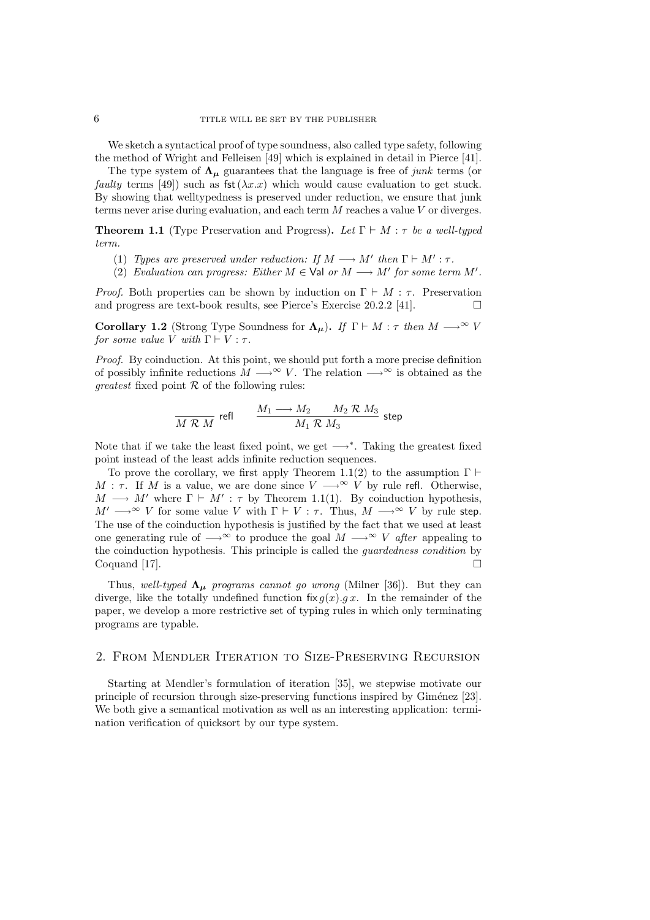We sketch a syntactical proof of type soundness, also called type safety, following the method of Wright and Felleisen [49] which is explained in detail in Pierce [41].

The type system of $\boldsymbol{\Lambda_\mu}$ guarantees that the language is free of *junk* terms (or *faulty* terms [49]) such as $\mathsf{fst}\,(\lambda x.x)$ which would cause evaluation to get stuck. By showing that welltypedness is preserved under reduction, we ensure that junk terms never arise during evaluation, and each term $M$ reaches a value $V$ or diverges.

**Theorem 1.1** (Type Preservation and Progress)**.** *Let $\Gamma \vdash M : \tau$ be a well-typed term.*

1. *Types are preserved under reduction: If $M \longrightarrow M'$ then $\Gamma \vdash M' : \tau$.*
2. *Evaluation can progress: Either $M \in \mathsf{Val}$ or $M \longrightarrow M'$ for some term $M'$.*

*Proof.* Both properties can be shown by induction on $\Gamma \vdash M : \tau$. Preservation and progress are text-book results, see Pierce's Exercise 20.2.2 [41]. □

**Corollary 1.2** (Strong Type Soundness for $\boldsymbol{\Lambda_\mu}$)**.** *If $\Gamma \vdash M : \tau$ then $M \longrightarrow^\infty V$ for some value $V$ with $\Gamma \vdash V : \tau$.*

*Proof.* By coinduction. At this point, we should put forth a more precise definition of possibly infinite reductions $M \longrightarrow^\infty V$. The relation $\longrightarrow^\infty$ is obtained as the *greatest* fixed point $\mathcal{R}$ of the following rules:

$$\frac{}{M \;\mathcal{R}\; M}\;\mathsf{refl} \qquad \frac{M_1 \longrightarrow M_2 \qquad M_2 \;\mathcal{R}\; M_3}{M_1 \;\mathcal{R}\; M_3}\;\mathsf{step}$$

Note that if we take the least fixed point, we get $\longrightarrow^*$. Taking the greatest fixed point instead of the least adds infinite reduction sequences.

To prove the corollary, we first apply Theorem 1.1(2) to the assumption $\Gamma \vdash M : \tau$. If $M$ is a value, we are done since $V \longrightarrow^\infty V$ by rule $\mathsf{refl}$. Otherwise, $M \longrightarrow M'$ where $\Gamma \vdash M' : \tau$ by Theorem 1.1(1). By coinduction hypothesis, $M' \longrightarrow^\infty V$ for some value $V$ with $\Gamma \vdash V : \tau$. Thus, $M \longrightarrow^\infty V$ by rule $\mathsf{step}$. The use of the coinduction hypothesis is justified by the fact that we used at least one generating rule of $\longrightarrow^\infty$ to produce the goal $M \longrightarrow^\infty V$ *after* appealing to the coinduction hypothesis. This principle is called the *guardedness condition* by Coquand [17]. □

Thus, *well-typed $\boldsymbol{\Lambda_\mu}$ programs cannot go wrong* (Milner [36]). But they can diverge, like the totally undefined function $\mathsf{fix}\,g(x).g\,x$. In the remainder of the paper, we develop a more restrictive set of typing rules in which only terminating programs are typable.

## 2. From Mendler Iteration to Size-Preserving Recursion

Starting at Mendler's formulation of iteration [35], we stepwise motivate our principle of recursion through size-preserving functions inspired by Giménez [23]. We both give a semantical motivation as well as an interesting application: termination verification of quicksort by our type system.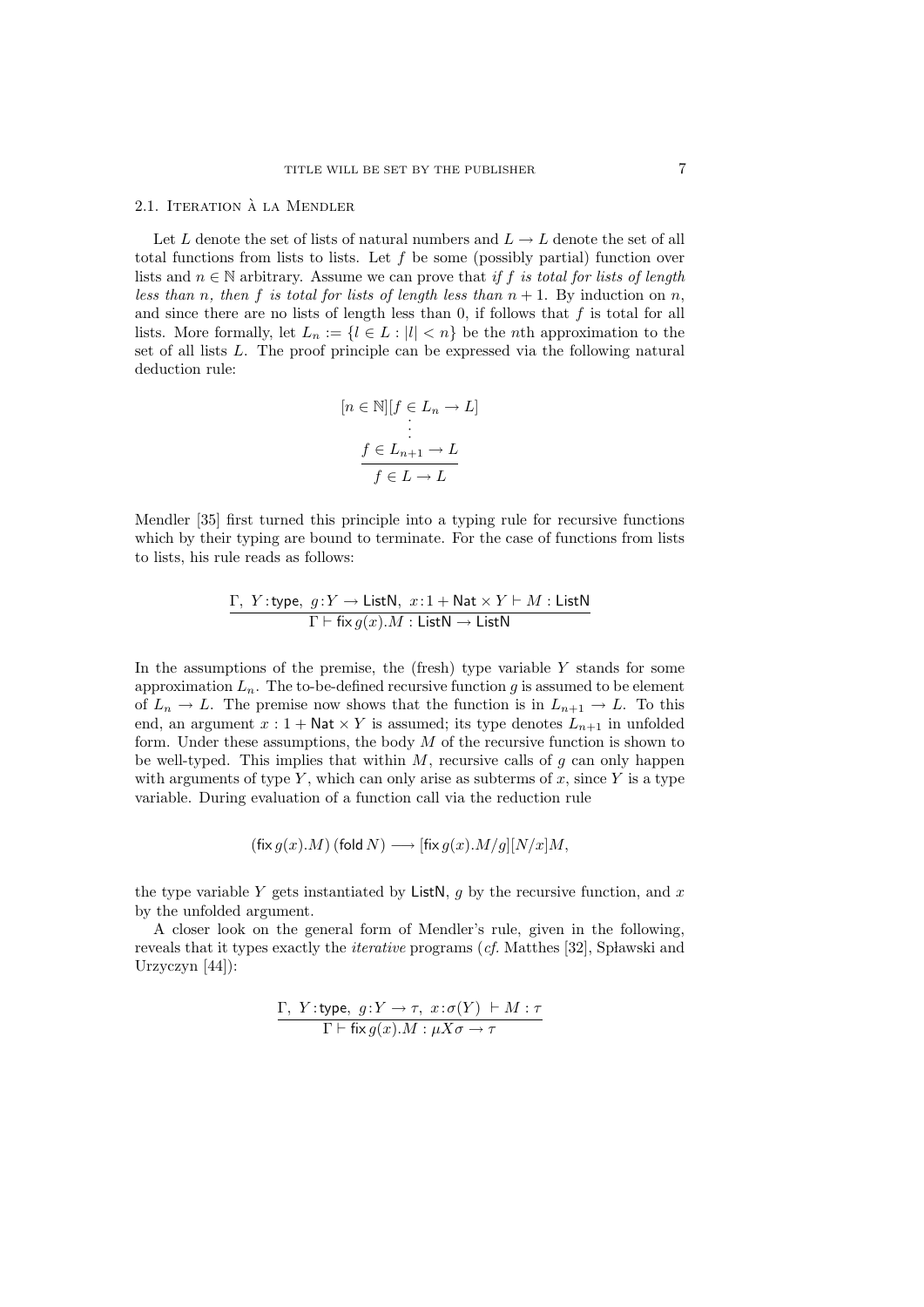## 2.1. Iteration à la Mendler

Let $L$ denote the set of lists of natural numbers and $L \to L$ denote the set of all total functions from lists to lists. Let $f$ be some (possibly partial) function over lists and $n \in \mathbb{N}$ arbitrary. Assume we can prove that *if $f$ is total for lists of length less than $n$, then $f$ is total for lists of length less than $n+1$*. By induction on $n$, and since there are no lists of length less than 0, if follows that $f$ is total for all lists. More formally, let $L_n := \{l \in L : |l| < n\}$ be the $n$th approximation to the set of all lists $L$. The proof principle can be expressed via the following natural deduction rule:

$$\frac{\begin{array}{c}[n \in \mathbb{N}][f \in L_n \to L] \\ \vdots \\ f \in L_{n+1} \to L\end{array}}{f \in L \to L}$$

Mendler [35] first turned this principle into a typing rule for recursive functions which by their typing are bound to terminate. For the case of functions from lists to lists, his rule reads as follows:

$$\frac{\Gamma,\ Y\!:\!\mathsf{type},\ g\!:\!Y \to \mathsf{ListN},\ x\!:\!1 + \mathsf{Nat} \times Y \vdash M : \mathsf{ListN}}{\Gamma \vdash \mathsf{fix}\, g(x).M : \mathsf{ListN} \to \mathsf{ListN}}$$

In the assumptions of the premise, the (fresh) type variable $Y$ stands for some approximation $L_n$. The to-be-defined recursive function $g$ is assumed to be element of $L_n \to L$. The premise now shows that the function is in $L_{n+1} \to L$. To this end, an argument $x : 1 + \mathsf{Nat} \times Y$ is assumed; its type denotes $L_{n+1}$ in unfolded form. Under these assumptions, the body $M$ of the recursive function is shown to be well-typed. This implies that within $M$, recursive calls of $g$ can only happen with arguments of type $Y$, which can only arise as subterms of $x$, since $Y$ is a type variable. During evaluation of a function call via the reduction rule

$$(\mathsf{fix}\, g(x).M)\, (\mathsf{fold}\, N) \longrightarrow [\mathsf{fix}\, g(x).M/g][N/x]M,$$

the type variable $Y$ gets instantiated by $\mathsf{ListN}$, $g$ by the recursive function, and $x$ by the unfolded argument.

A closer look on the general form of Mendler's rule, given in the following, reveals that it types exactly the *iterative* programs (*cf.* Matthes [32], Spławski and Urzyczyn [44]):

$$\frac{\Gamma,\ Y\!:\!\mathsf{type},\ g\!:\!Y \to \tau,\ x\!:\!\sigma(Y)\ \vdash M : \tau}{\Gamma \vdash \mathsf{fix}\, g(x).M : \mu X \sigma \to \tau}$$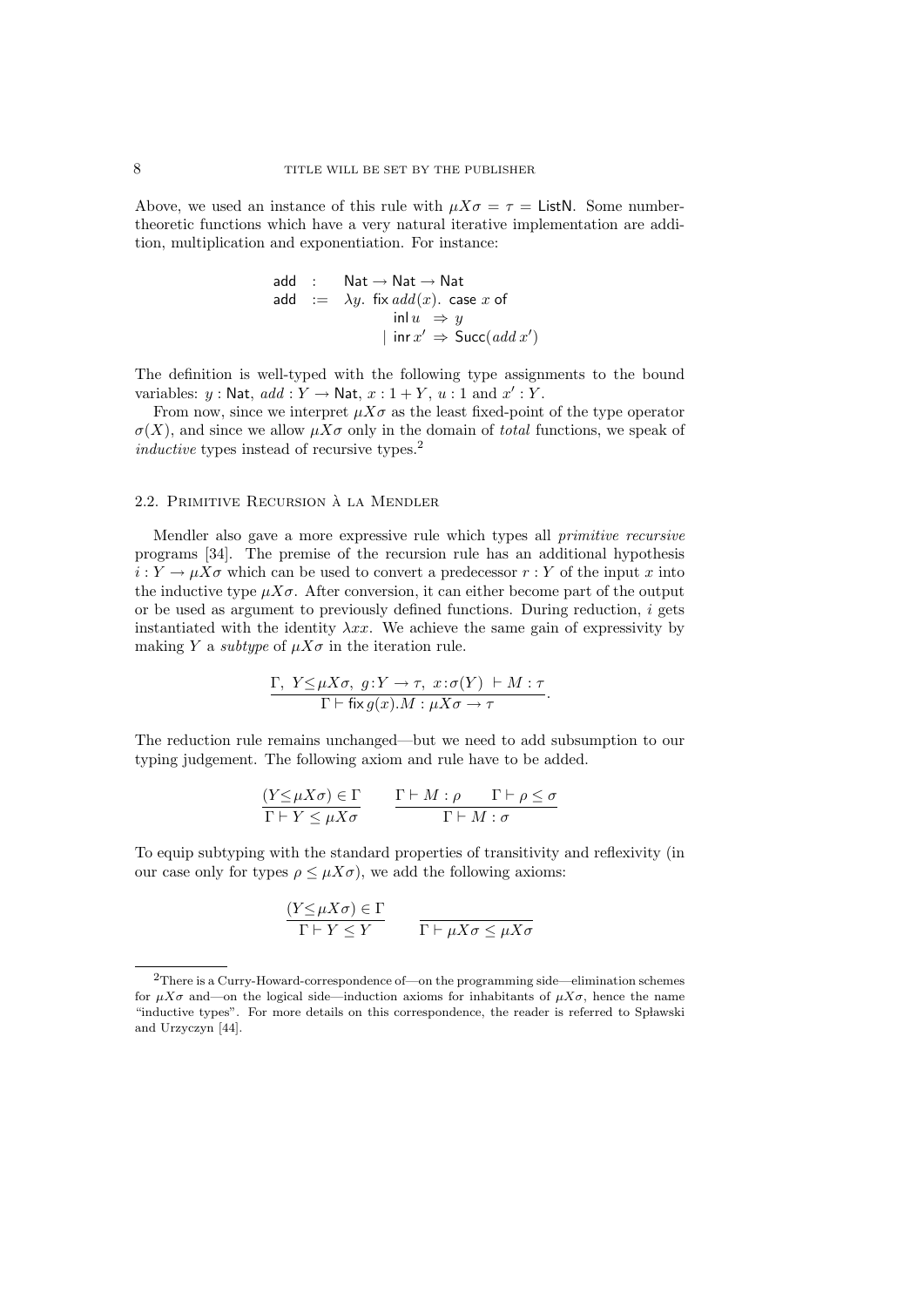Above, we used an instance of this rule with $\mu X\sigma = \tau = \mathsf{ListN}$. Some number-theoretic functions which have a very natural iterative implementation are addition, multiplication and exponentiation. For instance:

$$\begin{array}{lll}
\mathsf{add} & : & \mathsf{Nat} \to \mathsf{Nat} \to \mathsf{Nat} \\
\mathsf{add} & := & \lambda y.\ \mathsf{fix}\, add(x).\ \mathsf{case}\ x\ \mathsf{of} \\
& & \qquad \mathsf{inl}\, u \ \Rightarrow y \\
& & \qquad \mid \mathsf{inr}\, x' \Rightarrow \mathsf{Succ}(add\, x')
\end{array}$$

The definition is well-typed with the following type assignments to the bound variables: $y : \mathsf{Nat}$, $add : Y \to \mathsf{Nat}$, $x : 1 + Y$, $u : 1$ and $x' : Y$.

From now, since we interpret $\mu X\sigma$ as the least fixed-point of the type operator $\sigma(X)$, and since we allow $\mu X\sigma$ only in the domain of *total* functions, we speak of *inductive* types instead of recursive types.[2]

## 2.2. Primitive Recursion à la Mendler

Mendler also gave a more expressive rule which types all *primitive recursive* programs [34]. The premise of the recursion rule has an additional hypothesis $i : Y \to \mu X\sigma$ which can be used to convert a predecessor $r : Y$ of the input $x$ into the inductive type $\mu X\sigma$. After conversion, it can either become part of the output or be used as argument to previously defined functions. During reduction, $i$ gets instantiated with the identity $\lambda xx$. We achieve the same gain of expressivity by making $Y$ a *subtype* of $\mu X\sigma$ in the iteration rule.

$$\frac{\Gamma,\ Y \leq \mu X\sigma,\ g : Y \to \tau,\ x : \sigma(Y)\ \vdash M : \tau}{\Gamma \vdash \mathsf{fix}\, g(x).M : \mu X\sigma \to \tau}.$$

The reduction rule remains unchanged—but we need to add subsumption to our typing judgement. The following axiom and rule have to be added.

$$\frac{(Y \leq \mu X\sigma) \in \Gamma}{\Gamma \vdash Y \leq \mu X\sigma} \qquad \frac{\Gamma \vdash M : \rho \qquad \Gamma \vdash \rho \leq \sigma}{\Gamma \vdash M : \sigma}$$

To equip subtyping with the standard properties of transitivity and reflexivity (in our case only for types $\rho \leq \mu X\sigma$), we add the following axioms:

$$\frac{(Y \leq \mu X\sigma) \in \Gamma}{\Gamma \vdash Y \leq Y} \qquad \frac{}{\Gamma \vdash \mu X\sigma \leq \mu X\sigma}$$

---

[2] There is a Curry-Howard-correspondence of—on the programming side—elimination schemes for $\mu X\sigma$ and—on the logical side—induction axioms for inhabitants of $\mu X\sigma$, hence the name "inductive types". For more details on this correspondence, the reader is referred to Spławski and Urzyczyn [44].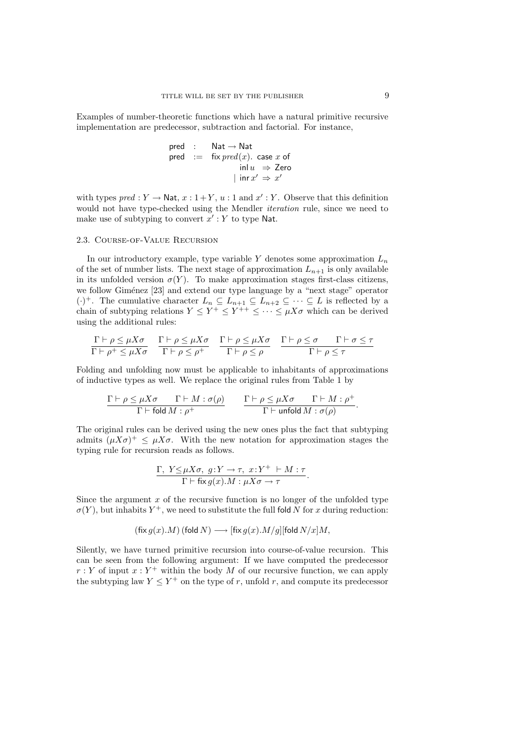Examples of number-theoretic functions which have a natural primitive recursive implementation are predecessor, subtraction and factorial. For instance,

$$
\begin{array}{lll}
\mathsf{pred} & : & \mathsf{Nat} \to \mathsf{Nat} \\
\mathsf{pred} & := & \mathsf{fix}\, \mathit{pred}(x).\ \mathsf{case}\ x\ \mathsf{of} \\
 & & \quad \mathsf{inl}\, u \ \Rightarrow \mathsf{Zero} \\
 & & \ \mid \mathsf{inr}\, x' \Rightarrow x'
\end{array}
$$

with types $pred : Y \to \mathsf{Nat}$, $x : 1+Y$, $u : 1$ and $x' : Y$. Observe that this definition would not have type-checked using the Mendler *iteration* rule, since we need to make use of subtyping to convert $x' : Y$ to type $\mathsf{Nat}$.

### 2.3. Course-of-Value Recursion

In our introductory example, type variable $Y$ denotes some approximation $L_n$ of the set of number lists. The next stage of approximation $L_{n+1}$ is only available in its unfolded version $\sigma(Y)$. To make approximation stages first-class citizens, we follow Giménez [23] and extend our type language by a "next stage" operator $(\cdot)^+$. The cumulative character $L_n \subseteq L_{n+1} \subseteq L_{n+2} \subseteq \cdots \subseteq L$ is reflected by a chain of subtyping relations $Y \leq Y^+ \leq Y^{++} \leq \cdots \leq \mu X \sigma$ which can be derived using the additional rules:

$$
\frac{\Gamma \vdash \rho \leq \mu X \sigma}{\Gamma \vdash \rho^+ \leq \mu X \sigma} \quad
\frac{\Gamma \vdash \rho \leq \mu X \sigma}{\Gamma \vdash \rho \leq \rho^+} \quad
\frac{\Gamma \vdash \rho \leq \mu X \sigma}{\Gamma \vdash \rho \leq \rho} \quad
\frac{\Gamma \vdash \rho \leq \sigma \qquad \Gamma \vdash \sigma \leq \tau}{\Gamma \vdash \rho \leq \tau}
$$

Folding and unfolding now must be applicable to inhabitants of approximations of inductive types as well. We replace the original rules from Table 1 by

$$
\frac{\Gamma \vdash \rho \leq \mu X \sigma \qquad \Gamma \vdash M : \sigma(\rho)}{\Gamma \vdash \mathsf{fold}\, M : \rho^+} \qquad
\frac{\Gamma \vdash \rho \leq \mu X \sigma \qquad \Gamma \vdash M : \rho^+}{\Gamma \vdash \mathsf{unfold}\, M : \sigma(\rho)}.
$$

The original rules can be derived using the new ones plus the fact that subtyping admits $(\mu X \sigma)^+ \leq \mu X \sigma$. With the new notation for approximation stages the typing rule for recursion reads as follows.

$$
\frac{\Gamma,\ Y \leq \mu X \sigma,\ g : Y \to \tau,\ x : Y^+ \ \vdash M : \tau}{\Gamma \vdash \mathsf{fix}\, g(x).M : \mu X \sigma \to \tau}.
$$

Since the argument $x$ of the recursive function is no longer of the unfolded type $\sigma(Y)$, but inhabits $Y^+$, we need to substitute the full $\mathsf{fold}\, N$ for $x$ during reduction:

$$
(\mathsf{fix}\, g(x).M)\, (\mathsf{fold}\, N) \longrightarrow [\mathsf{fix}\, g(x).M/g][\mathsf{fold}\, N/x]M,
$$

Silently, we have turned primitive recursion into course-of-value recursion. This can be seen from the following argument: If we have computed the predecessor $r : Y$ of input $x : Y^+$ within the body $M$ of our recursive function, we can apply the subtyping law $Y \leq Y^+$ on the type of $r$, unfold $r$, and compute its predecessor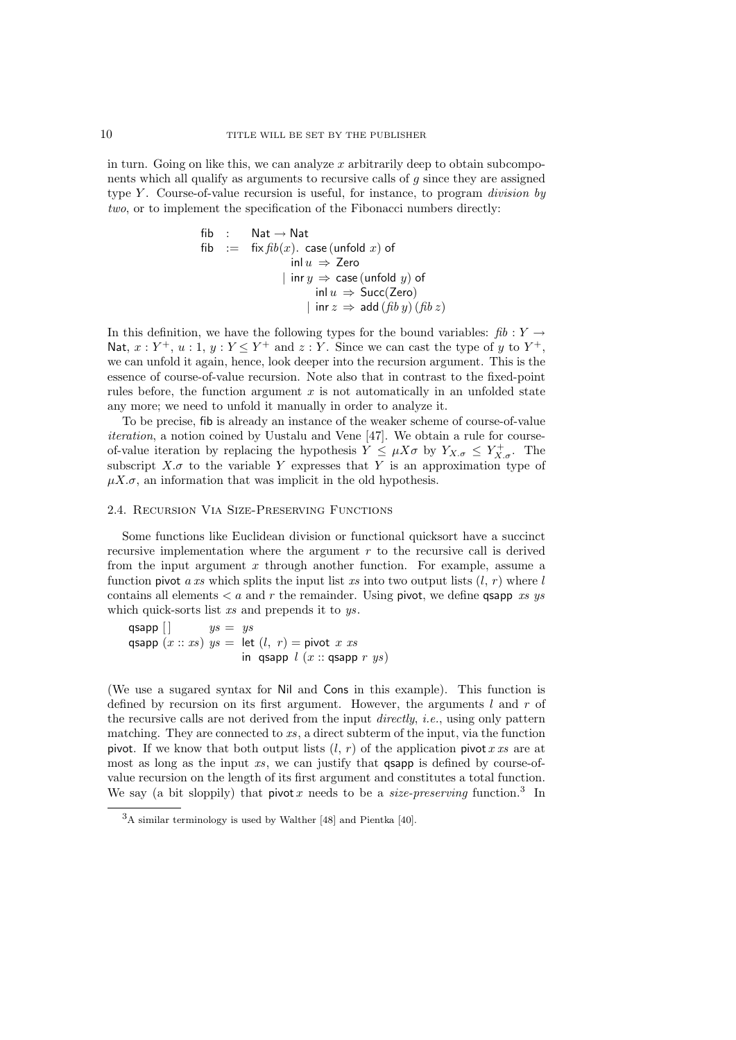in turn. Going on like this, we can analyze $x$ arbitrarily deep to obtain subcomponents which all qualify as arguments to recursive calls of $g$ since they are assigned type $Y$. Course-of-value recursion is useful, for instance, to program *division by two*, or to implement the specification of the Fibonacci numbers directly:

$$
\begin{array}{lll}
\mathsf{fib} & : & \mathsf{Nat} \to \mathsf{Nat} \\
\mathsf{fib} & := & \mathsf{fix}\, \mathit{fib}(x).\ \mathsf{case}\,(\mathsf{unfold}\ x)\ \mathsf{of} \\
& & \qquad \mathsf{inl}\, u \ \Rightarrow\ \mathsf{Zero} \\
& & \qquad \mid\ \mathsf{inr}\, y \ \Rightarrow\ \mathsf{case}\,(\mathsf{unfold}\ y)\ \mathsf{of} \\
& & \qquad\qquad \mathsf{inl}\, u \ \Rightarrow\ \mathsf{Succ}(\mathsf{Zero}) \\
& & \qquad\qquad \mid\ \mathsf{inr}\, z \ \Rightarrow\ \mathsf{add}\,(\mathit{fib}\ y)\,(\mathit{fib}\ z)
\end{array}
$$

In this definition, we have the following types for the bound variables: $\mathit{fib} : Y \to \mathsf{Nat}$, $x : Y^+$, $u : 1$, $y : Y \leq Y^+$ and $z : Y$. Since we can cast the type of $y$ to $Y^+$, we can unfold it again, hence, look deeper into the recursion argument. This is the essence of course-of-value recursion. Note also that in contrast to the fixed-point rules before, the function argument $x$ is not automatically in an unfolded state any more; we need to unfold it manually in order to analyze it.

To be precise, fib is already an instance of the weaker scheme of course-of-value *iteration*, a notion coined by Uustalu and Vene [47]. We obtain a rule for course-of-value iteration by replacing the hypothesis $Y \leq \mu X \sigma$ by $Y_{X.\sigma} \leq Y^+_{X.\sigma}$. The subscript $X.\sigma$ to the variable $Y$ expresses that $Y$ is an approximation type of $\mu X.\sigma$, an information that was implicit in the old hypothesis.

### 2.4. Recursion Via Size-Preserving Functions

Some functions like Euclidean division or functional quicksort have a succinct recursive implementation where the argument $r$ to the recursive call is derived from the input argument $x$ through another function. For example, assume a function pivot $a\ xs$ which splits the input list $xs$ into two output lists $(l,\ r)$ where $l$ contains all elements $< a$ and $r$ the remainder. Using pivot, we define qsapp $xs\ ys$ which quick-sorts list $xs$ and prepends it to $ys$.

```
qsapp []        ys = ys
qsapp (x :: xs) ys = let (l, r) = pivot x xs
                     in  qsapp l (x :: qsapp r ys)
```

(We use a sugared syntax for Nil and Cons in this example). This function is defined by recursion on its first argument. However, the arguments $l$ and $r$ of the recursive calls are not derived from the input *directly*, *i.e.*, using only pattern matching. They are connected to $xs$, a direct subterm of the input, via the function pivot. If we know that both output lists $(l,\ r)$ of the application pivot $x\ xs$ are at most as long as the input $xs$, we can justify that qsapp is defined by course-of-value recursion on the length of its first argument and constitutes a total function. We say (a bit sloppily) that pivot $x$ needs to be a *size-preserving* function.[3] In

[3] A similar terminology is used by Walther [48] and Pientka [40].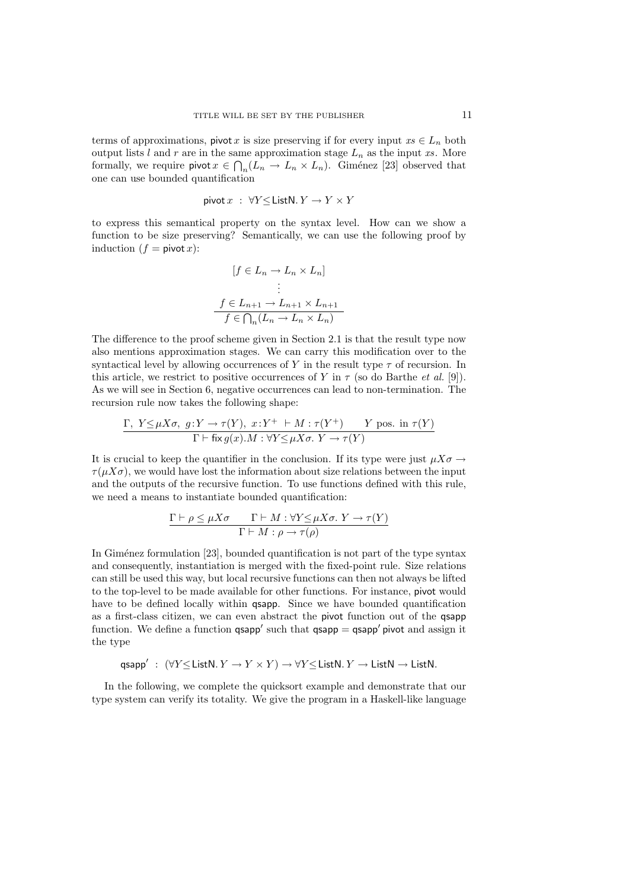terms of approximations, $\mathsf{pivot}\,x$ is size preserving if for every input $xs \in L_n$ both output lists $l$ and $r$ are in the same approximation stage $L_n$ as the input $xs$. More formally, we require $\mathsf{pivot}\,x \in \bigcap_n (L_n \to L_n \times L_n)$. Giménez [23] observed that one can use bounded quantification

$$\mathsf{pivot}\,x \;:\; \forall Y{\leq}\mathsf{ListN}.\, Y \to Y \times Y$$

to express this semantical property on the syntax level. How can we show a function to be size preserving? Semantically, we can use the following proof by induction ($f = \mathsf{pivot}\,x$):

$$\frac{\begin{array}{c}[f \in L_n \to L_n \times L_n]\\ \vdots \\ f \in L_{n+1} \to L_{n+1} \times L_{n+1}\end{array}}{f \in \bigcap_n (L_n \to L_n \times L_n)}$$

The difference to the proof scheme given in Section 2.1 is that the result type now also mentions approximation stages. We can carry this modification over to the syntactical level by allowing occurrences of $Y$ in the result type $\tau$ of recursion. In this article, we restrict to positive occurrences of $Y$ in $\tau$ (so do Barthe *et al.* [9]). As we will see in Section 6, negative occurrences can lead to non-termination. The recursion rule now takes the following shape:

$$\frac{\Gamma,\ Y{\leq}\mu X\sigma,\ g{:}Y \to \tau(Y),\ x{:}Y^+ \vdash M : \tau(Y^+) \qquad Y \text{ pos. in } \tau(Y)}{\Gamma \vdash \mathsf{fix}\, g(x).M : \forall Y{\leq}\mu X\sigma.\ Y \to \tau(Y)}$$

It is crucial to keep the quantifier in the conclusion. If its type were just $\mu X\sigma \to \tau(\mu X\sigma)$, we would have lost the information about size relations between the input and the outputs of the recursive function. To use functions defined with this rule, we need a means to instantiate bounded quantification:

$$\frac{\Gamma \vdash \rho \leq \mu X\sigma \qquad \Gamma \vdash M : \forall Y{\leq}\mu X\sigma.\ Y \to \tau(Y)}{\Gamma \vdash M : \rho \to \tau(\rho)}$$

In Giménez formulation [23], bounded quantification is not part of the type syntax and consequently, instantiation is merged with the fixed-point rule. Size relations can still be used this way, but local recursive functions can then not always be lifted to the top-level to be made available for other functions. For instance, $\mathsf{pivot}$ would have to be defined locally within $\mathsf{qsapp}$. Since we have bounded quantification as a first-class citizen, we can even abstract the $\mathsf{pivot}$ function out of the $\mathsf{qsapp}$ function. We define a function $\mathsf{qsapp}'$ such that $\mathsf{qsapp} = \mathsf{qsapp}'\,\mathsf{pivot}$ and assign it the type

$$\mathsf{qsapp}' \;:\; (\forall Y{\leq}\mathsf{ListN}.\, Y \to Y \times Y) \to \forall Y{\leq}\mathsf{ListN}.\, Y \to \mathsf{ListN} \to \mathsf{ListN}.$$

In the following, we complete the quicksort example and demonstrate that our type system can verify its totality. We give the program in a Haskell-like language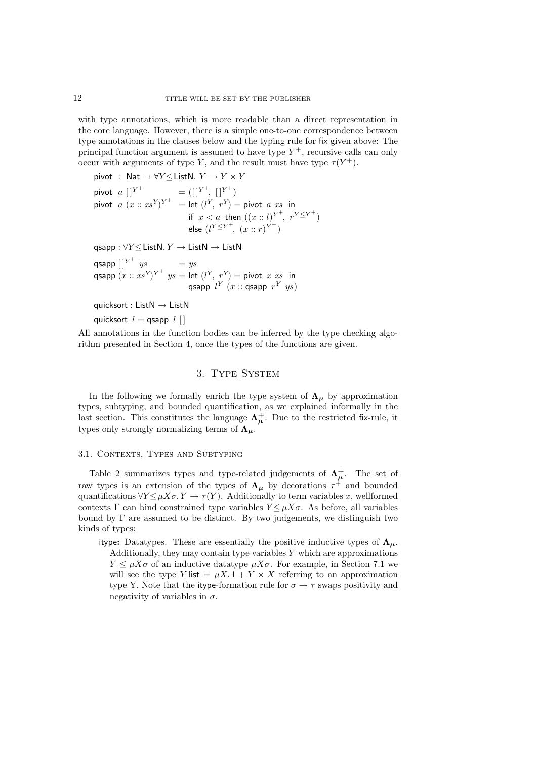with type annotations, which is more readable than a direct representation in the core language. However, there is a simple one-to-one correspondence between type annotations in the clauses below and the typing rule for fix given above: The principal function argument is assumed to have type $Y^+$, recursive calls can only occur with arguments of type $Y$, and the result must have type $\tau(Y^+)$.

$$\mathsf{pivot} \ : \ \mathsf{Nat} \to \forall Y \leq \mathsf{ListN}.\ Y \to Y \times Y$$

$$\begin{aligned}
&\mathsf{pivot}\ \ a\ []^{Y^+} &&= ([]^{Y^+},\ []^{Y^+}) \\
&\mathsf{pivot}\ \ a\ (x :: xs^{Y})^{Y^+} &&= \mathsf{let}\ (l^{Y},\ r^{Y}) = \mathsf{pivot}\ a\ xs\ \ \mathsf{in} \\
& && \quad\ \mathsf{if}\ \ x < a\ \ \mathsf{then}\ ((x :: l)^{Y^+},\ r^{Y \leq Y^+}) \\
& && \quad\ \mathsf{else}\ (l^{Y \leq Y^+},\ (x :: r)^{Y^+})
\end{aligned}$$

$$\mathsf{qsapp} : \forall Y \leq \mathsf{ListN}.\ Y \to \mathsf{ListN} \to \mathsf{ListN}$$

$$\begin{aligned}
&\mathsf{qsapp}\ []^{Y^+}\ \ ys &&= ys \\
&\mathsf{qsapp}\ (x :: xs^{Y})^{Y^+}\ \ ys &&= \mathsf{let}\ (l^{Y},\ r^{Y}) = \mathsf{pivot}\ x\ xs\ \ \mathsf{in} \\
& && \quad\ \mathsf{qsapp}\ \ l^{Y}\ \ (x :: \mathsf{qsapp}\ \ r^{Y}\ \ ys)
\end{aligned}$$

$$\mathsf{quicksort} : \mathsf{ListN} \to \mathsf{ListN}$$

$$\mathsf{quicksort}\ \ l = \mathsf{qsapp}\ \ l\ []$$

All annotations in the function bodies can be inferred by the type checking algorithm presented in Section 4, once the types of the functions are given.

## 3. Type System

In the following we formally enrich the type system of $\mathbf{\Lambda_\mu}$ by approximation types, subtyping, and bounded quantification, as we explained informally in the last section. This constitutes the language $\mathbf{\Lambda^+_\mu}$. Due to the restricted fix-rule, it types only strongly normalizing terms of $\mathbf{\Lambda_\mu}$.

### 3.1. Contexts, Types and Subtyping

Table 2 summarizes types and type-related judgements of $\mathbf{\Lambda^+_\mu}$. The set of raw types is an extension of the types of $\mathbf{\Lambda_\mu}$ by decorations $\tau^+$ and bounded quantifications $\forall Y \leq \mu X \sigma.\ Y \to \tau(Y)$. Additionally to term variables $x$, wellformed contexts $\Gamma$ can bind constrained type variables $Y \leq \mu X \sigma$. As before, all variables bound by $\Gamma$ are assumed to be distinct. By two judgements, we distinguish two kinds of types:

**itype:** Datatypes. These are essentially the positive inductive types of $\mathbf{\Lambda_\mu}$. Additionally, they may contain type variables $Y$ which are approximations $Y \leq \mu X \sigma$ of an inductive datatype $\mu X \sigma$. For example, in Section 7.1 we will see the type $Y\,\mathsf{list} = \mu X.\, 1 + Y \times X$ referring to an approximation type Y. Note that the itype-formation rule for $\sigma \to \tau$ swaps positivity and negativity of variables in $\sigma$.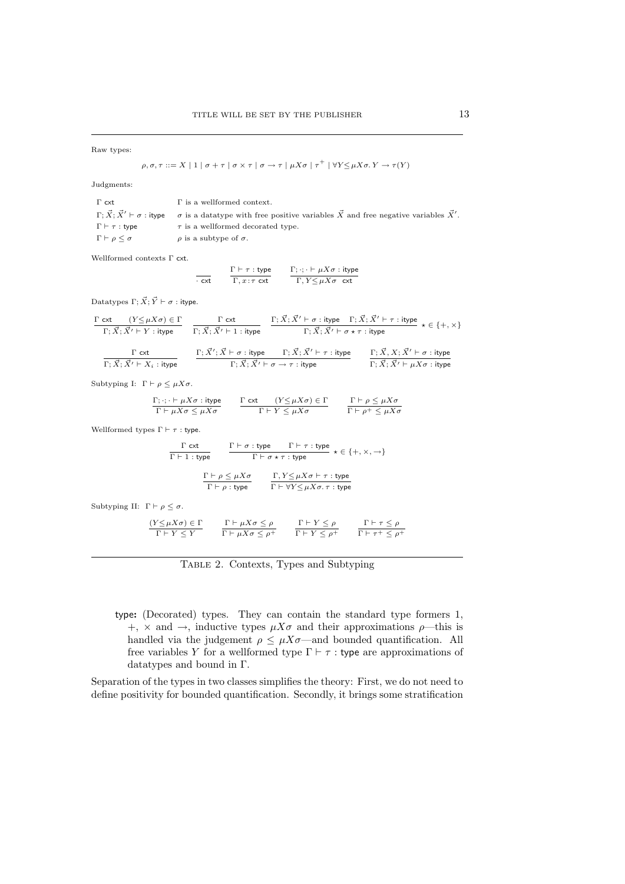Raw types:

$$\rho, \sigma, \tau ::= X \mid 1 \mid \sigma + \tau \mid \sigma \times \tau \mid \sigma \to \tau \mid \mu X \sigma \mid \tau^{+} \mid \forall Y {\leq} \mu X \sigma.\, Y \to \tau(Y)$$

Judgments:

| | |
|---|---|
| $\Gamma\ \mathsf{cxt}$ | $\Gamma$ is a wellformed context. |
| $\Gamma; \vec{X}; \vec{X}' \vdash \sigma : \mathsf{itype}$ | $\sigma$ is a datatype with free positive variables $\vec{X}$ and free negative variables $\vec{X}'$. |
| $\Gamma \vdash \tau : \mathsf{type}$ | $\tau$ is a wellformed decorated type. |
| $\Gamma \vdash \rho \leq \sigma$ | $\rho$ is a subtype of $\sigma$. |

Wellformed contexts $\Gamma\ \mathsf{cxt}$.

$$\frac{}{\cdot\ \mathsf{cxt}} \qquad \frac{\Gamma \vdash \tau : \mathsf{type}}{\Gamma, x{:}\tau\ \mathsf{cxt}} \qquad \frac{\Gamma; \cdot; \cdot \vdash \mu X \sigma : \mathsf{itype}}{\Gamma, Y {\leq} \mu X \sigma\ \ \mathsf{cxt}}$$

Datatypes $\Gamma; \vec{X}; \vec{Y} \vdash \sigma : \mathsf{itype}$.

$$\frac{\Gamma\ \mathsf{cxt} \qquad (Y {\leq} \mu X \sigma) \in \Gamma}{\Gamma; \vec{X}; \vec{X}' \vdash Y : \mathsf{itype}} \qquad \frac{\Gamma\ \mathsf{cxt}}{\Gamma; \vec{X}; \vec{X}' \vdash 1 : \mathsf{itype}} \qquad \frac{\Gamma; \vec{X}; \vec{X}' \vdash \sigma : \mathsf{itype} \quad \Gamma; \vec{X}; \vec{X}' \vdash \tau : \mathsf{itype}}{\Gamma; \vec{X}; \vec{X}' \vdash \sigma \star \tau : \mathsf{itype}}\ \star \in \{+, \times\}$$

$$\frac{\Gamma\ \mathsf{cxt}}{\Gamma; \vec{X}; \vec{X}' \vdash X_i : \mathsf{itype}} \qquad \frac{\Gamma; \vec{X}'; \vec{X} \vdash \sigma : \mathsf{itype} \qquad \Gamma; \vec{X}; \vec{X}' \vdash \tau : \mathsf{itype}}{\Gamma; \vec{X}; \vec{X}' \vdash \sigma \to \tau : \mathsf{itype}} \qquad \frac{\Gamma; \vec{X}, X; \vec{X}' \vdash \sigma : \mathsf{itype}}{\Gamma; \vec{X}; \vec{X}' \vdash \mu X \sigma : \mathsf{itype}}$$

Subtyping I: $\Gamma \vdash \rho \leq \mu X \sigma$.

$$\frac{\Gamma; \cdot; \cdot \vdash \mu X \sigma : \mathsf{itype}}{\Gamma \vdash \mu X \sigma \leq \mu X \sigma} \qquad \frac{\Gamma\ \mathsf{cxt} \qquad (Y {\leq} \mu X \sigma) \in \Gamma}{\Gamma \vdash Y \leq \mu X \sigma} \qquad \frac{\Gamma \vdash \rho \leq \mu X \sigma}{\Gamma \vdash \rho^{+} \leq \mu X \sigma}$$

Wellformed types $\Gamma \vdash \tau : \mathsf{type}$.

$$\frac{\Gamma\ \mathsf{cxt}}{\Gamma \vdash 1 : \mathsf{type}} \qquad \frac{\Gamma \vdash \sigma : \mathsf{type} \qquad \Gamma \vdash \tau : \mathsf{type}}{\Gamma \vdash \sigma \star \tau : \mathsf{type}}\ \star \in \{+, \times, \to\}$$

$$\frac{\Gamma \vdash \rho \leq \mu X \sigma}{\Gamma \vdash \rho : \mathsf{type}} \qquad \frac{\Gamma, Y {\leq} \mu X \sigma \vdash \tau : \mathsf{type}}{\Gamma \vdash \forall Y {\leq} \mu X \sigma.\, \tau : \mathsf{type}}$$

Subtyping II: $\Gamma \vdash \rho \leq \sigma$.

$$\frac{(Y {\leq} \mu X \sigma) \in \Gamma}{\Gamma \vdash Y \leq Y} \qquad \frac{\Gamma \vdash \mu X \sigma \leq \rho}{\Gamma \vdash \mu X \sigma \leq \rho^{+}} \qquad \frac{\Gamma \vdash Y \leq \rho}{\Gamma \vdash Y \leq \rho^{+}} \qquad \frac{\Gamma \vdash \tau \leq \rho}{\Gamma \vdash \tau^{+} \leq \rho^{+}}$$

Table 2. Contexts, Types and Subtyping

- **type:** (Decorated) types. They can contain the standard type formers 1, $+$, $\times$ and $\to$, inductive types $\mu X \sigma$ and their approximations $\rho$—this is handled via the judgement $\rho \leq \mu X \sigma$—and bounded quantification. All free variables $Y$ for a wellformed type $\Gamma \vdash \tau : \mathsf{type}$ are approximations of datatypes and bound in $\Gamma$.

Separation of the types in two classes simplifies the theory: First, we do not need to define positivity for bounded quantification. Secondly, it brings some stratification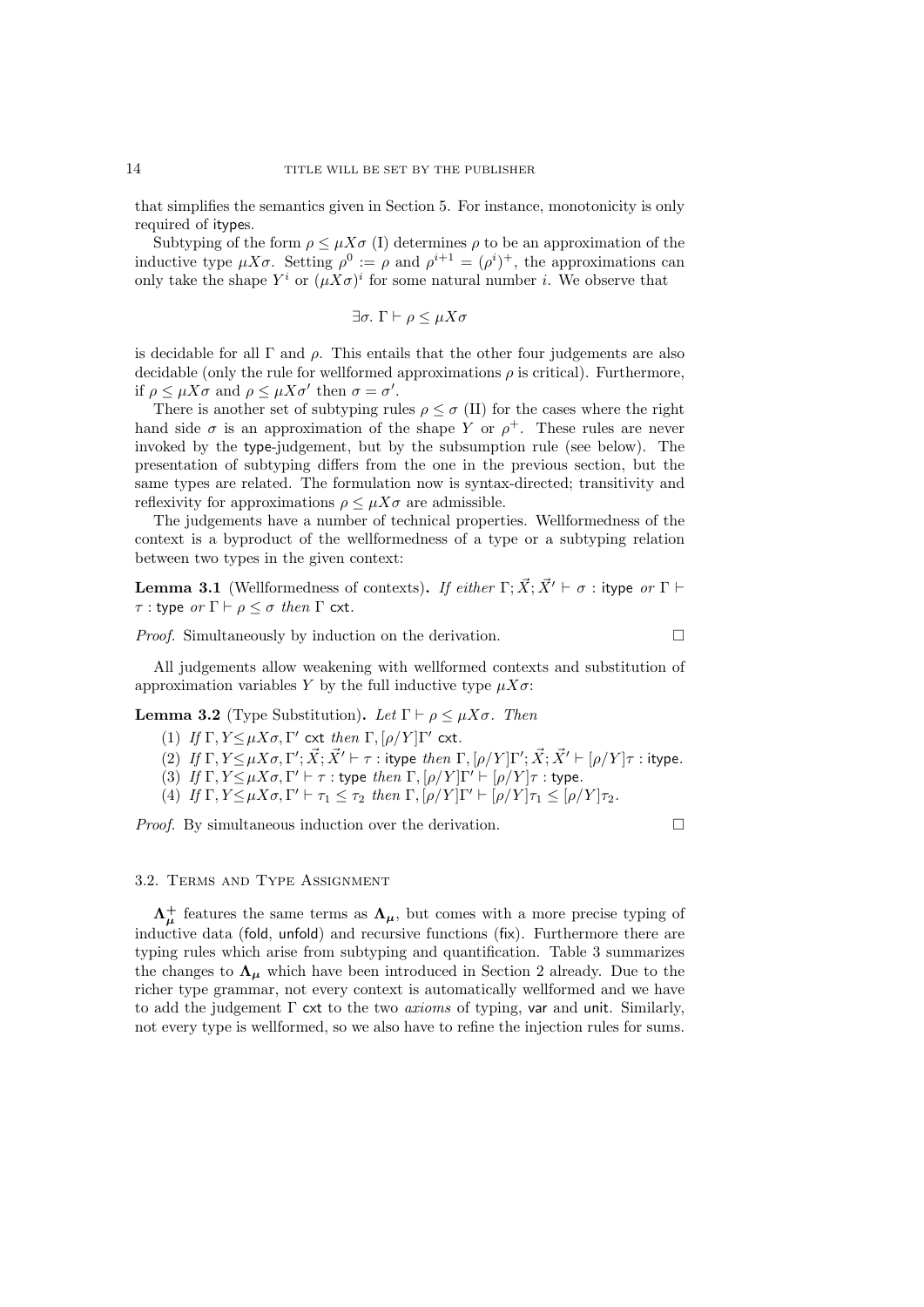that simplifies the semantics given in Section 5. For instance, monotonicity is only required of itypes.

Subtyping of the form $\rho \leq \mu X\sigma$ (I) determines $\rho$ to be an approximation of the inductive type $\mu X\sigma$. Setting $\rho^0 := \rho$ and $\rho^{i+1} = (\rho^i)^+$, the approximations can only take the shape $Y^i$ or $(\mu X\sigma)^i$ for some natural number $i$. We observe that

$$\exists\sigma.\ \Gamma \vdash \rho \leq \mu X\sigma$$

is decidable for all $\Gamma$ and $\rho$. This entails that the other four judgements are also decidable (only the rule for wellformed approximations $\rho$ is critical). Furthermore, if $\rho \leq \mu X\sigma$ and $\rho \leq \mu X\sigma'$ then $\sigma = \sigma'$.

There is another set of subtyping rules $\rho \leq \sigma$ (II) for the cases where the right hand side $\sigma$ is an approximation of the shape $Y$ or $\rho^+$. These rules are never invoked by the type-judgement, but by the subsumption rule (see below). The presentation of subtyping differs from the one in the previous section, but the same types are related. The formulation now is syntax-directed; transitivity and reflexivity for approximations $\rho \leq \mu X\sigma$ are admissible.

The judgements have a number of technical properties. Wellformedness of the context is a byproduct of the wellformedness of a type or a subtyping relation between two types in the given context:

**Lemma 3.1** (Wellformedness of contexts)**.** *If either* $\Gamma; \vec{X}; \vec{X}' \vdash \sigma : \mathsf{itype}$ *or* $\Gamma \vdash \tau : \mathsf{type}$ *or* $\Gamma \vdash \rho \leq \sigma$ *then* $\Gamma$ $\mathsf{cxt}$.

*Proof.* Simultaneously by induction on the derivation. □

All judgements allow weakening with wellformed contexts and substitution of approximation variables $Y$ by the full inductive type $\mu X\sigma$:

**Lemma 3.2** (Type Substitution)**.** *Let* $\Gamma \vdash \rho \leq \mu X\sigma$. *Then*

1. *If* $\Gamma, Y{\leq}\mu X\sigma, \Gamma'$ $\mathsf{cxt}$ *then* $\Gamma, [\rho/Y]\Gamma'$ $\mathsf{cxt}$.
2. *If* $\Gamma, Y{\leq}\mu X\sigma, \Gamma'; \vec{X}; \vec{X}' \vdash \tau : \mathsf{itype}$ *then* $\Gamma, [\rho/Y]\Gamma'; \vec{X}; \vec{X}' \vdash [\rho/Y]\tau : \mathsf{itype}$.
3. *If* $\Gamma, Y{\leq}\mu X\sigma, \Gamma' \vdash \tau : \mathsf{type}$ *then* $\Gamma, [\rho/Y]\Gamma' \vdash [\rho/Y]\tau : \mathsf{type}$.
4. *If* $\Gamma, Y{\leq}\mu X\sigma, \Gamma' \vdash \tau_1 \leq \tau_2$ *then* $\Gamma, [\rho/Y]\Gamma' \vdash [\rho/Y]\tau_1 \leq [\rho/Y]\tau_2$.

*Proof.* By simultaneous induction over the derivation. □

### 3.2. Terms and Type Assignment

$\mathbf{\Lambda}^+_{\boldsymbol{\mu}}$ features the same terms as $\mathbf{\Lambda}_{\boldsymbol{\mu}}$, but comes with a more precise typing of inductive data (fold, unfold) and recursive functions (fix). Furthermore there are typing rules which arise from subtyping and quantification. Table 3 summarizes the changes to $\mathbf{\Lambda}_{\boldsymbol{\mu}}$ which have been introduced in Section 2 already. Due to the richer type grammar, not every context is automatically wellformed and we have to add the judgement $\Gamma$ cxt to the two *axioms* of typing, var and unit. Similarly, not every type is wellformed, so we also have to refine the injection rules for sums.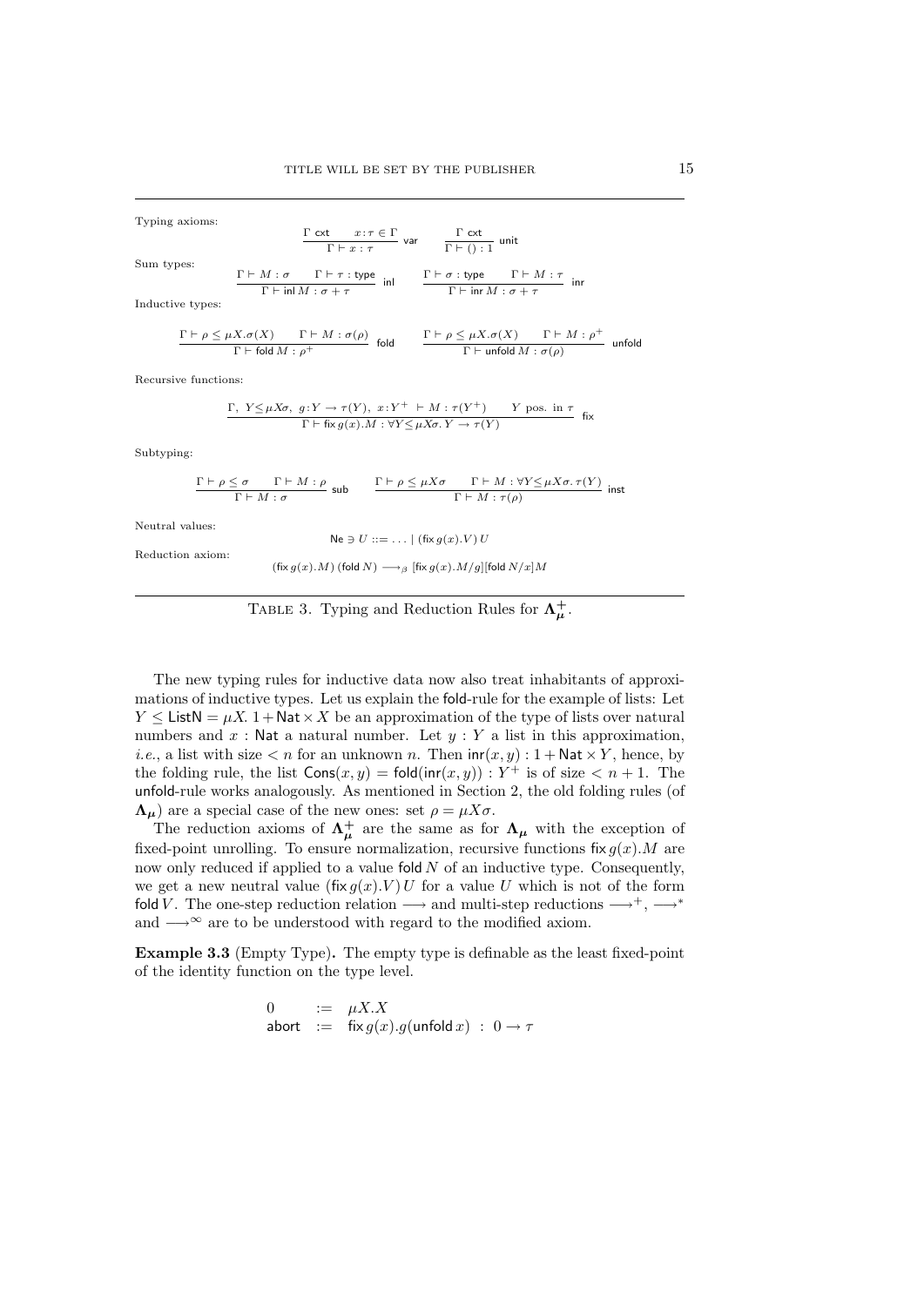Typing axioms:

$$\frac{\Gamma\ \mathsf{cxt} \qquad x\!:\!\tau \in \Gamma}{\Gamma \vdash x : \tau}\ \mathsf{var} \qquad \frac{\Gamma\ \mathsf{cxt}}{\Gamma \vdash () : 1}\ \mathsf{unit}$$

Sum types:

$$\frac{\Gamma \vdash M : \sigma \qquad \Gamma \vdash \tau : \mathsf{type}}{\Gamma \vdash \mathsf{inl}\, M : \sigma + \tau}\ \mathsf{inl} \qquad \frac{\Gamma \vdash \sigma : \mathsf{type} \qquad \Gamma \vdash M : \tau}{\Gamma \vdash \mathsf{inr}\, M : \sigma + \tau}\ \mathsf{inr}$$

Inductive types:

$$\frac{\Gamma \vdash \rho \leq \mu X.\sigma(X) \qquad \Gamma \vdash M : \sigma(\rho)}{\Gamma \vdash \mathsf{fold}\, M : \rho^+}\ \mathsf{fold} \qquad \frac{\Gamma \vdash \rho \leq \mu X.\sigma(X) \qquad \Gamma \vdash M : \rho^+}{\Gamma \vdash \mathsf{unfold}\, M : \sigma(\rho)}\ \mathsf{unfold}$$

Recursive functions:

$$\frac{\Gamma,\ Y \!\leq\! \mu X \sigma,\ g\!:\!Y \to \tau(Y),\ x\!:\!Y^+ \vdash M : \tau(Y^+) \qquad Y \text{ pos. in } \tau}{\Gamma \vdash \mathsf{fix}\, g(x).M : \forall Y \!\leq\! \mu X\sigma.\, Y \to \tau(Y)}\ \mathsf{fix}$$

Subtyping:

$$\frac{\Gamma \vdash \rho \leq \sigma \qquad \Gamma \vdash M : \rho}{\Gamma \vdash M : \sigma}\ \mathsf{sub} \qquad \frac{\Gamma \vdash \rho \leq \mu X \sigma \qquad \Gamma \vdash M : \forall Y \!\leq\! \mu X\sigma.\, \tau(Y)}{\Gamma \vdash M : \tau(\rho)}\ \mathsf{inst}$$

Neutral values:

$$\mathsf{Ne} \ni U ::= \ldots \mid (\mathsf{fix}\, g(x).V)\, U$$

Reduction axiom:

$$(\mathsf{fix}\, g(x).M)\ (\mathsf{fold}\, N) \longrightarrow_\beta [\mathsf{fix}\, g(x).M/g][\mathsf{fold}\, N/x]M$$

Table 3. Typing and Reduction Rules for $\mathbf{\Lambda}_{\boldsymbol{\mu}}^{\mathbf{+}}$.

The new typing rules for inductive data now also treat inhabitants of approximations of inductive types. Let us explain the fold-rule for the example of lists: Let $Y \leq \mathsf{ListN} = \mu X.\, 1 + \mathsf{Nat} \times X$ be an approximation of the type of lists over natural numbers and $x : \mathsf{Nat}$ a natural number. Let $y : Y$ a list in this approximation, *i.e.*, a list with size $< n$ for an unknown $n$. Then $\mathsf{inr}(x, y) : 1 + \mathsf{Nat} \times Y$, hence, by the folding rule, the list $\mathsf{Cons}(x, y) = \mathsf{fold}(\mathsf{inr}(x, y)) : Y^+$ is of size $< n + 1$. The unfold-rule works analogously. As mentioned in Section 2, the old folding rules (of $\mathbf{\Lambda}_{\boldsymbol{\mu}}$) are a special case of the new ones: set $\rho = \mu X \sigma$.

The reduction axioms of $\mathbf{\Lambda}_{\boldsymbol{\mu}}^{\mathbf{+}}$ are the same as for $\mathbf{\Lambda}_{\boldsymbol{\mu}}$ with the exception of fixed-point unrolling. To ensure normalization, recursive functions $\mathsf{fix}\, g(x).M$ are now only reduced if applied to a value $\mathsf{fold}\, N$ of an inductive type. Consequently, we get a new neutral value $(\mathsf{fix}\, g(x).V)\, U$ for a value $U$ which is not of the form $\mathsf{fold}\, V$. The one-step reduction relation $\longrightarrow$ and multi-step reductions $\longrightarrow^+$, $\longrightarrow^*$ and $\longrightarrow^\infty$ are to be understood with regard to the modified axiom.

**Example 3.3** (Empty Type)**.** The empty type is definable as the least fixed-point of the identity function on the type level.

$$\begin{array}{lcl} 0 & := & \mu X.X \\ \mathsf{abort} & := & \mathsf{fix}\, g(x).g(\mathsf{unfold}\, x)\ :\ 0 \to \tau \end{array}$$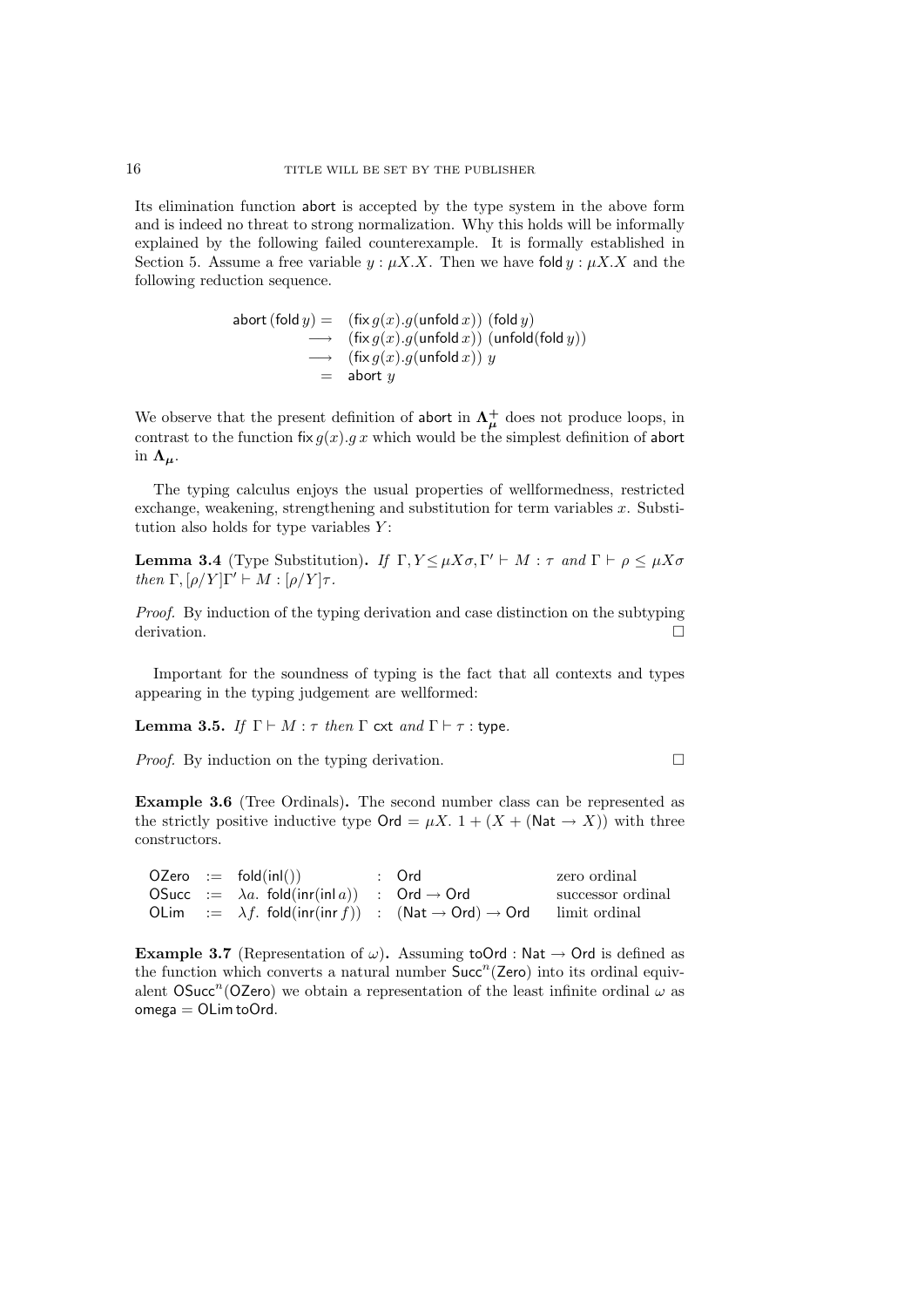Its elimination function abort is accepted by the type system in the above form and is indeed no threat to strong normalization. Why this holds will be informally explained by the following failed counterexample. It is formally established in Section 5. Assume a free variable $y : \mu X.X$. Then we have $\mathsf{fold}\, y : \mu X.X$ and the following reduction sequence.

$$
\begin{array}{rcl}
\mathsf{abort}\,(\mathsf{fold}\, y) & = & (\mathsf{fix}\, g(x).g(\mathsf{unfold}\, x))\ (\mathsf{fold}\, y) \\
& \longrightarrow & (\mathsf{fix}\, g(x).g(\mathsf{unfold}\, x))\ (\mathsf{unfold}(\mathsf{fold}\, y)) \\
& \longrightarrow & (\mathsf{fix}\, g(x).g(\mathsf{unfold}\, x))\ y \\
& = & \mathsf{abort}\ y
\end{array}
$$

We observe that the present definition of abort in $\mathbf{\Lambda}^{+}_{\boldsymbol{\mu}}$ does not produce loops, in contrast to the function $\mathsf{fix}\, g(x).g\, x$ which would be the simplest definition of abort in $\mathbf{\Lambda}_{\boldsymbol{\mu}}$.

The typing calculus enjoys the usual properties of wellformedness, restricted exchange, weakening, strengthening and substitution for term variables $x$. Substitution also holds for type variables $Y$:

**Lemma 3.4** (Type Substitution)**.** *If* $\Gamma, Y \leq \mu X\sigma, \Gamma' \vdash M : \tau$ *and* $\Gamma \vdash \rho \leq \mu X\sigma$ *then* $\Gamma, [\rho/Y]\Gamma' \vdash M : [\rho/Y]\tau$.

*Proof.* By induction of the typing derivation and case distinction on the subtyping derivation. □

Important for the soundness of typing is the fact that all contexts and types appearing in the typing judgement are wellformed:

**Lemma 3.5.** *If* $\Gamma \vdash M : \tau$ *then* $\Gamma$ cxt *and* $\Gamma \vdash \tau :$ type.

*Proof.* By induction on the typing derivation. □

**Example 3.6** (Tree Ordinals)**.** The second number class can be represented as the strictly positive inductive type $\mathsf{Ord} = \mu X.\ 1 + (X + (\mathsf{Nat} \to X))$ with three constructors.

$$
\begin{array}{llllll}
\mathsf{OZero} & := & \mathsf{fold}(\mathsf{inl}()) & : & \mathsf{Ord} & \text{zero ordinal} \\
\mathsf{OSucc} & := & \lambda a.\ \mathsf{fold}(\mathsf{inr}(\mathsf{inl}\, a)) & : & \mathsf{Ord} \to \mathsf{Ord} & \text{successor ordinal} \\
\mathsf{OLim} & := & \lambda f.\ \mathsf{fold}(\mathsf{inr}(\mathsf{inr}\, f)) & : & (\mathsf{Nat} \to \mathsf{Ord}) \to \mathsf{Ord} & \text{limit ordinal}
\end{array}
$$

**Example 3.7** (Representation of $\omega$)**.** Assuming $\mathsf{toOrd} : \mathsf{Nat} \to \mathsf{Ord}$ is defined as the function which converts a natural number $\mathsf{Succ}^n(\mathsf{Zero})$ into its ordinal equivalent $\mathsf{OSucc}^n(\mathsf{OZero})$ we obtain a representation of the least infinite ordinal $\omega$ as $\mathsf{omega} = \mathsf{OLim}\,\mathsf{toOrd}$.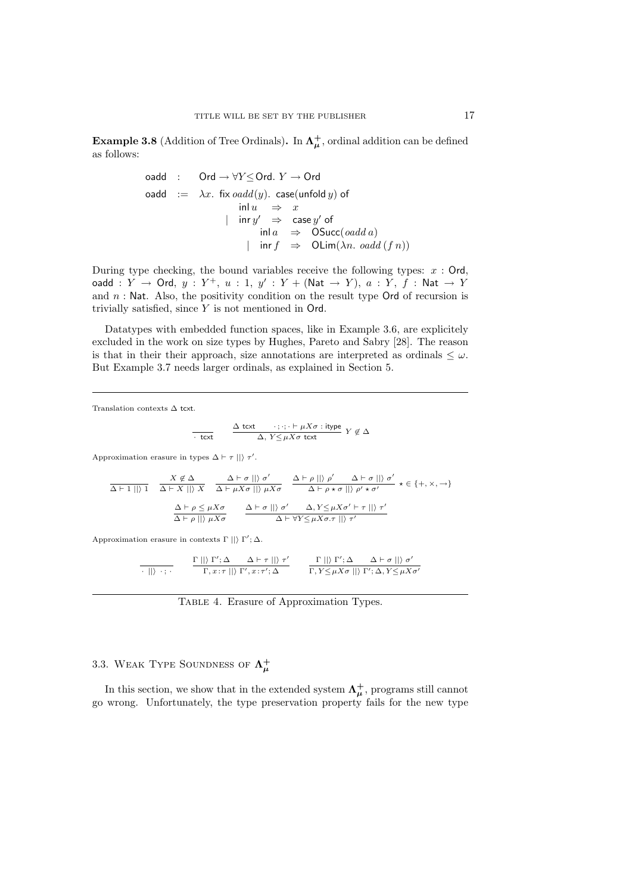**Example 3.8** (Addition of Tree Ordinals)**.** In $\mathbf{\Lambda}^+_{\boldsymbol{\mu}}$, ordinal addition can be defined as follows:

$$
\begin{array}{lcl}
\mathsf{oadd} & : & \mathsf{Ord} \to \forall Y {\leq} \mathsf{Ord}.\ Y \to \mathsf{Ord} \\
\mathsf{oadd} & := & \lambda x.\ \mathsf{fix}\, \mathit{oadd}(y).\ \mathsf{case}(\mathsf{unfold}\, y)\ \mathsf{of} \\
& & \quad\quad \mathsf{inl}\, u \quad \Rightarrow \quad x \\
& & \quad \mid \ \ \mathsf{inr}\, y' \quad \Rightarrow \quad \mathsf{case}\, y'\ \mathsf{of} \\
& & \quad\quad\quad\quad\quad \mathsf{inl}\, a \quad \Rightarrow \quad \mathsf{OSucc}(\mathit{oadd}\, a) \\
& & \quad\quad\quad\quad \mid \ \ \mathsf{inr}\, f \quad \Rightarrow \quad \mathsf{OLim}(\lambda n.\ \mathit{oadd}\, (f\, n))
\end{array}
$$

During type checking, the bound variables receive the following types: $x : \mathsf{Ord}$, $\mathsf{oadd} : Y \to \mathsf{Ord}$, $y : Y^+$, $u : 1$, $y' : Y + (\mathsf{Nat} \to Y)$, $a : Y$, $f : \mathsf{Nat} \to Y$ and $n : \mathsf{Nat}$. Also, the positivity condition on the result type $\mathsf{Ord}$ of recursion is trivially satisfied, since $Y$ is not mentioned in $\mathsf{Ord}$.

Datatypes with embedded function spaces, like in Example 3.6, are explicitely excluded in the work on size types by Hughes, Pareto and Sabry [28]. The reason is that in their their approach, size annotations are interpreted as ordinals $\leq \omega$. But Example 3.7 needs larger ordinals, as explained in Section 5.

---

Translation contexts $\Delta\ \mathsf{tcxt}$.

$$
\frac{}{\cdot\ \mathsf{tcxt}} \qquad \frac{\Delta\ \mathsf{tcxt} \qquad \cdot;\cdot;\cdot \vdash \mu X\sigma : \mathsf{itype}}{\Delta, Y{\leq}\mu X\sigma\ \mathsf{tcxt}}\ Y \not\in \Delta
$$

Approximation erasure in types $\Delta \vdash \tau \mathrel{|||\rangle} \tau'$.

$$
\frac{}{\Delta \vdash 1 \mathrel{|||\rangle} 1} \quad \frac{X \not\in \Delta}{\Delta \vdash X \mathrel{|||\rangle} X} \quad \frac{\Delta \vdash \sigma \mathrel{|||\rangle} \sigma'}{\Delta \vdash \mu X\sigma \mathrel{|||\rangle} \mu X\sigma} \quad \frac{\Delta \vdash \rho \mathrel{|||\rangle} \rho' \qquad \Delta \vdash \sigma \mathrel{|||\rangle} \sigma'}{\Delta \vdash \rho \star \sigma \mathrel{|||\rangle} \rho' \star \sigma'}\ \star \in \{+, \times, \to\}
$$

$$
\frac{\Delta \vdash \rho \leq \mu X\sigma}{\Delta \vdash \rho \mathrel{|||\rangle} \mu X\sigma} \qquad \frac{\Delta \vdash \sigma \mathrel{|||\rangle} \sigma' \qquad \Delta, Y{\leq}\mu X\sigma' \vdash \tau \mathrel{|||\rangle} \tau'}{\Delta \vdash \forall Y{\leq}\mu X\sigma.\tau \mathrel{|||\rangle} \tau'}
$$

Approximation erasure in contexts $\Gamma \mathrel{|||\rangle} \Gamma'; \Delta$.

$$
\frac{}{\cdot \mathrel{|||\rangle} \cdot;\cdot} \qquad \frac{\Gamma \mathrel{|||\rangle} \Gamma'; \Delta \qquad \Delta \vdash \tau \mathrel{|||\rangle} \tau'}{\Gamma, x{:}\tau \mathrel{|||\rangle} \Gamma', x{:}\tau'; \Delta} \qquad \frac{\Gamma \mathrel{|||\rangle} \Gamma'; \Delta \qquad \Delta \vdash \sigma \mathrel{|||\rangle} \sigma'}{\Gamma, Y{\leq}\mu X\sigma \mathrel{|||\rangle} \Gamma'; \Delta, Y{\leq}\mu X\sigma'}
$$

---

Table 4. Erasure of Approximation Types.

### 3.3. Weak Type Soundness of $\mathbf{\Lambda}^+_{\boldsymbol{\mu}}$

In this section, we show that in the extended system $\mathbf{\Lambda}^+_{\boldsymbol{\mu}}$, programs still cannot go wrong. Unfortunately, the type preservation property fails for the new type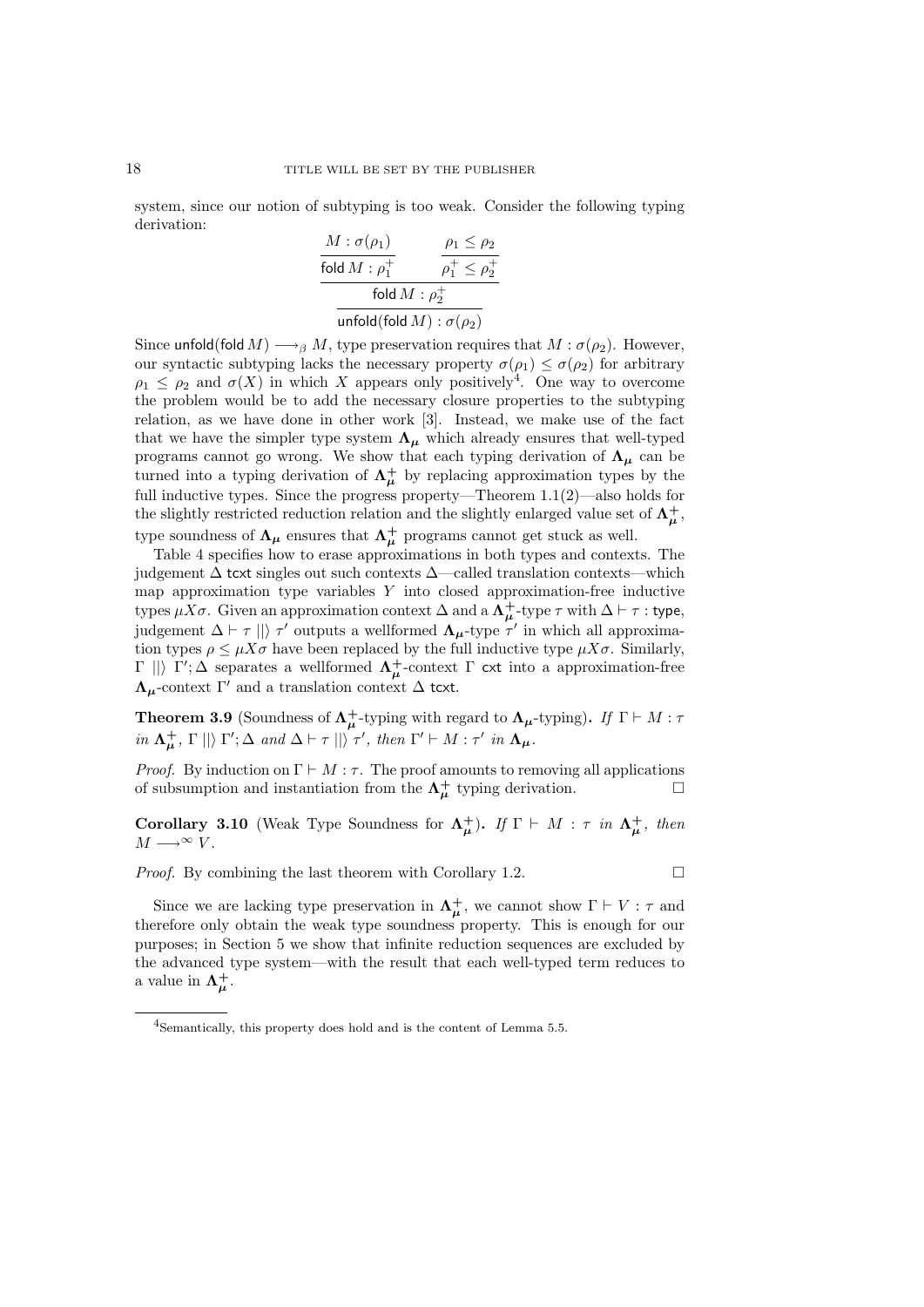system, since our notion of subtyping is too weak. Consider the following typing derivation:

$$\dfrac{\dfrac{\dfrac{M : \sigma(\rho_1)}{\mathsf{fold}\, M : \rho_1^+} \qquad \dfrac{\rho_1 \leq \rho_2}{\rho_1^+ \leq \rho_2^+}}{\mathsf{fold}\, M : \rho_2^+}}{\mathsf{unfold}(\mathsf{fold}\, M) : \sigma(\rho_2)}$$

Since $\mathsf{unfold}(\mathsf{fold}\, M) \longrightarrow_\beta M$, type preservation requires that $M : \sigma(\rho_2)$. However, our syntactic subtyping lacks the necessary property $\sigma(\rho_1) \leq \sigma(\rho_2)$ for arbitrary $\rho_1 \leq \rho_2$ and $\sigma(X)$ in which $X$ appears only positively[4]. One way to overcome the problem would be to add the necessary closure properties to the subtyping relation, as we have done in other work [3]. Instead, we make use of the fact that we have the simpler type system $\boldsymbol{\Lambda_\mu}$ which already ensures that well-typed programs cannot go wrong. We show that each typing derivation of $\boldsymbol{\Lambda_\mu}$ can be turned into a typing derivation of $\boldsymbol{\Lambda_\mu^+}$ by replacing approximation types by the full inductive types. Since the progress property—Theorem 1.1(2)—also holds for the slightly restricted reduction relation and the slightly enlarged value set of $\boldsymbol{\Lambda_\mu^+}$, type soundness of $\boldsymbol{\Lambda_\mu}$ ensures that $\boldsymbol{\Lambda_\mu^+}$ programs cannot get stuck as well.

Table 4 specifies how to erase approximations in both types and contexts. The judgement $\Delta$ $\mathsf{tcxt}$ singles out such contexts $\Delta$—called translation contexts—which map approximation type variables $Y$ into closed approximation-free inductive types $\mu X \sigma$. Given an approximation context $\Delta$ and a $\boldsymbol{\Lambda_\mu^+}$-type $\tau$ with $\Delta \vdash \tau : \mathsf{type}$, judgement $\Delta \vdash \tau \;|||\rangle\; \tau'$ outputs a wellformed $\boldsymbol{\Lambda_\mu}$-type $\tau'$ in which all approximation types $\rho \leq \mu X \sigma$ have been replaced by the full inductive type $\mu X \sigma$. Similarly, $\Gamma \;|||\rangle\; \Gamma'; \Delta$ separates a wellformed $\boldsymbol{\Lambda_\mu^+}$-context $\Gamma$ $\mathsf{cxt}$ into a approximation-free $\boldsymbol{\Lambda_\mu}$-context $\Gamma'$ and a translation context $\Delta$ $\mathsf{tcxt}$.

**Theorem 3.9** (Soundness of $\boldsymbol{\Lambda_\mu^+}$-typing with regard to $\boldsymbol{\Lambda_\mu}$-typing)**.** *If $\Gamma \vdash M : \tau$ in $\boldsymbol{\Lambda_\mu^+}$, $\Gamma \;|||\rangle\; \Gamma'; \Delta$ and $\Delta \vdash \tau \;|||\rangle\; \tau'$, then $\Gamma' \vdash M : \tau'$ in $\boldsymbol{\Lambda_\mu}$.*

*Proof.* By induction on $\Gamma \vdash M : \tau$. The proof amounts to removing all applications of subsumption and instantiation from the $\boldsymbol{\Lambda_\mu^+}$ typing derivation. □

**Corollary 3.10** (Weak Type Soundness for $\boldsymbol{\Lambda_\mu^+}$)**.** *If $\Gamma \vdash M : \tau$ in $\boldsymbol{\Lambda_\mu^+}$, then $M \longrightarrow^\infty V$.*

*Proof.* By combining the last theorem with Corollary 1.2. □

Since we are lacking type preservation in $\boldsymbol{\Lambda_\mu^+}$, we cannot show $\Gamma \vdash V : \tau$ and therefore only obtain the weak type soundness property. This is enough for our purposes; in Section 5 we show that infinite reduction sequences are excluded by the advanced type system—with the result that each well-typed term reduces to a value in $\boldsymbol{\Lambda_\mu^+}$.

[4] Semantically, this property does hold and is the content of Lemma 5.5.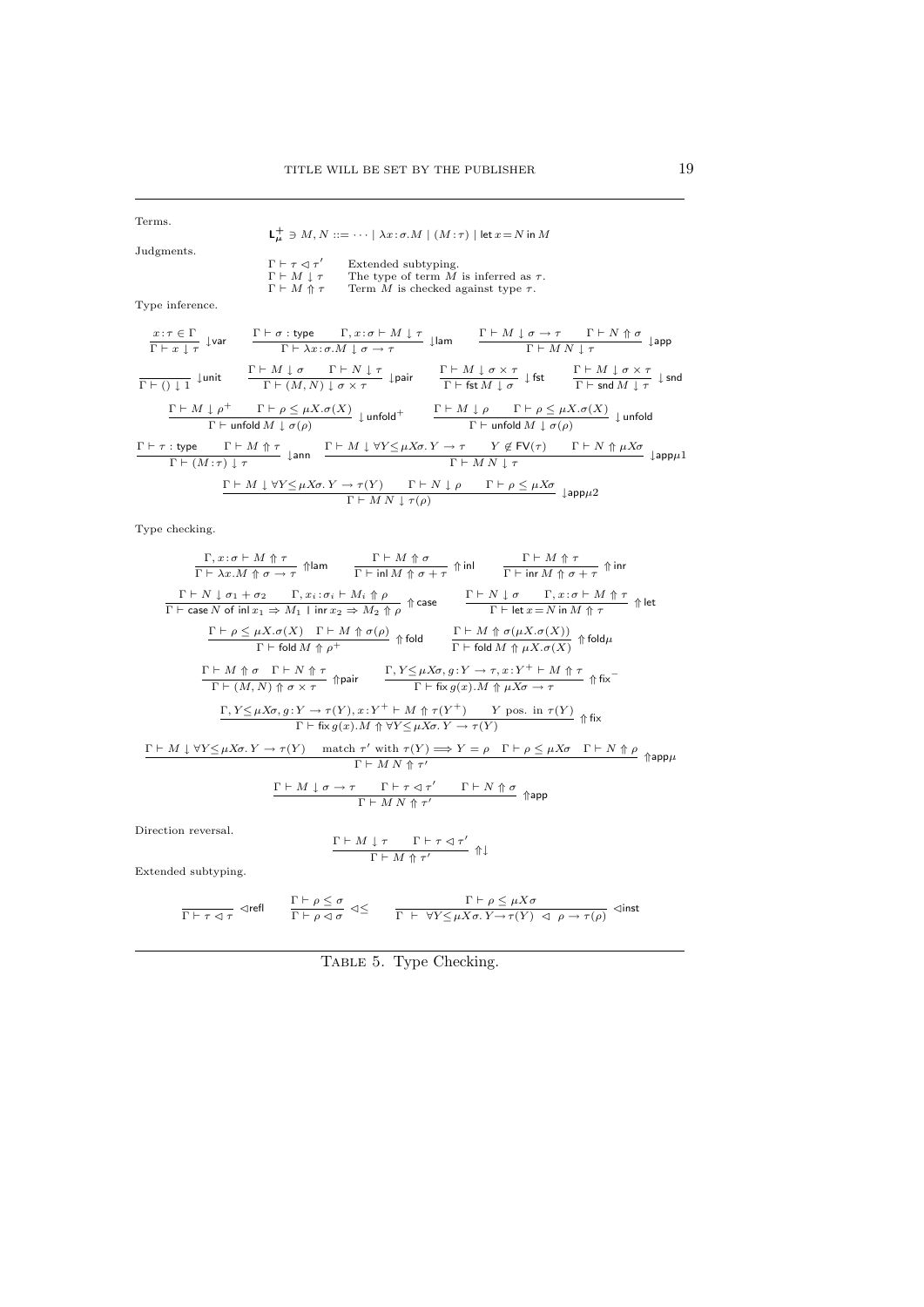Terms.

$$\mathsf{L}^+_\mu \ni M, N ::= \cdots \mid \lambda x{:}\sigma.M \mid (M : \tau) \mid \mathsf{let}\, x = N \,\mathsf{in}\, M$$

Judgments.

$$\begin{array}{ll} \Gamma \vdash \tau \lhd \tau' & \text{Extended subtyping.} \\ \Gamma \vdash M \downarrow \tau & \text{The type of term } M \text{ is inferred as } \tau. \\ \Gamma \vdash M \Uparrow \tau & \text{Term } M \text{ is checked against type } \tau. \end{array}$$

Type inference.

$$\frac{x{:}\tau \in \Gamma}{\Gamma \vdash x \downarrow \tau}\ \downarrow\mathsf{var} \qquad \frac{\Gamma \vdash \sigma : \mathsf{type} \qquad \Gamma, x{:}\sigma \vdash M \downarrow \tau}{\Gamma \vdash \lambda x{:}\sigma.M \downarrow \sigma \to \tau}\ \downarrow\mathsf{lam} \qquad \frac{\Gamma \vdash M \downarrow \sigma \to \tau \qquad \Gamma \vdash N \Uparrow \sigma}{\Gamma \vdash M\,N \downarrow \tau}\ \downarrow\mathsf{app}$$

$$\frac{}{\Gamma \vdash () \downarrow 1}\ \downarrow\mathsf{unit} \qquad \frac{\Gamma \vdash M \downarrow \sigma \qquad \Gamma \vdash N \downarrow \tau}{\Gamma \vdash (M, N) \downarrow \sigma \times \tau}\ \downarrow\mathsf{pair} \qquad \frac{\Gamma \vdash M \downarrow \sigma \times \tau}{\Gamma \vdash \mathsf{fst}\, M \downarrow \sigma}\ \downarrow\mathsf{fst} \qquad \frac{\Gamma \vdash M \downarrow \sigma \times \tau}{\Gamma \vdash \mathsf{snd}\, M \downarrow \tau}\ \downarrow\mathsf{snd}$$

$$\frac{\Gamma \vdash M \downarrow \rho^+ \qquad \Gamma \vdash \rho \leq \mu X.\sigma(X)}{\Gamma \vdash \mathsf{unfold}\, M \downarrow \sigma(\rho)}\ \downarrow\mathsf{unfold}^+ \qquad \frac{\Gamma \vdash M \downarrow \rho \qquad \Gamma \vdash \rho \leq \mu X.\sigma(X)}{\Gamma \vdash \mathsf{unfold}\, M \downarrow \sigma(\rho)}\ \downarrow\mathsf{unfold}$$

$$\frac{\Gamma \vdash \tau : \mathsf{type} \qquad \Gamma \vdash M \Uparrow \tau}{\Gamma \vdash (M : \tau) \downarrow \tau}\ \downarrow\mathsf{ann} \qquad \frac{\Gamma \vdash M \downarrow \forall Y {\leq} \mu X \sigma.\, Y \to \tau \qquad Y \notin \mathsf{FV}(\tau) \qquad \Gamma \vdash N \Uparrow \mu X \sigma}{\Gamma \vdash M\,N \downarrow \tau}\ \downarrow\mathsf{app}\mu 1$$

$$\frac{\Gamma \vdash M \downarrow \forall Y {\leq} \mu X \sigma.\, Y \to \tau(Y) \qquad \Gamma \vdash N \downarrow \rho \qquad \Gamma \vdash \rho \leq \mu X \sigma}{\Gamma \vdash M\,N \downarrow \tau(\rho)}\ \downarrow\mathsf{app}\mu 2$$

Type checking.

$$\frac{\Gamma, x{:}\sigma \vdash M \Uparrow \tau}{\Gamma \vdash \lambda x.M \Uparrow \sigma \to \tau}\ \Uparrow\mathsf{lam} \qquad \frac{\Gamma \vdash M \Uparrow \sigma}{\Gamma \vdash \mathsf{inl}\, M \Uparrow \sigma + \tau}\ \Uparrow\mathsf{inl} \qquad \frac{\Gamma \vdash M \Uparrow \tau}{\Gamma \vdash \mathsf{inr}\, M \Uparrow \sigma + \tau}\ \Uparrow\mathsf{inr}$$

$$\frac{\Gamma \vdash N \downarrow \sigma_1 + \sigma_2 \qquad \Gamma, x_i{:}\sigma_i \vdash M_i \Uparrow \rho}{\Gamma \vdash \mathsf{case}\, N \,\mathsf{of}\, \mathsf{inl}\, x_1 \Rightarrow M_1 \mid \mathsf{inr}\, x_2 \Rightarrow M_2 \Uparrow \rho}\ \Uparrow\mathsf{case} \qquad \frac{\Gamma \vdash N \downarrow \sigma \qquad \Gamma, x{:}\sigma \vdash M \Uparrow \tau}{\Gamma \vdash \mathsf{let}\, x = N \,\mathsf{in}\, M \Uparrow \tau}\ \Uparrow\mathsf{let}$$

$$\frac{\Gamma \vdash \rho \leq \mu X.\sigma(X) \quad \Gamma \vdash M \Uparrow \sigma(\rho)}{\Gamma \vdash \mathsf{fold}\, M \Uparrow \rho^+}\ \Uparrow\mathsf{fold} \qquad \frac{\Gamma \vdash M \Uparrow \sigma(\mu X.\sigma(X))}{\Gamma \vdash \mathsf{fold}\, M \Uparrow \mu X.\sigma(X)}\ \Uparrow\mathsf{fold}\mu$$

$$\frac{\Gamma \vdash M \Uparrow \sigma \quad \Gamma \vdash N \Uparrow \tau}{\Gamma \vdash (M, N) \Uparrow \sigma \times \tau}\ \Uparrow\mathsf{pair} \qquad \frac{\Gamma, Y {\leq} \mu X \sigma, g{:}Y \to \tau, x{:}Y^+ \vdash M \Uparrow \tau}{\Gamma \vdash \mathsf{fix}\, g(x).M \Uparrow \mu X \sigma \to \tau}\ \Uparrow\mathsf{fix}^-$$

$$\frac{\Gamma, Y {\leq} \mu X \sigma, g{:}Y \to \tau(Y), x{:}Y^+ \vdash M \Uparrow \tau(Y^+) \qquad Y \text{ pos. in } \tau(Y)}{\Gamma \vdash \mathsf{fix}\, g(x).M \Uparrow \forall Y {\leq} \mu X \sigma.\, Y \to \tau(Y)}\ \Uparrow\mathsf{fix}$$

$$\frac{\Gamma \vdash M \downarrow \forall Y {\leq} \mu X \sigma.\, Y \to \tau(Y) \quad \text{match } \tau' \text{ with } \tau(Y) \Longrightarrow Y = \rho \quad \Gamma \vdash \rho \leq \mu X \sigma \quad \Gamma \vdash N \Uparrow \rho}{\Gamma \vdash M\,N \Uparrow \tau'}\ \Uparrow\mathsf{app}\mu$$

$$\frac{\Gamma \vdash M \downarrow \sigma \to \tau \qquad \Gamma \vdash \tau \lhd \tau' \qquad \Gamma \vdash N \Uparrow \sigma}{\Gamma \vdash M\,N \Uparrow \tau'}\ \Uparrow\mathsf{app}$$

Direction reversal.

$$\frac{\Gamma \vdash M \downarrow \tau \qquad \Gamma \vdash \tau \lhd \tau'}{\Gamma \vdash M \Uparrow \tau'}\ \Uparrow\downarrow$$

Extended subtyping.

$$\frac{}{\Gamma \vdash \tau \lhd \tau}\ \lhd\mathsf{refl} \qquad \frac{\Gamma \vdash \rho \leq \sigma}{\Gamma \vdash \rho \lhd \sigma}\ \lhd\leq \qquad \frac{\Gamma \vdash \rho \leq \mu X \sigma}{\Gamma \ \vdash\ \forall Y {\leq} \mu X \sigma.\, Y {\to} \tau(Y) \ \lhd\ \rho \to \tau(\rho)}\ \lhd\mathsf{inst}$$

Table 5. Type Checking.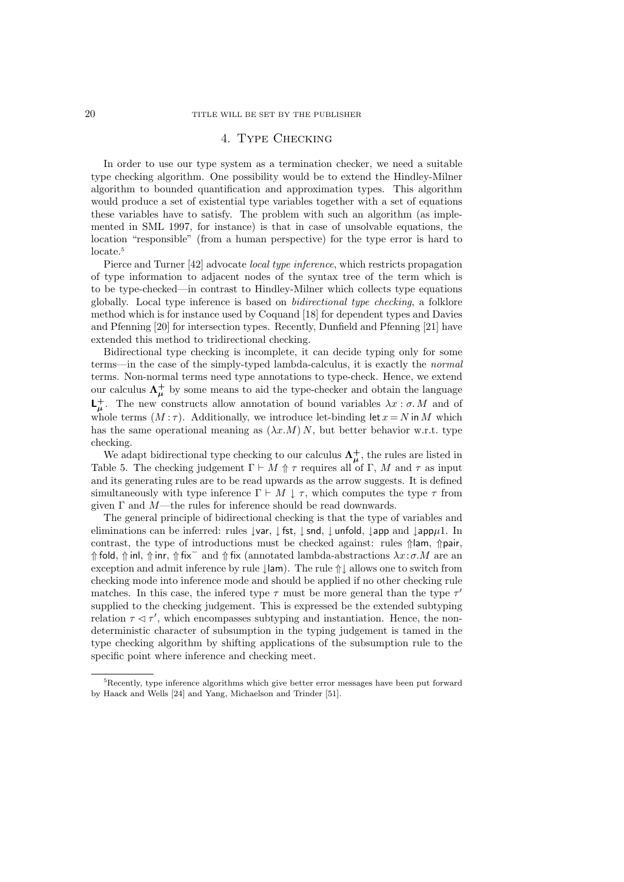## 4. Type Checking

In order to use our type system as a termination checker, we need a suitable type checking algorithm. One possibility would be to extend the Hindley-Milner algorithm to bounded quantification and approximation types. This algorithm would produce a set of existential type variables together with a set of equations these variables have to satisfy. The problem with such an algorithm (as implemented in SML 1997, for instance) is that in case of unsolvable equations, the location "responsible" (from a human perspective) for the type error is hard to locate.[5]

Pierce and Turner [42] advocate *local type inference*, which restricts propagation of type information to adjacent nodes of the syntax tree of the term which is to be type-checked—in contrast to Hindley-Milner which collects type equations globally. Local type inference is based on *bidirectional type checking*, a folklore method which is for instance used by Coquand [18] for dependent types and Davies and Pfenning [20] for intersection types. Recently, Dunfield and Pfenning [21] have extended this method to tridirectional checking.

Bidirectional type checking is incomplete, it can decide typing only for some terms—in the case of the simply-typed lambda-calculus, it is exactly the *normal* terms. Non-normal terms need type annotations to type-check. Hence, we extend our calculus $\mathbf{\Lambda}^{+}_{\mu}$ by some means to aid the type-checker and obtain the language $\mathsf{L}^{+}_{\mu}$. The new constructs allow annotation of bound variables $\lambda x : \sigma. M$ and of whole terms $(M : \tau)$. Additionally, we introduce let-binding $\mathsf{let}\, x = N \,\mathsf{in}\, M$ which has the same operational meaning as $(\lambda x.M)\, N$, but better behavior w.r.t. type checking.

We adapt bidirectional type checking to our calculus $\mathbf{\Lambda}^{+}_{\mu}$, the rules are listed in Table 5. The checking judgement $\Gamma \vdash M \Uparrow \tau$ requires all of $\Gamma$, $M$ and $\tau$ as input and its generating rules are to be read upwards as the arrow suggests. It is defined simultaneously with type inference $\Gamma \vdash M \downarrow \tau$, which computes the type $\tau$ from given $\Gamma$ and $M$—the rules for inference should be read downwards.

The general principle of bidirectional checking is that the type of variables and eliminations can be inferred: rules $\downarrow$var, $\downarrow$fst, $\downarrow$snd, $\downarrow$unfold, $\downarrow$app and $\downarrow$app$\mu$1. In contrast, the type of introductions must be checked against: rules $\Uparrow$lam, $\Uparrow$pair, $\Uparrow$fold, $\Uparrow$inl, $\Uparrow$inr, $\Uparrow$fix$^{-}$ and $\Uparrow$fix (annotated lambda-abstractions $\lambda x : \sigma. M$ are an exception and admit inference by rule $\downarrow$lam). The rule $\Uparrow\downarrow$ allows one to switch from checking mode into inference mode and should be applied if no other checking rule matches. In this case, the infered type $\tau$ must be more general than the type $\tau'$ supplied to the checking judgement. This is expressed be the extended subtyping relation $\tau \lhd \tau'$, which encompasses subtyping and instantiation. Hence, the non-deterministic character of subsumption in the typing judgement is tamed in the type checking algorithm by shifting applications of the subsumption rule to the specific point where inference and checking meet.

---

[5] Recently, type inference algorithms which give better error messages have been put forward by Haack and Wells [24] and Yang, Michaelson and Trinder [51].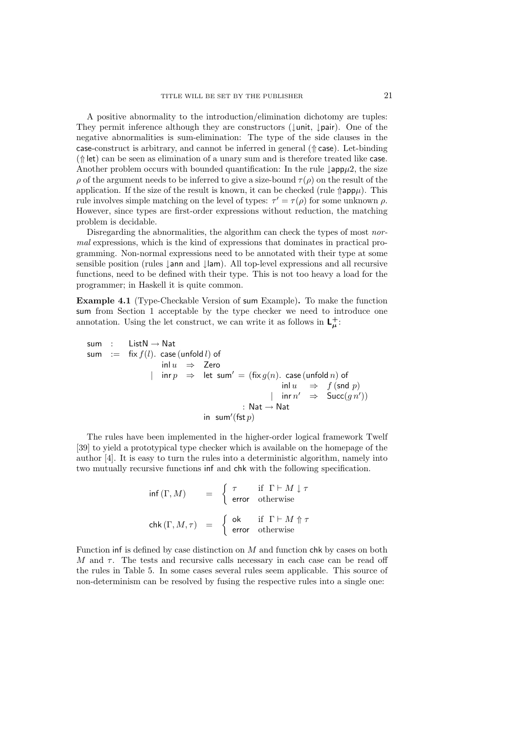A positive abnormality to the introduction/elimination dichotomy are tuples: They permit inference although they are constructors ($\downarrow$unit, $\downarrow$pair). One of the negative abnormalities is sum-elimination: The type of the side clauses in the case-construct is arbitrary, and cannot be inferred in general ($\Uparrow$case). Let-binding ($\Uparrow$let) can be seen as elimination of a unary sum and is therefore treated like case. Another problem occurs with bounded quantification: In the rule $\downarrow$app$\mu$2, the size $\rho$ of the argument needs to be inferred to give a size-bound $\tau(\rho)$ on the result of the application. If the size of the result is known, it can be checked (rule $\Uparrow$app$\mu$). This rule involves simple matching on the level of types: $\tau' = \tau(\rho)$ for some unknown $\rho$. However, since types are first-order expressions without reduction, the matching problem is decidable.

Disregarding the abnormalities, the algorithm can check the types of most *normal* expressions, which is the kind of expressions that dominates in practical programming. Non-normal expressions need to be annotated with their type at some sensible position (rules $\downarrow$ann and $\downarrow$lam). All top-level expressions and all recursive functions, need to be defined with their type. This is not too heavy a load for the programmer; in Haskell it is quite common.

**Example 4.1** (Type-Checkable Version of sum Example)**.** To make the function sum from Section 1 acceptable by the type checker we need to introduce one annotation. Using the let construct, we can write it as follows in $\mathbf{L}^{+}_{\boldsymbol{\mu}}$:

$$
\begin{array}{lll}
\mathsf{sum} & : & \mathsf{ListN} \to \mathsf{Nat} \\
\mathsf{sum} & := & \mathsf{fix}\, f(l).\ \mathsf{case}\,(\mathsf{unfold}\, l)\ \mathsf{of} \\
 & & \qquad \mathsf{inl}\, u \ \Rightarrow\ \mathsf{Zero} \\
 & & \quad \mid\ \ \mathsf{inr}\, p \ \Rightarrow\ \mathsf{let}\ \mathsf{sum}' = (\mathsf{fix}\, g(n).\ \mathsf{case}\,(\mathsf{unfold}\, n)\ \mathsf{of} \\
 & & \qquad\qquad\qquad\qquad\qquad\qquad \mathsf{inl}\, u \ \Rightarrow\ f\,(\mathsf{snd}\ p) \\
 & & \qquad\qquad\qquad\qquad\qquad\quad \mid\ \ \mathsf{inr}\, n' \ \Rightarrow\ \mathsf{Succ}(g\, n')) \\
 & & \qquad\qquad\qquad\qquad\qquad : \mathsf{Nat} \to \mathsf{Nat} \\
 & & \qquad\qquad\qquad\ \mathsf{in}\ \ \mathsf{sum}'(\mathsf{fst}\, p)
\end{array}
$$

The rules have been implemented in the higher-order logical framework Twelf [39] to yield a prototypical type checker which is available on the homepage of the author [4]. It is easy to turn the rules into a deterministic algorithm, namely into two mutually recursive functions inf and chk with the following specification.

$$
\mathsf{inf}\,(\Gamma, M) \quad = \quad \begin{cases} \tau & \text{if } \Gamma \vdash M \downarrow \tau \\ \mathsf{error} & \text{otherwise} \end{cases}
$$

$$
\mathsf{chk}\,(\Gamma, M, \tau) \quad = \quad \begin{cases} \mathsf{ok} & \text{if } \Gamma \vdash M \Uparrow \tau \\ \mathsf{error} & \text{otherwise} \end{cases}
$$

Function inf is defined by case distinction on $M$ and function chk by cases on both $M$ and $\tau$. The tests and recursive calls necessary in each case can be read off the rules in Table 5. In some cases several rules seem applicable. This source of non-determinism can be resolved by fusing the respective rules into a single one: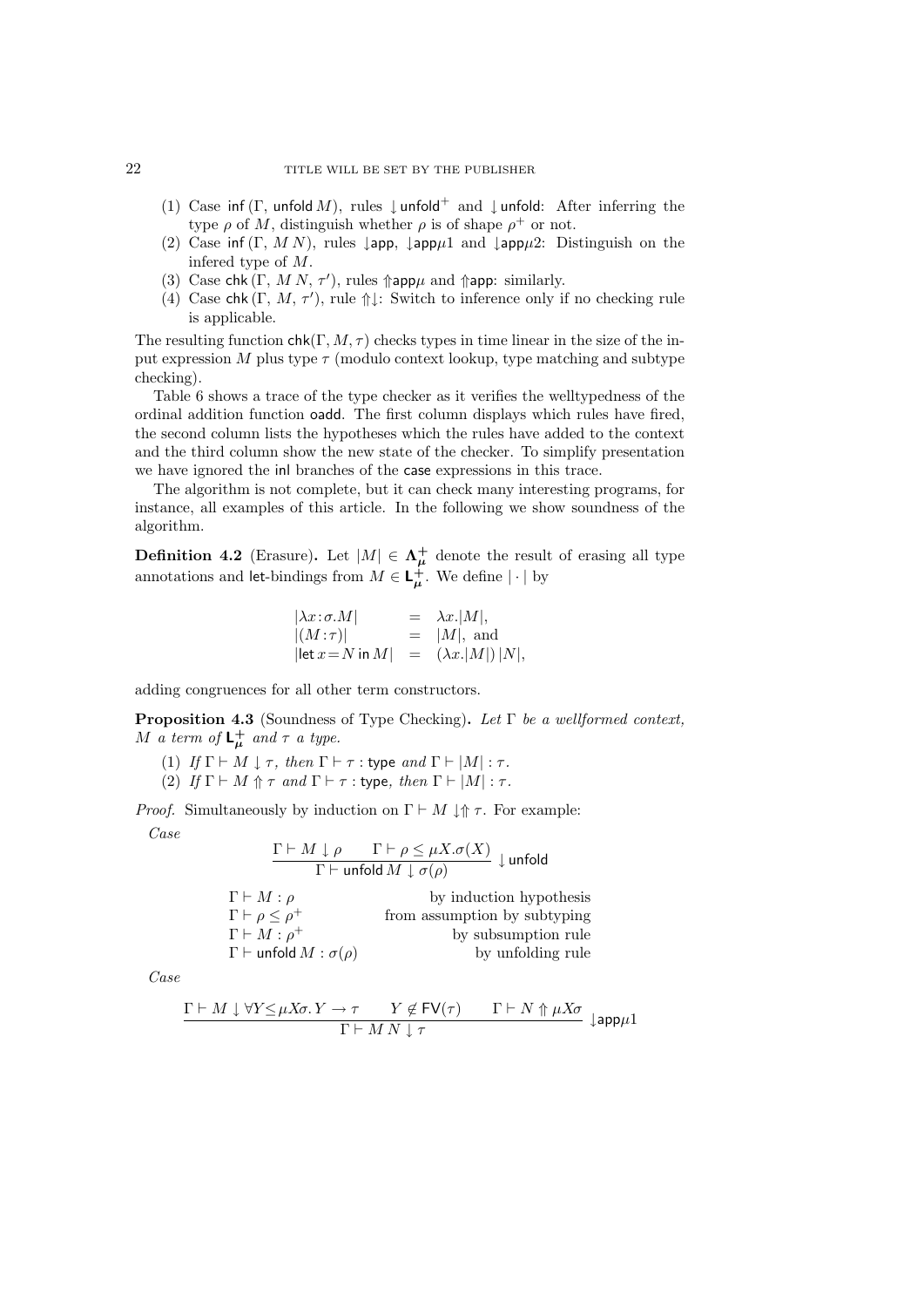(1) Case $\mathsf{inf}\,(\Gamma,\, \mathsf{unfold}\, M)$, rules $\downarrow\mathsf{unfold}^+$ and $\downarrow\mathsf{unfold}$: After inferring the type $\rho$ of $M$, distinguish whether $\rho$ is of shape $\rho^+$ or not.
(2) Case $\mathsf{inf}\,(\Gamma,\, M\, N)$, rules $\downarrow\mathsf{app}$, $\downarrow\mathsf{app}\mu 1$ and $\downarrow\mathsf{app}\mu 2$: Distinguish on the infered type of $M$.
(3) Case $\mathsf{chk}\,(\Gamma,\, M\, N,\, \tau')$, rules $\Uparrow\mathsf{app}\mu$ and $\Uparrow\mathsf{app}$: similarly.
(4) Case $\mathsf{chk}\,(\Gamma,\, M,\, \tau')$, rule $\Uparrow\downarrow$: Switch to inference only if no checking rule is applicable.

The resulting function $\mathsf{chk}(\Gamma, M, \tau)$ checks types in time linear in the size of the input expression $M$ plus type $\tau$ (modulo context lookup, type matching and subtype checking).

Table 6 shows a trace of the type checker as it verifies the welltypedness of the ordinal addition function $\mathsf{oadd}$. The first column displays which rules have fired, the second column lists the hypotheses which the rules have added to the context and the third column show the new state of the checker. To simplify presentation we have ignored the $\mathsf{inl}$ branches of the $\mathsf{case}$ expressions in this trace.

The algorithm is not complete, but it can check many interesting programs, for instance, all examples of this article. In the following we show soundness of the algorithm.

**Definition 4.2** (Erasure)**.** Let $|M| \in \mathbf{\Lambda}^+_{\boldsymbol{\mu}}$ denote the result of erasing all type annotations and $\mathsf{let}$-bindings from $M \in \mathsf{L}^+_{\boldsymbol{\mu}}$. We define $|\cdot|$ by

$$
\begin{array}{lcl}
|\lambda x\!:\!\sigma.M| & = & \lambda x.|M|, \\
|(M\!:\!\tau)| & = & |M|, \text{ and} \\
|\mathsf{let}\, x\!=\!N \,\mathsf{in}\, M| & = & (\lambda x.|M|)\,|N|,
\end{array}
$$

adding congruences for all other term constructors.

**Proposition 4.3** (Soundness of Type Checking)**.** *Let $\Gamma$ be a wellformed context, $M$ a term of $\mathsf{L}^+_{\boldsymbol{\mu}}$ and $\tau$ a type.*

(1) *If $\Gamma \vdash M \downarrow \tau$, then $\Gamma \vdash \tau : \mathsf{type}$ and $\Gamma \vdash |M| : \tau$.*
(2) *If $\Gamma \vdash M \Uparrow \tau$ and $\Gamma \vdash \tau : \mathsf{type}$, then $\Gamma \vdash |M| : \tau$.*

*Proof.* Simultaneously by induction on $\Gamma \vdash M \downarrow\!\Uparrow \tau$. For example:

*Case*

$$
\frac{\Gamma \vdash M \downarrow \rho \qquad \Gamma \vdash \rho \le \mu X.\sigma(X)}{\Gamma \vdash \mathsf{unfold}\, M \downarrow \sigma(\rho)}\ \downarrow\mathsf{unfold}
$$

| | |
|---|---|
| $\Gamma \vdash M : \rho$ | by induction hypothesis |
| $\Gamma \vdash \rho \le \rho^+$ | from assumption by subtyping |
| $\Gamma \vdash M : \rho^+$ | by subsumption rule |
| $\Gamma \vdash \mathsf{unfold}\, M : \sigma(\rho)$ | by unfolding rule |

*Case*

$$
\frac{\Gamma \vdash M \downarrow \forall Y {\le} \mu X \sigma.\, Y \to \tau \qquad Y \notin \mathsf{FV}(\tau) \qquad \Gamma \vdash N \Uparrow \mu X \sigma}{\Gamma \vdash M\, N \downarrow \tau}\ \downarrow\mathsf{app}\mu 1
$$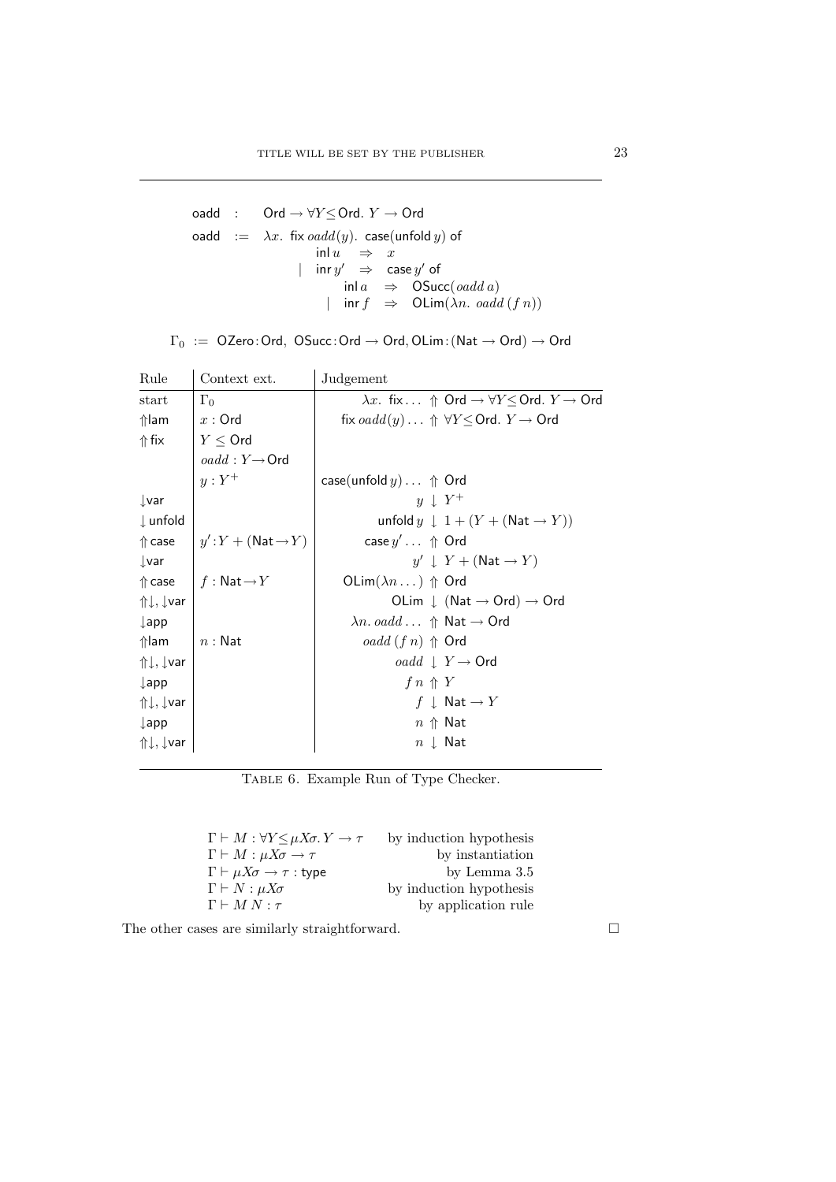$$
\begin{array}{lll}
\mathsf{oadd} & : & \mathsf{Ord} \to \forall Y {\leq} \mathsf{Ord}.\ Y \to \mathsf{Ord} \\
\mathsf{oadd} & := & \lambda x.\ \mathsf{fix}\, oadd(y).\ \mathsf{case}(\mathsf{unfold}\, y)\ \mathsf{of} \\
& & \quad \mathsf{inl}\, u \quad \Rightarrow \quad x \\
& & \mid \ \mathsf{inr}\, y' \quad \Rightarrow \quad \mathsf{case}\, y'\ \mathsf{of} \\
& & \qquad\qquad \mathsf{inl}\, a \quad \Rightarrow \quad \mathsf{OSucc}(oadd\ a) \\
& & \qquad\quad \mid \ \mathsf{inr}\, f \quad \Rightarrow \quad \mathsf{OLim}(\lambda n.\ oadd\ (f\ n))
\end{array}
$$

$$
\Gamma_0 \ := \ \mathsf{OZero}{:}\mathsf{Ord},\ \mathsf{OSucc}{:}\mathsf{Ord} \to \mathsf{Ord}, \mathsf{OLim}{:}(\mathsf{Nat} \to \mathsf{Ord}) \to \mathsf{Ord}
$$

| Rule | Context ext. | Judgement |
|---|---|---|
| start | $\Gamma_0$ | $\lambda x.\ \mathsf{fix} \ldots \ \Uparrow \ \mathsf{Ord} \to \forall Y {\leq} \mathsf{Ord}.\ Y \to \mathsf{Ord}$ |
| $\Uparrow$lam | $x : \mathsf{Ord}$ | $\mathsf{fix}\, oadd(y) \ldots \ \Uparrow \ \forall Y {\leq} \mathsf{Ord}.\ Y \to \mathsf{Ord}$ |
| $\Uparrow$ fix | $Y \leq \mathsf{Ord}$ | |
| | $oadd : Y \to \mathsf{Ord}$ | |
| | $y : Y^+$ | $\mathsf{case}(\mathsf{unfold}\, y) \ldots \ \Uparrow \ \mathsf{Ord}$ |
| $\downarrow$var | | $y \ \downarrow \ Y^+$ |
| $\downarrow$ unfold | | $\mathsf{unfold}\, y \ \downarrow \ 1 + (Y + (\mathsf{Nat} \to Y))$ |
| $\Uparrow$ case | $y' : Y + (\mathsf{Nat} \to Y)$ | $\mathsf{case}\, y' \ldots \ \Uparrow \ \mathsf{Ord}$ |
| $\downarrow$var | | $y' \ \downarrow \ Y + (\mathsf{Nat} \to Y)$ |
| $\Uparrow$ case | $f : \mathsf{Nat} \to Y$ | $\mathsf{OLim}(\lambda n \ldots) \ \Uparrow \ \mathsf{Ord}$ |
| $\Uparrow\downarrow$, $\downarrow$var | | $\mathsf{OLim} \ \downarrow \ (\mathsf{Nat} \to \mathsf{Ord}) \to \mathsf{Ord}$ |
| $\downarrow$app | | $\lambda n.\ oadd \ldots \ \Uparrow \ \mathsf{Nat} \to \mathsf{Ord}$ |
| $\Uparrow$lam | $n : \mathsf{Nat}$ | $oadd\ (f\ n) \ \Uparrow \ \mathsf{Ord}$ |
| $\Uparrow\downarrow$, $\downarrow$var | | $oadd \ \downarrow \ Y \to \mathsf{Ord}$ |
| $\downarrow$app | | $f\ n \ \Uparrow \ Y$ |
| $\Uparrow\downarrow$, $\downarrow$var | | $f \ \downarrow \ \mathsf{Nat} \to Y$ |
| $\downarrow$app | | $n \ \Uparrow \ \mathsf{Nat}$ |
| $\Uparrow\downarrow$, $\downarrow$var | | $n \ \downarrow \ \mathsf{Nat}$ |

Table 6. Example Run of Type Checker.

| | |
|---|---|
| $\Gamma \vdash M : \forall Y {\leq} \mu X \sigma.\, Y \to \tau$ | by induction hypothesis |
| $\Gamma \vdash M : \mu X \sigma \to \tau$ | by instantiation |
| $\Gamma \vdash \mu X \sigma \to \tau : \mathsf{type}$ | by Lemma 3.5 |
| $\Gamma \vdash N : \mu X \sigma$ | by induction hypothesis |
| $\Gamma \vdash M\, N : \tau$ | by application rule |

The other cases are similarly straightforward. □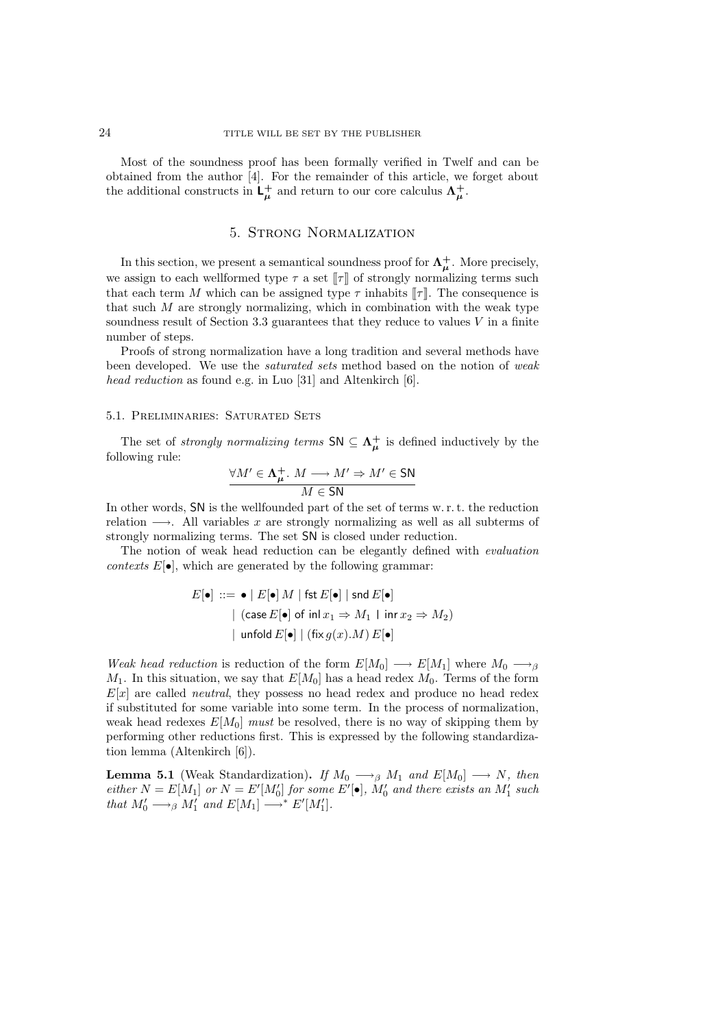Most of the soundness proof has been formally verified in Twelf and can be obtained from the author [4]. For the remainder of this article, we forget about the additional constructs in $\mathsf{L}^+_{\boldsymbol{\mu}}$ and return to our core calculus $\boldsymbol{\Lambda}^+_{\boldsymbol{\mu}}$.

## 5. Strong Normalization

In this section, we present a semantical soundness proof for $\boldsymbol{\Lambda}^+_{\boldsymbol{\mu}}$. More precisely, we assign to each wellformed type $\tau$ a set $[\![\tau]\!]$ of strongly normalizing terms such that each term $M$ which can be assigned type $\tau$ inhabits $[\![\tau]\!]$. The consequence is that such $M$ are strongly normalizing, which in combination with the weak type soundness result of Section 3.3 guarantees that they reduce to values $V$ in a finite number of steps.

Proofs of strong normalization have a long tradition and several methods have been developed. We use the *saturated sets* method based on the notion of *weak head reduction* as found e.g. in Luo [31] and Altenkirch [6].

### 5.1. Preliminaries: Saturated Sets

The set of *strongly normalizing terms* $\mathsf{SN} \subseteq \boldsymbol{\Lambda}^+_{\boldsymbol{\mu}}$ is defined inductively by the following rule:

$$\frac{\forall M' \in \boldsymbol{\Lambda}^+_{\boldsymbol{\mu}}.\ M \longrightarrow M' \Rightarrow M' \in \mathsf{SN}}{M \in \mathsf{SN}}$$

In other words, SN is the wellfounded part of the set of terms w. r. t. the reduction relation $\longrightarrow$. All variables $x$ are strongly normalizing as well as all subterms of strongly normalizing terms. The set SN is closed under reduction.

The notion of weak head reduction can be elegantly defined with *evaluation contexts* $E[\bullet]$, which are generated by the following grammar:

$$\begin{aligned} E[\bullet] \ ::= \ & \bullet \mid E[\bullet]\, M \mid \mathsf{fst}\, E[\bullet] \mid \mathsf{snd}\, E[\bullet] \\ & \mid (\mathsf{case}\, E[\bullet] \text{ of } \mathsf{inl}\, x_1 \Rightarrow M_1 \mid \mathsf{inr}\, x_2 \Rightarrow M_2) \\ & \mid \mathsf{unfold}\, E[\bullet] \mid (\mathsf{fix}\, g(x).M)\, E[\bullet] \end{aligned}$$

*Weak head reduction* is reduction of the form $E[M_0] \longrightarrow E[M_1]$ where $M_0 \longrightarrow_\beta M_1$. In this situation, we say that $E[M_0]$ has a head redex $M_0$. Terms of the form $E[x]$ are called *neutral*, they possess no head redex and produce no head redex if substituted for some variable into some term. In the process of normalization, weak head redexes $E[M_0]$ *must* be resolved, there is no way of skipping them by performing other reductions first. This is expressed by the following standardization lemma (Altenkirch [6]).

**Lemma 5.1** (Weak Standardization)**.** *If $M_0 \longrightarrow_\beta M_1$ and $E[M_0] \longrightarrow N$, then either $N = E[M_1]$ or $N = E'[M_0']$ for some $E'[\bullet]$, $M_0'$ and there exists an $M_1'$ such that $M_0' \longrightarrow_\beta M_1'$ and $E[M_1] \longrightarrow^* E'[M_1']$.*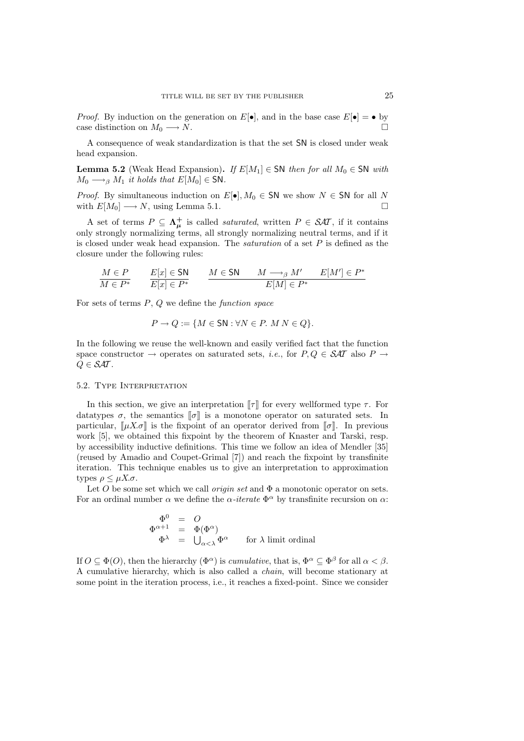*Proof.* By induction on the generation on $E[\bullet]$, and in the base case $E[\bullet] = \bullet$ by case distinction on $M_0 \longrightarrow N$. □

A consequence of weak standardization is that the set $\mathsf{SN}$ is closed under weak head expansion.

**Lemma 5.2** (Weak Head Expansion)**.** *If $E[M_1] \in \mathsf{SN}$ then for all $M_0 \in \mathsf{SN}$ with $M_0 \longrightarrow_\beta M_1$ it holds that $E[M_0] \in \mathsf{SN}$.*

*Proof.* By simultaneous induction on $E[\bullet], M_0 \in \mathsf{SN}$ we show $N \in \mathsf{SN}$ for all $N$ with $E[M_0] \longrightarrow N$, using Lemma 5.1. □

A set of terms $P \subseteq \mathbf{\Lambda}^+_{\boldsymbol{\mu}}$ is called *saturated*, written $P \in \mathcal{SAT}$, if it contains only strongly normalizing terms, all strongly normalizing neutral terms, and if it is closed under weak head expansion. The *saturation* of a set $P$ is defined as the closure under the following rules:

$$\frac{M \in P}{M \in P^*} \qquad \frac{E[x] \in \mathsf{SN}}{E[x] \in P^*} \qquad \frac{M \in \mathsf{SN} \qquad M \longrightarrow_\beta M' \qquad E[M'] \in P^*}{E[M] \in P^*}$$

For sets of terms $P$, $Q$ we define the *function space*

$$P \to Q := \{M \in \mathsf{SN} : \forall N \in P.\ M\, N \in Q\}.$$

In the following we reuse the well-known and easily verified fact that the function space constructor $\to$ operates on saturated sets, *i.e.*, for $P, Q \in \mathcal{SAT}$ also $P \to Q \in \mathcal{SAT}$.

## 5.2. Type Interpretation

In this section, we give an interpretation $[\![\tau]\!]$ for every wellformed type $\tau$. For datatypes $\sigma$, the semantics $[\![\sigma]\!]$ is a monotone operator on saturated sets. In particular, $[\![\mu X.\sigma]\!]$ is the fixpoint of an operator derived from $[\![\sigma]\!]$. In previous work [5], we obtained this fixpoint by the theorem of Knaster and Tarski, resp. by accessibility inductive definitions. This time we follow an idea of Mendler [35] (reused by Amadio and Coupet-Grimal [7]) and reach the fixpoint by transfinite iteration. This technique enables us to give an interpretation to approximation types $\rho \leq \mu X.\sigma$.

Let $O$ be some set which we call *origin set* and $\Phi$ a monotonic operator on sets. For an ordinal number $\alpha$ we define the $\alpha$*-iterate* $\Phi^\alpha$ by transfinite recursion on $\alpha$:

$$\begin{array}{rcll} \Phi^0 & = & O & \\ \Phi^{\alpha+1} & = & \Phi(\Phi^\alpha) & \\ \Phi^\lambda & = & \bigcup_{\alpha<\lambda} \Phi^\alpha & \text{for } \lambda \text{ limit ordinal} \end{array}$$

If $O \subseteq \Phi(O)$, then the hierarchy $(\Phi^\alpha)$ is *cumulative*, that is, $\Phi^\alpha \subseteq \Phi^\beta$ for all $\alpha < \beta$. A cumulative hierarchy, which is also called a *chain*, will become stationary at some point in the iteration process, i.e., it reaches a fixed-point. Since we consider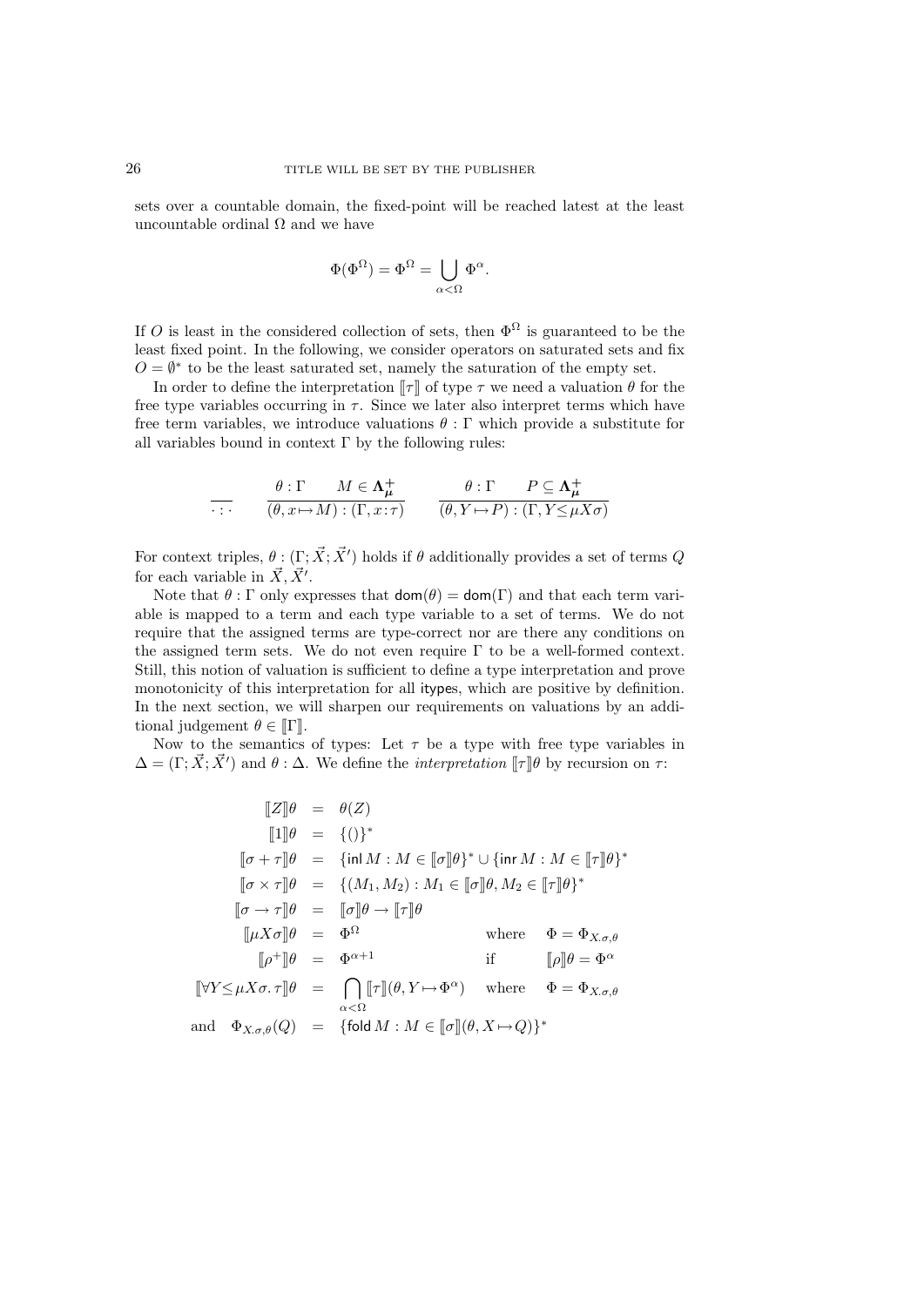sets over a countable domain, the fixed-point will be reached latest at the least uncountable ordinal $\Omega$ and we have

$$\Phi(\Phi^{\Omega}) = \Phi^{\Omega} = \bigcup_{\alpha<\Omega} \Phi^{\alpha}.$$

If $O$ is least in the considered collection of sets, then $\Phi^{\Omega}$ is guaranteed to be the least fixed point. In the following, we consider operators on saturated sets and fix $O = \emptyset^*$ to be the least saturated set, namely the saturation of the empty set.

In order to define the interpretation $[\![\tau]\!]$ of type $\tau$ we need a valuation $\theta$ for the free type variables occurring in $\tau$. Since we later also interpret terms which have free term variables, we introduce valuations $\theta : \Gamma$ which provide a substitute for all variables bound in context $\Gamma$ by the following rules:

$$\frac{}{\cdot : \cdot} \qquad \frac{\theta : \Gamma \qquad M \in \mathbf{\Lambda}^{+}_{\boldsymbol{\mu}}}{(\theta, x \mapsto M) : (\Gamma, x : \tau)} \qquad \frac{\theta : \Gamma \qquad P \subseteq \mathbf{\Lambda}^{+}_{\boldsymbol{\mu}}}{(\theta, Y \mapsto P) : (\Gamma, Y \leq \mu X \sigma)}$$

For context triples, $\theta : (\Gamma; \vec{X}; \vec{X}')$ holds if $\theta$ additionally provides a set of terms $Q$ for each variable in $\vec{X}, \vec{X}'$.

Note that $\theta : \Gamma$ only expresses that $\mathsf{dom}(\theta) = \mathsf{dom}(\Gamma)$ and that each term variable is mapped to a term and each type variable to a set of terms. We do not require that the assigned terms are type-correct nor are there any conditions on the assigned term sets. We do not even require $\Gamma$ to be a well-formed context. Still, this notion of valuation is sufficient to define a type interpretation and prove monotonicity of this interpretation for all $\mathsf{itypes}$, which are positive by definition. In the next section, we will sharpen our requirements on valuations by an additional judgement $\theta \in [\![\Gamma]\!]$.

Now to the semantics of types: Let $\tau$ be a type with free type variables in $\Delta = (\Gamma; \vec{X}; \vec{X}')$ and $\theta : \Delta$. We define the *interpretation* $[\![\tau]\!]\theta$ by recursion on $\tau$:

$$\begin{array}{rcll}
[\![Z]\!]\theta & = & \theta(Z) & \\
[\![1]\!]\theta & = & \{()\}^* & \\
[\![\sigma + \tau]\!]\theta & = & \{\mathsf{inl}\, M : M \in [\![\sigma]\!]\theta\}^* \cup \{\mathsf{inr}\, M : M \in [\![\tau]\!]\theta\}^* & \\
[\![\sigma \times \tau]\!]\theta & = & \{(M_1, M_2) : M_1 \in [\![\sigma]\!]\theta, M_2 \in [\![\tau]\!]\theta\}^* & \\
[\![\sigma \to \tau]\!]\theta & = & [\![\sigma]\!]\theta \to [\![\tau]\!]\theta & \\
[\![\mu X \sigma]\!]\theta & = & \Phi^{\Omega} & \text{where} \quad \Phi = \Phi_{X.\sigma,\theta} \\
[\![\rho^+]\!]\theta & = & \Phi^{\alpha+1} & \text{if} \quad [\![\rho]\!]\theta = \Phi^{\alpha} \\
[\![\forall Y {\leq} \mu X \sigma.\, \tau]\!]\theta & = & \bigcap_{\alpha<\Omega} [\![\tau]\!](\theta, Y \mapsto \Phi^{\alpha}) & \text{where} \quad \Phi = \Phi_{X.\sigma,\theta} \\
\text{and} \quad \Phi_{X.\sigma,\theta}(Q) & = & \{\mathsf{fold}\, M : M \in [\![\sigma]\!](\theta, X \mapsto Q)\}^* &
\end{array}$$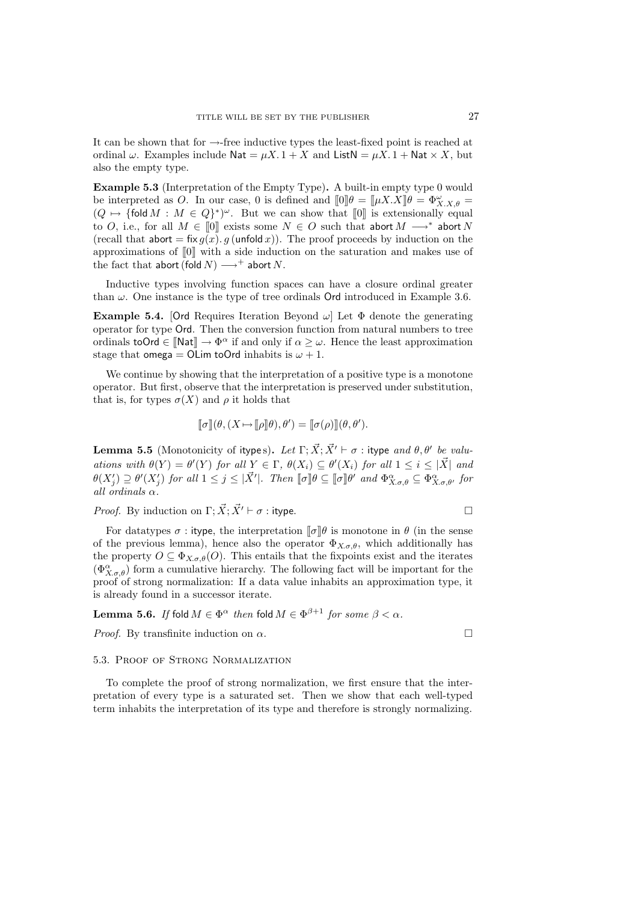It can be shown that for $\to$-free inductive types the least-fixed point is reached at ordinal $\omega$. Examples include $\mathsf{Nat} = \mu X. 1 + X$ and $\mathsf{ListN} = \mu X. 1 + \mathsf{Nat} \times X$, but also the empty type.

**Example 5.3** (Interpretation of the Empty Type)**.** A built-in empty type 0 would be interpreted as $O$. In our case, 0 is defined and $[\![0]\!]\theta = [\![\mu X.X]\!]\theta = \Phi^{\omega}_{X.X,\theta} = (Q \mapsto \{\mathsf{fold}\, M : M \in Q\}^*)^{\omega}$. But we can show that $[\![0]\!]$ is extensionally equal to $O$, i.e., for all $M \in [\![0]\!]$ exists some $N \in O$ such that $\mathsf{abort}\, M \longrightarrow^* \mathsf{abort}\, N$ (recall that $\mathsf{abort} = \mathsf{fix}\, g(x).\, g\,(\mathsf{unfold}\, x)$). The proof proceeds by induction on the approximations of $[\![0]\!]$ with a side induction on the saturation and makes use of the fact that $\mathsf{abort}\,(\mathsf{fold}\, N) \longrightarrow^+ \mathsf{abort}\, N$.

Inductive types involving function spaces can have a closure ordinal greater than $\omega$. One instance is the type of tree ordinals $\mathsf{Ord}$ introduced in Example 3.6.

**Example 5.4.** [$\mathsf{Ord}$ Requires Iteration Beyond $\omega$] Let $\Phi$ denote the generating operator for type $\mathsf{Ord}$. Then the conversion function from natural numbers to tree ordinals $\mathsf{toOrd} \in [\![\mathsf{Nat}]\!] \to \Phi^{\alpha}$ if and only if $\alpha \geq \omega$. Hence the least approximation stage that $\mathsf{omega} = \mathsf{OLim}\ \mathsf{toOrd}$ inhabits is $\omega + 1$.

We continue by showing that the interpretation of a positive type is a monotone operator. But first, observe that the interpretation is preserved under substitution, that is, for types $\sigma(X)$ and $\rho$ it holds that

$$[\![\sigma]\!](\theta, (X \mapsto [\![\rho]\!]\theta), \theta') = [\![\sigma(\rho)]\!](\theta, \theta').$$

**Lemma 5.5** (Monotonicity of $\mathsf{itype}$s)**.** *Let $\Gamma; \vec{X}; \vec{X}' \vdash \sigma : \mathsf{itype}$ and $\theta, \theta'$ be valuations with $\theta(Y) = \theta'(Y)$ for all $Y \in \Gamma$, $\theta(X_i) \subseteq \theta'(X_i)$ for all $1 \leq i \leq |\vec{X}|$ and $\theta(X'_j) \supseteq \theta'(X'_j)$ for all $1 \leq j \leq |\vec{X}'|$. Then $[\![\sigma]\!]\theta \subseteq [\![\sigma]\!]\theta'$ and $\Phi^{\alpha}_{X.\sigma,\theta} \subseteq \Phi^{\alpha}_{X.\sigma,\theta'}$ for all ordinals $\alpha$.*

*Proof.* By induction on $\Gamma; \vec{X}; \vec{X}' \vdash \sigma : \mathsf{itype}$. □

For datatypes $\sigma : \mathsf{itype}$, the interpretation $[\![\sigma]\!]\theta$ is monotone in $\theta$ (in the sense of the previous lemma), hence also the operator $\Phi_{X.\sigma,\theta}$, which additionally has the property $O \subseteq \Phi_{X.\sigma,\theta}(O)$. This entails that the fixpoints exist and the iterates $(\Phi^{\alpha}_{X.\sigma,\theta})$ form a cumulative hierarchy. The following fact will be important for the proof of strong normalization: If a data value inhabits an approximation type, it is already found in a successor iterate.

**Lemma 5.6.** *If $\mathsf{fold}\, M \in \Phi^{\alpha}$ then $\mathsf{fold}\, M \in \Phi^{\beta+1}$ for some $\beta < \alpha$.*

*Proof.* By transfinite induction on $\alpha$. □

### 5.3. Proof of Strong Normalization

To complete the proof of strong normalization, we first ensure that the interpretation of every type is a saturated set. Then we show that each well-typed term inhabits the interpretation of its type and therefore is strongly normalizing.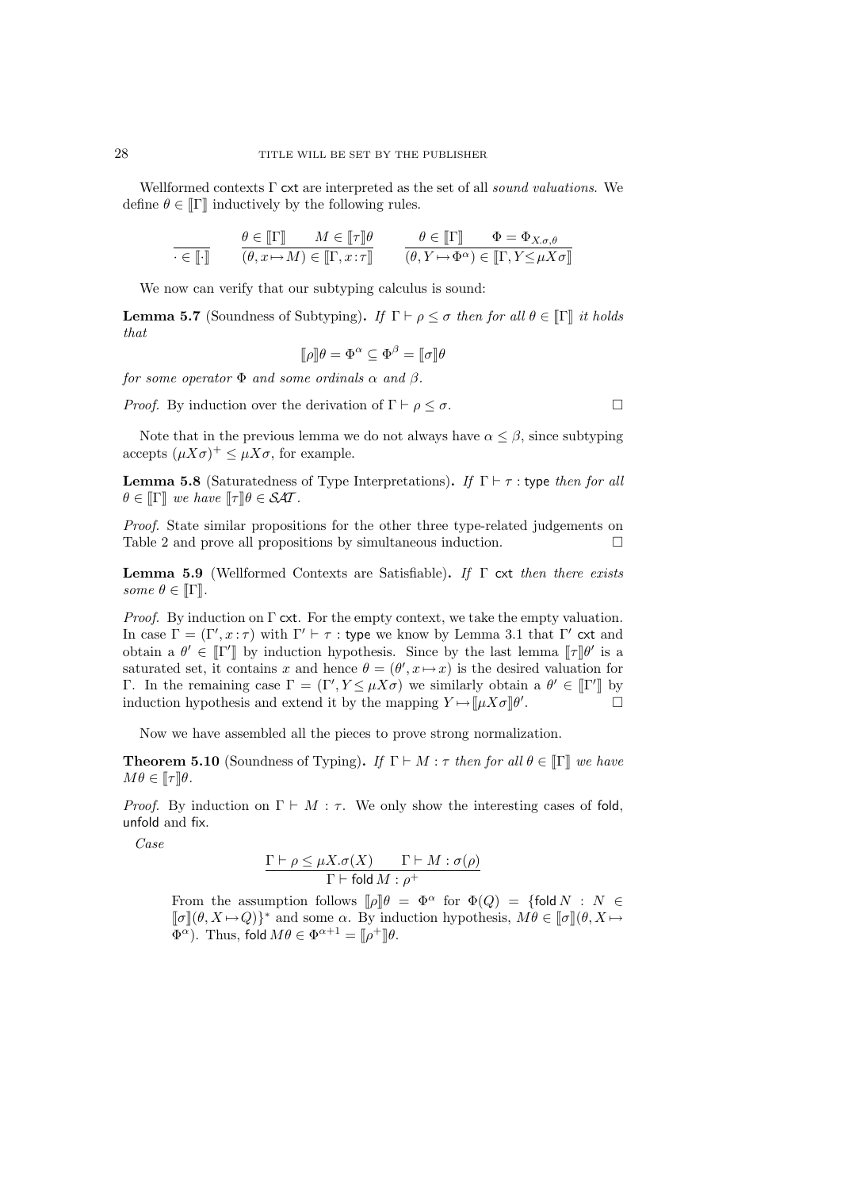Wellformed contexts $\Gamma$ $\mathsf{cxt}$ are interpreted as the set of all *sound valuations*. We define $\theta \in [\![\Gamma]\!]$ inductively by the following rules.

$$\frac{}{\cdot \in [\![\cdot]\!]} \qquad \frac{\theta \in [\![\Gamma]\!] \qquad M \in [\![\tau]\!]\theta}{(\theta, x \mapsto M) \in [\![\Gamma, x\!:\!\tau]\!]} \qquad \frac{\theta \in [\![\Gamma]\!] \qquad \Phi = \Phi_{X.\sigma,\theta}}{(\theta, Y \mapsto \Phi^\alpha) \in [\![\Gamma, Y \!\leq\! \mu X \sigma]\!]}$$

We now can verify that our subtyping calculus is sound:

**Lemma 5.7** (Soundness of Subtyping)**.** *If $\Gamma \vdash \rho \leq \sigma$ then for all $\theta \in [\![\Gamma]\!]$ it holds that*

$$[\![\rho]\!]\theta = \Phi^\alpha \subseteq \Phi^\beta = [\![\sigma]\!]\theta$$

*for some operator $\Phi$ and some ordinals $\alpha$ and $\beta$.*

*Proof.* By induction over the derivation of $\Gamma \vdash \rho \leq \sigma$. □

Note that in the previous lemma we do not always have $\alpha \leq \beta$, since subtyping accepts $(\mu X \sigma)^+ \leq \mu X \sigma$, for example.

**Lemma 5.8** (Saturatedness of Type Interpretations)**.** *If $\Gamma \vdash \tau : \mathsf{type}$ then for all $\theta \in [\![\Gamma]\!]$ we have $[\![\tau]\!]\theta \in \mathcal{SAT}$.*

*Proof.* State similar propositions for the other three type-related judgements on Table 2 and prove all propositions by simultaneous induction. □

**Lemma 5.9** (Wellformed Contexts are Satisfiable)**.** *If $\Gamma$ $\mathsf{cxt}$ then there exists some $\theta \in [\![\Gamma]\!]$.*

*Proof.* By induction on $\Gamma$ $\mathsf{cxt}$. For the empty context, we take the empty valuation. In case $\Gamma = (\Gamma', x\!:\!\tau)$ with $\Gamma' \vdash \tau : \mathsf{type}$ we know by Lemma 3.1 that $\Gamma'$ $\mathsf{cxt}$ and obtain a $\theta' \in [\![\Gamma']\!]$ by induction hypothesis. Since by the last lemma $[\![\tau]\!]\theta'$ is a saturated set, it contains $x$ and hence $\theta = (\theta', x \mapsto x)$ is the desired valuation for $\Gamma$. In the remaining case $\Gamma = (\Gamma', Y \!\leq\! \mu X \sigma)$ we similarly obtain a $\theta' \in [\![\Gamma']\!]$ by induction hypothesis and extend it by the mapping $Y \mapsto [\![\mu X \sigma]\!]\theta'$. □

Now we have assembled all the pieces to prove strong normalization.

**Theorem 5.10** (Soundness of Typing)**.** *If $\Gamma \vdash M : \tau$ then for all $\theta \in [\![\Gamma]\!]$ we have $M\theta \in [\![\tau]\!]\theta$.*

*Proof.* By induction on $\Gamma \vdash M : \tau$. We only show the interesting cases of $\mathsf{fold}$, $\mathsf{unfold}$ and $\mathsf{fix}$.

*Case*

$$\frac{\Gamma \vdash \rho \leq \mu X.\sigma(X) \qquad \Gamma \vdash M : \sigma(\rho)}{\Gamma \vdash \mathsf{fold}\, M : \rho^+}$$

From the assumption follows $[\![\rho]\!]\theta = \Phi^\alpha$ for $\Phi(Q) = \{\mathsf{fold}\, N : N \in [\![\sigma]\!](\theta, X \mapsto Q)\}^*$ and some $\alpha$. By induction hypothesis, $M\theta \in [\![\sigma]\!](\theta, X \mapsto \Phi^\alpha)$. Thus, $\mathsf{fold}\, M\theta \in \Phi^{\alpha+1} = [\![\rho^+]\!]\theta$.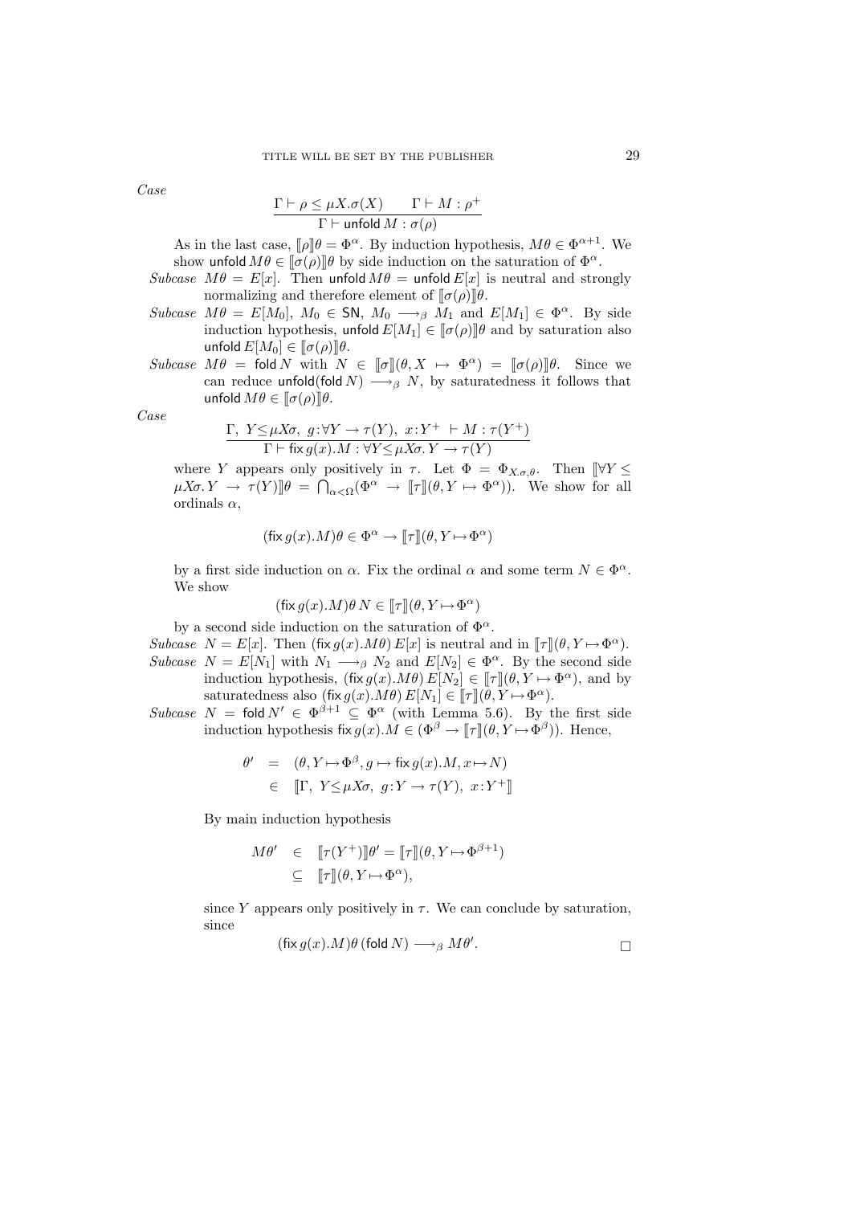*Case*

$$\frac{\Gamma \vdash \rho \leq \mu X.\sigma(X) \qquad \Gamma \vdash M : \rho^+}{\Gamma \vdash \mathsf{unfold}\, M : \sigma(\rho)}$$

As in the last case, $[\![\rho]\!]\theta = \Phi^\alpha$. By induction hypothesis, $M\theta \in \Phi^{\alpha+1}$. We show $\mathsf{unfold}\, M\theta \in [\![\sigma(\rho)]\!]\theta$ by side induction on the saturation of $\Phi^\alpha$.

*Subcase* $M\theta = E[x]$. Then $\mathsf{unfold}\, M\theta = \mathsf{unfold}\, E[x]$ is neutral and strongly normalizing and therefore element of $[\![\sigma(\rho)]\!]\theta$.

*Subcase* $M\theta = E[M_0]$, $M_0 \in \mathsf{SN}$, $M_0 \longrightarrow_\beta M_1$ and $E[M_1] \in \Phi^\alpha$. By side induction hypothesis, $\mathsf{unfold}\, E[M_1] \in [\![\sigma(\rho)]\!]\theta$ and by saturation also $\mathsf{unfold}\, E[M_0] \in [\![\sigma(\rho)]\!]\theta$.

*Subcase* $M\theta = \mathsf{fold}\, N$ with $N \in [\![\sigma]\!](\theta, X \mapsto \Phi^\alpha) = [\![\sigma(\rho)]\!]\theta$. Since we can reduce $\mathsf{unfold}(\mathsf{fold}\, N) \longrightarrow_\beta N$, by saturatedness it follows that $\mathsf{unfold}\, M\theta \in [\![\sigma(\rho)]\!]\theta$.

*Case*

$$\frac{\Gamma,\ Y \leq \mu X\sigma,\ g : \forall Y \to \tau(Y),\ x : Y^+ \ \vdash M : \tau(Y^+)}{\Gamma \vdash \mathsf{fix}\, g(x).M : \forall Y \leq \mu X\sigma.\, Y \to \tau(Y)}$$

where $Y$ appears only positively in $\tau$. Let $\Phi = \Phi_{X.\sigma,\theta}$. Then $[\![\forall Y \leq \mu X\sigma.\, Y \to \tau(Y)]\!]\theta = \bigcap_{\alpha < \Omega}(\Phi^\alpha \to [\![\tau]\!](\theta, Y \mapsto \Phi^\alpha))$. We show for all ordinals $\alpha$,

$$(\mathsf{fix}\, g(x).M)\theta \in \Phi^\alpha \to [\![\tau]\!](\theta, Y \mapsto \Phi^\alpha)$$

by a first side induction on $\alpha$. Fix the ordinal $\alpha$ and some term $N \in \Phi^\alpha$. We show

$$(\mathsf{fix}\, g(x).M)\theta\, N \in [\![\tau]\!](\theta, Y \mapsto \Phi^\alpha)$$

by a second side induction on the saturation of $\Phi^\alpha$.

*Subcase* $N = E[x]$. Then $(\mathsf{fix}\, g(x).M\theta)\, E[x]$ is neutral and in $[\![\tau]\!](\theta, Y \mapsto \Phi^\alpha)$.

*Subcase* $N = E[N_1]$ with $N_1 \longrightarrow_\beta N_2$ and $E[N_2] \in \Phi^\alpha$. By the second side induction hypothesis, $(\mathsf{fix}\, g(x).M\theta)\, E[N_2] \in [\![\tau]\!](\theta, Y \mapsto \Phi^\alpha)$, and by saturatedness also $(\mathsf{fix}\, g(x).M\theta)\, E[N_1] \in [\![\tau]\!](\theta, Y \mapsto \Phi^\alpha)$.

*Subcase* $N = \mathsf{fold}\, N' \in \Phi^{\beta+1} \subseteq \Phi^\alpha$ (with Lemma 5.6). By the first side induction hypothesis $\mathsf{fix}\, g(x).M \in (\Phi^\beta \to [\![\tau]\!](\theta, Y \mapsto \Phi^\beta))$. Hence,

$$\begin{aligned}
\theta' &= (\theta, Y \mapsto \Phi^\beta, g \mapsto \mathsf{fix}\, g(x).M, x \mapsto N) \\
&\in [\![\Gamma,\ Y \leq \mu X\sigma,\ g : Y \to \tau(Y),\ x : Y^+]\!]
\end{aligned}$$

By main induction hypothesis

$$\begin{aligned}
M\theta' &\in [\![\tau(Y^+)]\!]\theta' = [\![\tau]\!](\theta, Y \mapsto \Phi^{\beta+1}) \\
&\subseteq [\![\tau]\!](\theta, Y \mapsto \Phi^\alpha),
\end{aligned}$$

since $Y$ appears only positively in $\tau$. We can conclude by saturation, since

$$(\mathsf{fix}\, g(x).M)\theta\, (\mathsf{fold}\, N) \longrightarrow_\beta M\theta'. \qquad \square$$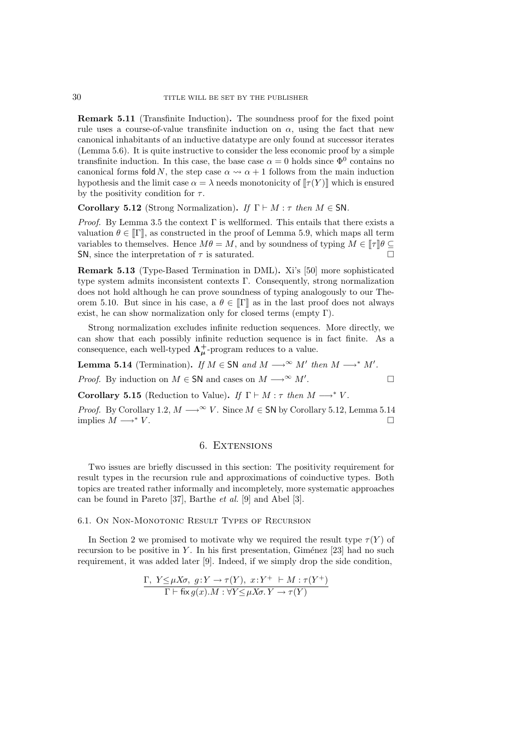**Remark 5.11** (Transfinite Induction)**.** The soundness proof for the fixed point rule uses a course-of-value transfinite induction on $\alpha$, using the fact that new canonical inhabitants of an inductive datatype are only found at successor iterates (Lemma 5.6). It is quite instructive to consider the less economic proof by a simple transfinite induction. In this case, the base case $\alpha = 0$ holds since $\Phi^0$ contains no canonical forms $\mathsf{fold}\, N$, the step case $\alpha \rightsquigarrow \alpha + 1$ follows from the main induction hypothesis and the limit case $\alpha = \lambda$ needs monotonicity of $[\![\tau(Y)]\!]$ which is ensured by the positivity condition for $\tau$.

**Corollary 5.12** (Strong Normalization)**.** *If* $\Gamma \vdash M : \tau$ *then* $M \in \mathsf{SN}$.

*Proof.* By Lemma 3.5 the context $\Gamma$ is wellformed. This entails that there exists a valuation $\theta \in [\![\Gamma]\!]$, as constructed in the proof of Lemma 5.9, which maps all term variables to themselves. Hence $M\theta = M$, and by soundness of typing $M \in [\![\tau]\!]\theta \subseteq \mathsf{SN}$, since the interpretation of $\tau$ is saturated. □

**Remark 5.13** (Type-Based Termination in DML)**.** Xi's [50] more sophisticated type system admits inconsistent contexts $\Gamma$. Consequently, strong normalization does not hold although he can prove soundness of typing analogously to our Theorem 5.10. But since in his case, a $\theta \in [\![\Gamma]\!]$ as in the last proof does not always exist, he can show normalization only for closed terms (empty $\Gamma$).

Strong normalization excludes infinite reduction sequences. More directly, we can show that each possibly infinite reduction sequence is in fact finite. As a consequence, each well-typed $\mathbf{\Lambda}^{+}_{\boldsymbol{\mu}}$-program reduces to a value.

**Lemma 5.14** (Termination)**.** *If* $M \in \mathsf{SN}$ *and* $M \longrightarrow^{\infty} M'$ *then* $M \longrightarrow^{*} M'$.

*Proof.* By induction on $M \in \mathsf{SN}$ and cases on $M \longrightarrow^{\infty} M'$. □

**Corollary 5.15** (Reduction to Value)**.** *If* $\Gamma \vdash M : \tau$ *then* $M \longrightarrow^{*} V$.

*Proof.* By Corollary 1.2, $M \longrightarrow^{\infty} V$. Since $M \in \mathsf{SN}$ by Corollary 5.12, Lemma 5.14 implies $M \longrightarrow^{*} V$. □

## 6. Extensions

Two issues are briefly discussed in this section: The positivity requirement for result types in the recursion rule and approximations of coinductive types. Both topics are treated rather informally and incompletely, more systematic approaches can be found in Pareto [37], Barthe *et al.* [9] and Abel [3].

### 6.1. On Non-Monotonic Result Types of Recursion

In Section 2 we promised to motivate why we required the result type $\tau(Y)$ of recursion to be positive in $Y$. In his first presentation, Giménez [23] had no such requirement, it was added later [9]. Indeed, if we simply drop the side condition,

$$\frac{\Gamma,\ Y \!\leq\! \mu X\sigma,\ g\!:\!Y \to \tau(Y),\ x\!:\!Y^{+}\ \vdash M : \tau(Y^{+})}{\Gamma \vdash \mathsf{fix}\, g(x).M : \forall Y \!\leq\! \mu X\sigma.\, Y \to \tau(Y)}$$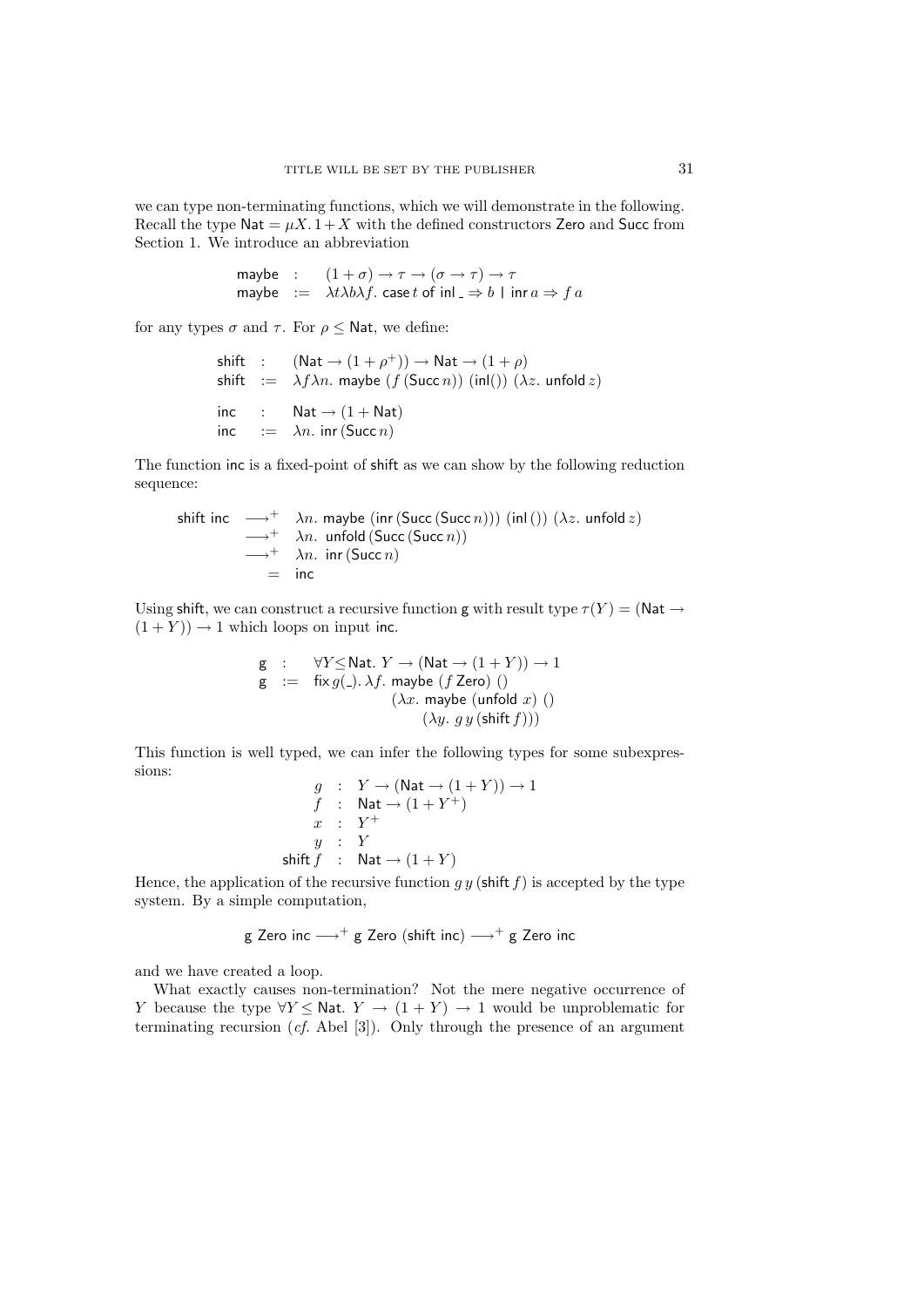we can type non-terminating functions, which we will demonstrate in the following. Recall the type $\mathsf{Nat} = \mu X. 1 + X$ with the defined constructors $\mathsf{Zero}$ and $\mathsf{Succ}$ from Section 1. We introduce an abbreviation

$$
\begin{array}{lcl}
\mathsf{maybe} & : & (1 + \sigma) \to \tau \to (\sigma \to \tau) \to \tau \\
\mathsf{maybe} & := & \lambda t \lambda b \lambda f.\ \mathsf{case}\, t \ \mathsf{of}\ \mathsf{inl}\ \_ \Rightarrow b \mid \mathsf{inr}\, a \Rightarrow f\, a
\end{array}
$$

for any types $\sigma$ and $\tau$. For $\rho \leq \mathsf{Nat}$, we define:

$$
\begin{array}{lcl}
\mathsf{shift} & : & (\mathsf{Nat} \to (1 + \rho^+)) \to \mathsf{Nat} \to (1 + \rho) \\
\mathsf{shift} & := & \lambda f \lambda n.\ \mathsf{maybe}\ (f\, (\mathsf{Succ}\, n))\ (\mathsf{inl}())\ (\lambda z.\ \mathsf{unfold}\, z) \\
 & & \\
\mathsf{inc} & : & \mathsf{Nat} \to (1 + \mathsf{Nat}) \\
\mathsf{inc} & := & \lambda n.\ \mathsf{inr}\, (\mathsf{Succ}\, n)
\end{array}
$$

The function $\mathsf{inc}$ is a fixed-point of $\mathsf{shift}$ as we can show by the following reduction sequence:

$$
\begin{array}{lcl}
\mathsf{shift\ inc} & \longrightarrow^+ & \lambda n.\ \mathsf{maybe}\ (\mathsf{inr}\, (\mathsf{Succ}\, (\mathsf{Succ}\, n)))\ (\mathsf{inl}\, ())\ (\lambda z.\ \mathsf{unfold}\, z) \\
 & \longrightarrow^+ & \lambda n.\ \mathsf{unfold}\, (\mathsf{Succ}\, (\mathsf{Succ}\, n)) \\
 & \longrightarrow^+ & \lambda n.\ \mathsf{inr}\, (\mathsf{Succ}\, n) \\
 & = & \mathsf{inc}
\end{array}
$$

Using $\mathsf{shift}$, we can construct a recursive function $\mathsf{g}$ with result type $\tau(Y) = (\mathsf{Nat} \to (1 + Y)) \to 1$ which loops on input $\mathsf{inc}$.

$$
\begin{array}{lcl}
\mathsf{g} & : & \forall Y \leq \mathsf{Nat}.\ Y \to (\mathsf{Nat} \to (1 + Y)) \to 1 \\
\mathsf{g} & := & \mathsf{fix}\, g(\_).\ \lambda f.\ \mathsf{maybe}\ (f\ \mathsf{Zero})\ () \\
 & & \qquad (\lambda x.\ \mathsf{maybe}\ (\mathsf{unfold}\ x)\ () \\
 & & \qquad\qquad (\lambda y.\ g\, y\, (\mathsf{shift}\, f)))
\end{array}
$$

This function is well typed, we can infer the following types for some subexpressions:

$$
\begin{array}{rcl}
g & : & Y \to (\mathsf{Nat} \to (1 + Y)) \to 1 \\
f & : & \mathsf{Nat} \to (1 + Y^+) \\
x & : & Y^+ \\
y & : & Y \\
\mathsf{shift}\, f & : & \mathsf{Nat} \to (1 + Y)
\end{array}
$$

Hence, the application of the recursive function $g\, y\, (\mathsf{shift}\, f)$ is accepted by the type system. By a simple computation,

$$
\mathsf{g\ Zero\ inc} \longrightarrow^+ \mathsf{g\ Zero\ (shift\ inc)} \longrightarrow^+ \mathsf{g\ Zero\ inc}
$$

and we have created a loop.

What exactly causes non-termination? Not the mere negative occurrence of $Y$ because the type $\forall Y \leq \mathsf{Nat}.\ Y \to (1 + Y) \to 1$ would be unproblematic for terminating recursion (*cf.* Abel [3]). Only through the presence of an argument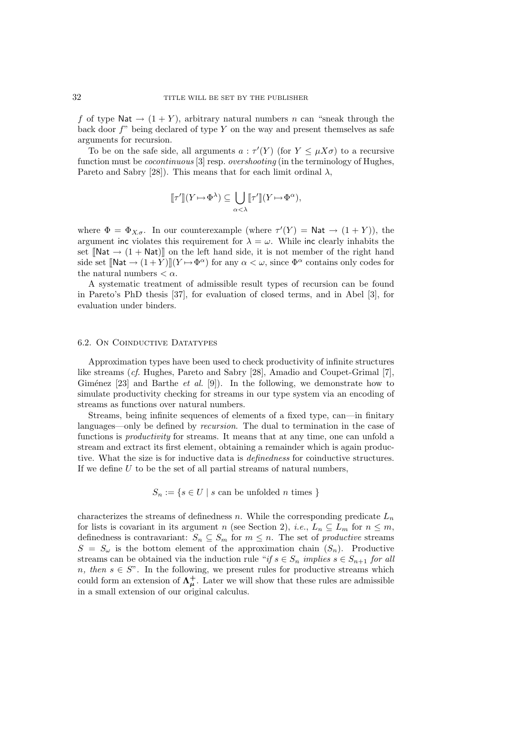$f$ of type $\mathsf{Nat} \to (1 + Y)$, arbitrary natural numbers $n$ can "sneak through the back door $f$" being declared of type $Y$ on the way and present themselves as safe arguments for recursion.

To be on the safe side, all arguments $a : \tau'(Y)$ (for $Y \leq \mu X \sigma$) to a recursive function must be *cocontinuous* [3] resp. *overshooting* (in the terminology of Hughes, Pareto and Sabry [28]). This means that for each limit ordinal $\lambda$,

$$[\![\tau']\!](Y \mapsto \Phi^\lambda) \subseteq \bigcup_{\alpha < \lambda} [\![\tau']\!](Y \mapsto \Phi^\alpha),$$

where $\Phi = \Phi_{X.\sigma}$. In our counterexample (where $\tau'(Y) = \mathsf{Nat} \to (1 + Y)$), the argument $\mathsf{inc}$ violates this requirement for $\lambda = \omega$. While $\mathsf{inc}$ clearly inhabits the set $[\![\mathsf{Nat} \to (1 + \mathsf{Nat})]\!]$ on the left hand side, it is not member of the right hand side set $[\![\mathsf{Nat} \to (1+Y)]\!](Y \mapsto \Phi^\alpha)$ for any $\alpha < \omega$, since $\Phi^\alpha$ contains only codes for the natural numbers $< \alpha$.

A systematic treatment of admissible result types of recursion can be found in Pareto's PhD thesis [37], for evaluation of closed terms, and in Abel [3], for evaluation under binders.

### 6.2. On Coinductive Datatypes

Approximation types have been used to check productivity of infinite structures like streams (*cf.* Hughes, Pareto and Sabry [28], Amadio and Coupet-Grimal [7], Giménez [23] and Barthe *et al.* [9]). In the following, we demonstrate how to simulate productivity checking for streams in our type system via an encoding of streams as functions over natural numbers.

Streams, being infinite sequences of elements of a fixed type, can—in finitary languages—only be defined by *recursion*. The dual to termination in the case of functions is *productivity* for streams. It means that at any time, one can unfold a stream and extract its first element, obtaining a remainder which is again productive. What the size is for inductive data is *definedness* for coinductive structures. If we define $U$ to be the set of all partial streams of natural numbers,

$$S_n := \{ s \in U \mid s \text{ can be unfolded } n \text{ times } \}$$

characterizes the streams of definedness $n$. While the corresponding predicate $L_n$ for lists is covariant in its argument $n$ (see Section 2), *i.e.*, $L_n \subseteq L_m$ for $n \leq m$, definedness is contravariant: $S_n \subseteq S_m$ for $m \leq n$. The set of *productive* streams $S = S_\omega$ is the bottom element of the approximation chain $(S_n)$. Productive streams can be obtained via the induction rule "*if $s \in S_n$ implies $s \in S_{n+1}$ for all $n$, then $s \in S$*". In the following, we present rules for productive streams which could form an extension of $\mathbf{\Lambda}^{+}_{\boldsymbol{\mu}}$. Later we will show that these rules are admissible in a small extension of our original calculus.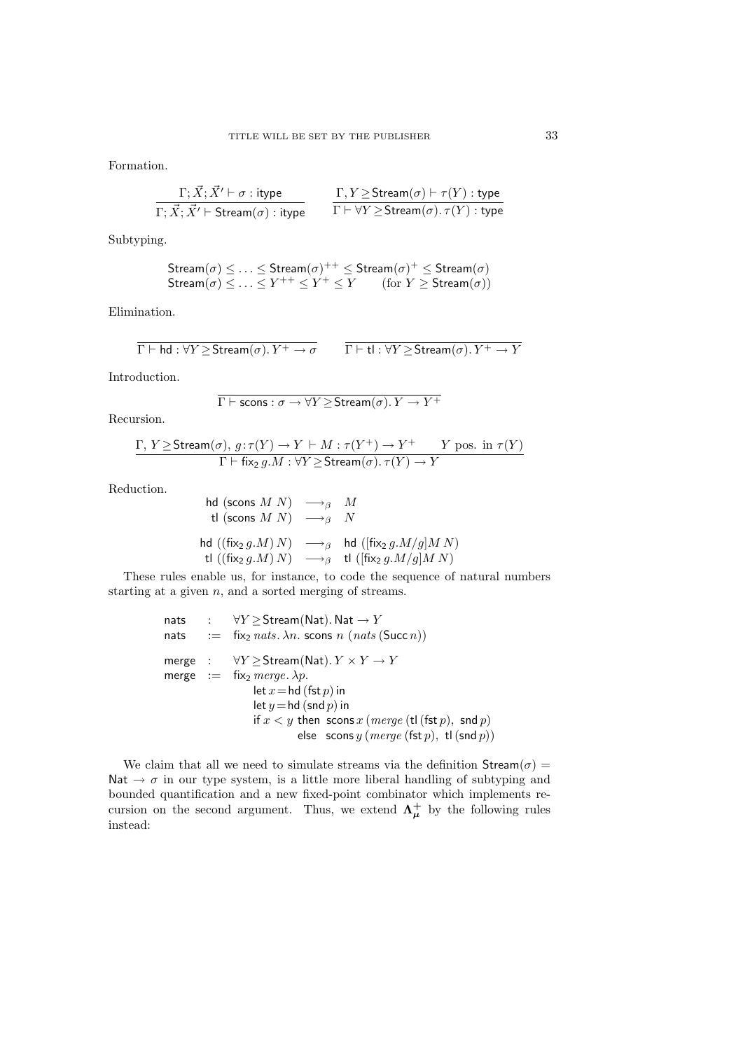Formation.

$$\frac{\Gamma; \vec{X}; \vec{X}' \vdash \sigma : \mathsf{itype}}{\Gamma; \vec{X}; \vec{X}' \vdash \mathsf{Stream}(\sigma) : \mathsf{itype}} \qquad \frac{\Gamma, Y \geq \mathsf{Stream}(\sigma) \vdash \tau(Y) : \mathsf{type}}{\Gamma \vdash \forall Y \geq \mathsf{Stream}(\sigma).\, \tau(Y) : \mathsf{type}}$$

Subtyping.

$$\begin{array}{l} \mathsf{Stream}(\sigma) \leq \ldots \leq \mathsf{Stream}(\sigma)^{++} \leq \mathsf{Stream}(\sigma)^{+} \leq \mathsf{Stream}(\sigma) \\ \mathsf{Stream}(\sigma) \leq \ldots \leq Y^{++} \leq Y^{+} \leq Y \qquad (\text{for } Y \geq \mathsf{Stream}(\sigma)) \end{array}$$

Elimination.

$$\frac{}{\Gamma \vdash \mathsf{hd} : \forall Y \geq \mathsf{Stream}(\sigma).\, Y^{+} \to \sigma} \qquad \frac{}{\Gamma \vdash \mathsf{tl} : \forall Y \geq \mathsf{Stream}(\sigma).\, Y^{+} \to Y}$$

Introduction.

$$\frac{}{\Gamma \vdash \mathsf{scons} : \sigma \to \forall Y \geq \mathsf{Stream}(\sigma).\, Y \to Y^{+}}$$

Recursion.

$$\frac{\Gamma,\, Y \geq \mathsf{Stream}(\sigma),\; g : \tau(Y) \to Y \vdash M : \tau(Y^{+}) \to Y^{+} \qquad Y \text{ pos. in } \tau(Y)}{\Gamma \vdash \mathsf{fix}_2\, g.M : \forall Y \geq \mathsf{Stream}(\sigma).\, \tau(Y) \to Y}$$

Reduction.

$$\begin{array}{rcl} \mathsf{hd}\ (\mathsf{scons}\ M\ N) & \longrightarrow_\beta & M \\ \mathsf{tl}\ (\mathsf{scons}\ M\ N) & \longrightarrow_\beta & N \\[1ex] \mathsf{hd}\ ((\mathsf{fix}_2\, g.M)\, N) & \longrightarrow_\beta & \mathsf{hd}\ ([\mathsf{fix}_2\, g.M/g]M\ N) \\ \mathsf{tl}\ ((\mathsf{fix}_2\, g.M)\, N) & \longrightarrow_\beta & \mathsf{tl}\ ([\mathsf{fix}_2\, g.M/g]M\ N) \end{array}$$

These rules enable us, for instance, to code the sequence of natural numbers starting at a given $n$, and a sorted merging of streams.

$$\begin{array}{lcl} \mathsf{nats} & : & \forall Y \geq \mathsf{Stream}(\mathsf{Nat}).\, \mathsf{Nat} \to Y \\ \mathsf{nats} & := & \mathsf{fix}_2\, \mathit{nats}.\, \lambda n.\ \mathsf{scons}\ n\ (\mathit{nats}\, (\mathsf{Succ}\, n)) \\[1ex] \mathsf{merge} & : & \forall Y \geq \mathsf{Stream}(\mathsf{Nat}).\, Y \times Y \to Y \\ \mathsf{merge} & := & \mathsf{fix}_2\, \mathit{merge}.\, \lambda p. \\ & & \quad \mathsf{let}\ x = \mathsf{hd}\, (\mathsf{fst}\, p)\ \mathsf{in} \\ & & \quad \mathsf{let}\ y = \mathsf{hd}\, (\mathsf{snd}\, p)\ \mathsf{in} \\ & & \quad \mathsf{if}\ x < y\ \mathsf{then}\ \ \mathsf{scons}\, x\, (\mathit{merge}\, (\mathsf{tl}\, (\mathsf{fst}\, p),\ \mathsf{snd}\, p)) \\ & & \quad \phantom{\mathsf{if}\ x < y\ } \mathsf{else}\ \ \ \mathsf{scons}\, y\, (\mathit{merge}\, (\mathsf{fst}\, p),\ \mathsf{tl}\, (\mathsf{snd}\, p)) \end{array}$$

We claim that all we need to simulate streams via the definition $\mathsf{Stream}(\sigma) = \mathsf{Nat} \to \sigma$ in our type system, is a little more liberal handling of subtyping and bounded quantification and a new fixed-point combinator which implements recursion on the second argument. Thus, we extend $\mathbf{\Lambda}^{+}_{\boldsymbol{\mu}}$ by the following rules instead: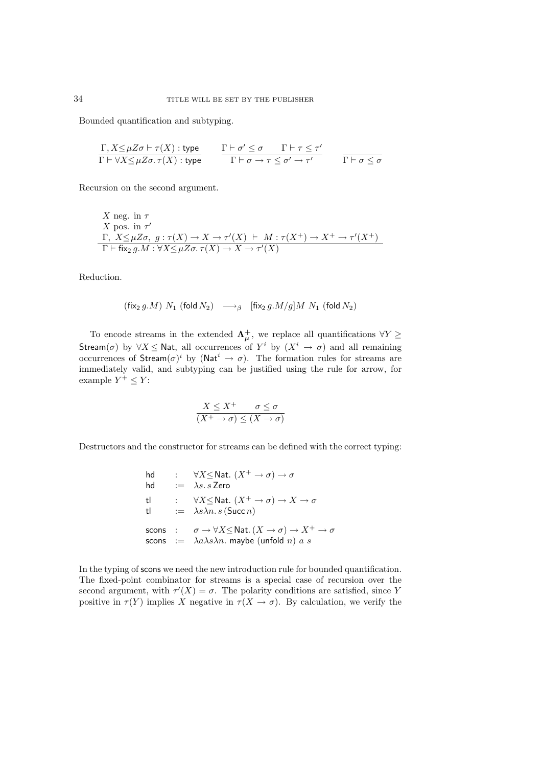Bounded quantification and subtyping.

$$\frac{\Gamma, X{\leq}\mu Z\sigma \vdash \tau(X) : \mathsf{type}}{\Gamma \vdash \forall X{\leq}\mu Z\sigma.\, \tau(X) : \mathsf{type}} \qquad \frac{\Gamma \vdash \sigma' \leq \sigma \qquad \Gamma \vdash \tau \leq \tau'}{\Gamma \vdash \sigma \to \tau \leq \sigma' \to \tau'} \qquad \frac{}{\Gamma \vdash \sigma \leq \sigma}$$

Recursion on the second argument.

$$\frac{\begin{array}{l} X \text{ neg. in } \tau \\ X \text{ pos. in } \tau' \\ \Gamma,\ X{\leq}\mu Z\sigma,\ g : \tau(X) \to X \to \tau'(X)\ \vdash\ M : \tau(X^+) \to X^+ \to \tau'(X^+) \end{array}}{\Gamma \vdash \mathsf{fix}_2\, g.M : \forall X{\leq}\mu Z\sigma.\, \tau(X) \to X \to \tau'(X)}$$

Reduction.

$$(\mathsf{fix}_2\, g.M)\ N_1\ (\mathsf{fold}\, N_2) \quad \longrightarrow_\beta \quad [\mathsf{fix}_2\, g.M/g]M\ N_1\ (\mathsf{fold}\, N_2)$$

To encode streams in the extended $\mathbf{\Lambda}^+_{\boldsymbol{\mu}}$, we replace all quantifications $\forall Y \geq \mathsf{Stream}(\sigma)$ by $\forall X \leq \mathsf{Nat}$, all occurrences of $Y^i$ by $(X^i \to \sigma)$ and all remaining occurrences of $\mathsf{Stream}(\sigma)^i$ by $(\mathsf{Nat}^i \to \sigma)$. The formation rules for streams are immediately valid, and subtyping can be justified using the rule for arrow, for example $Y^+ \leq Y$:

$$\frac{X \leq X^+ \qquad \sigma \leq \sigma}{(X^+ \to \sigma) \leq (X \to \sigma)}$$

Destructors and the constructor for streams can be defined with the correct typing:

$$\begin{array}{lcl} \mathsf{hd} & : & \forall X{\leq}\mathsf{Nat}.\ (X^+ \to \sigma) \to \sigma \\ \mathsf{hd} & := & \lambda s.\, s\, \mathsf{Zero} \\ \mathsf{tl} & : & \forall X{\leq}\mathsf{Nat}.\ (X^+ \to \sigma) \to X \to \sigma \\ \mathsf{tl} & := & \lambda s \lambda n.\, s\, (\mathsf{Succ}\, n) \\ \mathsf{scons} & : & \sigma \to \forall X{\leq}\mathsf{Nat}.\, (X \to \sigma) \to X^+ \to \sigma \\ \mathsf{scons} & := & \lambda a \lambda s \lambda n.\ \mathsf{maybe}\ (\mathsf{unfold}\ n)\ a\ s \end{array}$$

In the typing of scons we need the new introduction rule for bounded quantification. The fixed-point combinator for streams is a special case of recursion over the second argument, with $\tau'(X) = \sigma$. The polarity conditions are satisfied, since $Y$ positive in $\tau(Y)$ implies $X$ negative in $\tau(X \to \sigma)$. By calculation, we verify the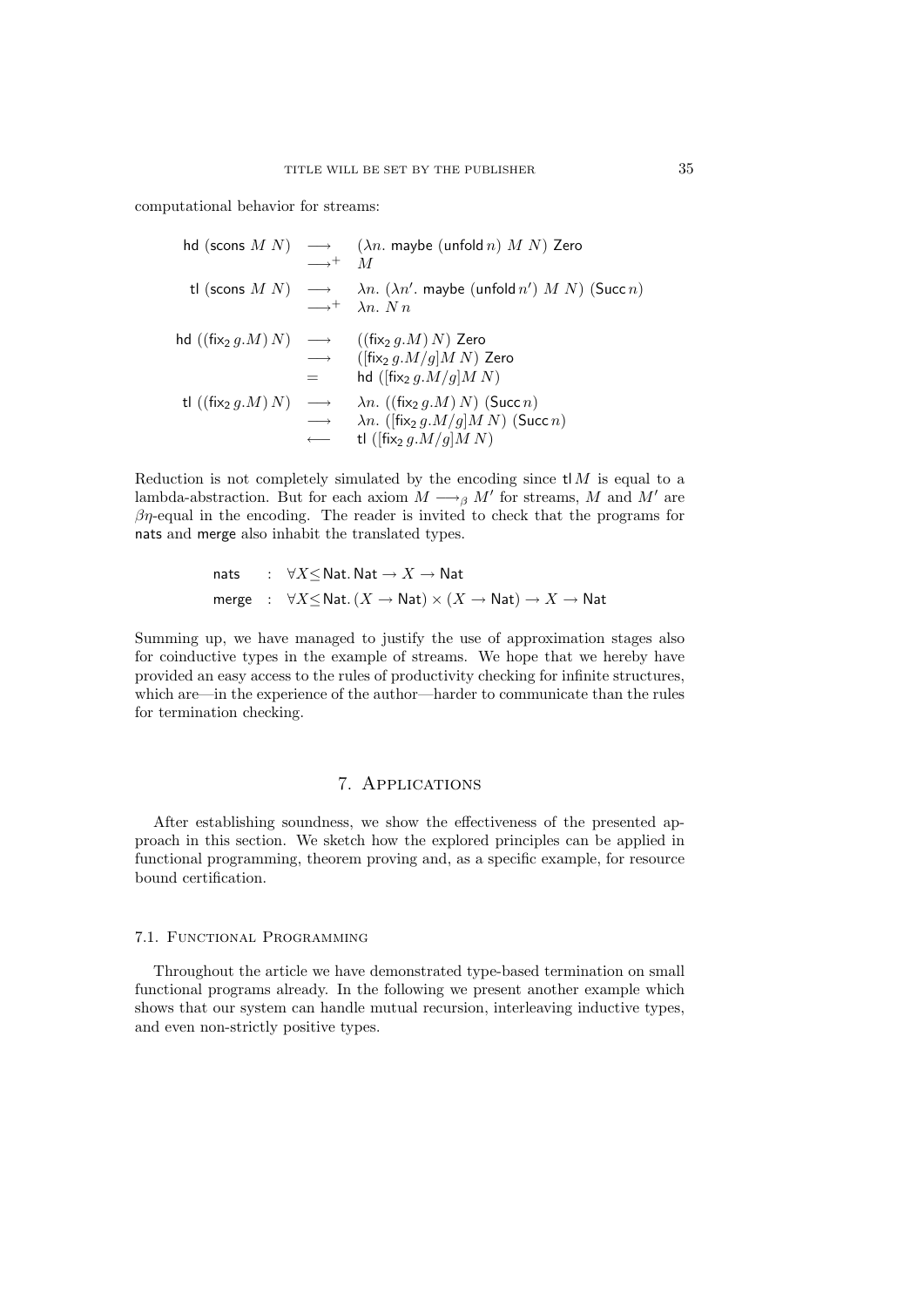computational behavior for streams:

$$
\begin{array}{rcl}
\mathsf{hd}\ (\mathsf{scons}\ M\ N) & \longrightarrow & (\lambda n.\ \mathsf{maybe}\ (\mathsf{unfold}\, n)\ M\ N)\ \mathsf{Zero} \\
 & \longrightarrow^{+} & M \\
\mathsf{tl}\ (\mathsf{scons}\ M\ N) & \longrightarrow & \lambda n.\ (\lambda n'.\ \mathsf{maybe}\ (\mathsf{unfold}\, n')\ M\ N)\ (\mathsf{Succ}\, n) \\
 & \longrightarrow^{+} & \lambda n.\ N\, n \\
 & & \\
\mathsf{hd}\ ((\mathsf{fix}_2\, g.M)\, N) & \longrightarrow & ((\mathsf{fix}_2\, g.M)\, N)\ \mathsf{Zero} \\
 & \longrightarrow & ([\mathsf{fix}_2\, g.M/g]M\ N)\ \mathsf{Zero} \\
 & = & \mathsf{hd}\ ([\mathsf{fix}_2\, g.M/g]M\ N) \\
\mathsf{tl}\ ((\mathsf{fix}_2\, g.M)\, N) & \longrightarrow & \lambda n.\ ((\mathsf{fix}_2\, g.M)\, N)\ (\mathsf{Succ}\, n) \\
 & \longrightarrow & \lambda n.\ ([\mathsf{fix}_2\, g.M/g]M\ N)\ (\mathsf{Succ}\, n) \\
 & \longleftarrow & \mathsf{tl}\ ([\mathsf{fix}_2\, g.M/g]M\ N)
\end{array}
$$

Reduction is not completely simulated by the encoding since $\mathsf{tl}\, M$ is equal to a lambda-abstraction. But for each axiom $M \longrightarrow_\beta M'$ for streams, $M$ and $M'$ are $\beta\eta$-equal in the encoding. The reader is invited to check that the programs for nats and merge also inhabit the translated types.

$$
\begin{array}{lcl}
\mathsf{nats} & : & \forall X {\leq} \mathsf{Nat}.\, \mathsf{Nat} \to X \to \mathsf{Nat} \\
\mathsf{merge} & : & \forall X {\leq} \mathsf{Nat}.\, (X \to \mathsf{Nat}) \times (X \to \mathsf{Nat}) \to X \to \mathsf{Nat}
\end{array}
$$

Summing up, we have managed to justify the use of approximation stages also for coinductive types in the example of streams. We hope that we hereby have provided an easy access to the rules of productivity checking for infinite structures, which are—in the experience of the author—harder to communicate than the rules for termination checking.

# 7. Applications

After establishing soundness, we show the effectiveness of the presented approach in this section. We sketch how the explored principles can be applied in functional programming, theorem proving and, as a specific example, for resource bound certification.

## 7.1. Functional Programming

Throughout the article we have demonstrated type-based termination on small functional programs already. In the following we present another example which shows that our system can handle mutual recursion, interleaving inductive types, and even non-strictly positive types.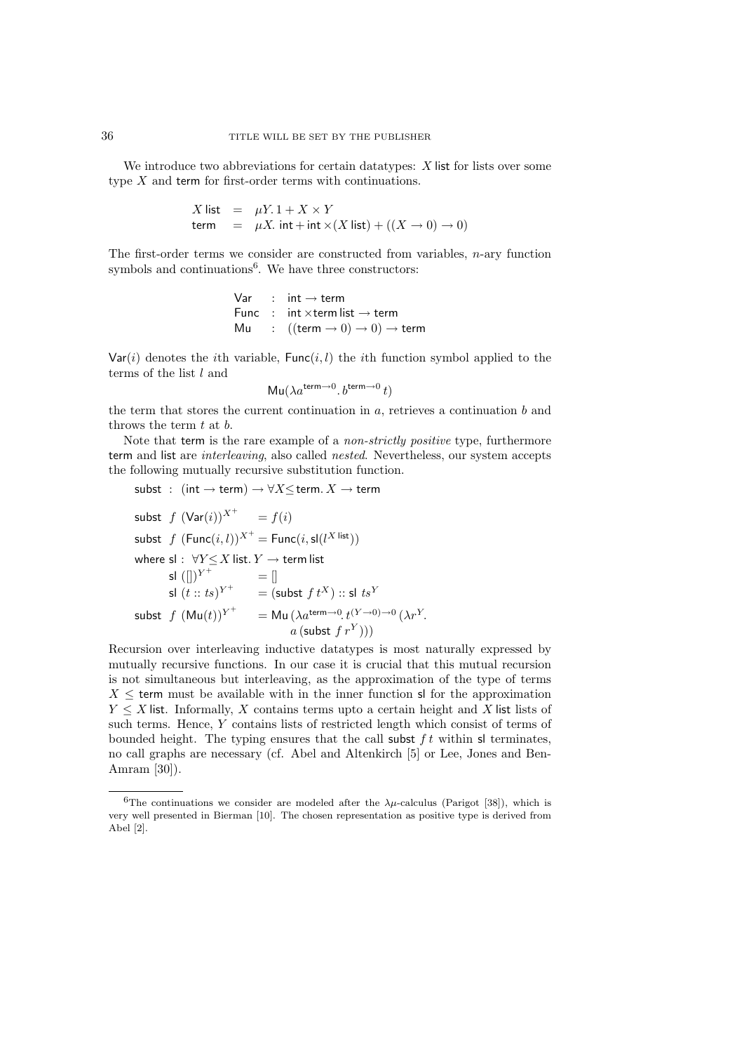We introduce two abbreviations for certain datatypes: $X\,\mathsf{list}$ for lists over some type $X$ and $\mathsf{term}$ for first-order terms with continuations.

$$
\begin{array}{lcl}
X\,\mathsf{list} & = & \mu Y.\, 1 + X \times Y \\
\mathsf{term} & = & \mu X.\, \mathsf{int} + \mathsf{int} \times (X\,\mathsf{list}) + ((X \to 0) \to 0)
\end{array}
$$

The first-order terms we consider are constructed from variables, $n$-ary function symbols and continuations[6]. We have three constructors:

$$
\begin{array}{lcl}
\mathsf{Var} & : & \mathsf{int} \to \mathsf{term} \\
\mathsf{Func} & : & \mathsf{int} \times \mathsf{term}\,\mathsf{list} \to \mathsf{term} \\
\mathsf{Mu} & : & ((\mathsf{term} \to 0) \to 0) \to \mathsf{term}
\end{array}
$$

$\mathsf{Var}(i)$ denotes the $i$th variable, $\mathsf{Func}(i, l)$ the $i$th function symbol applied to the terms of the list $l$ and

$$\mathsf{Mu}(\lambda a^{\mathsf{term} \to 0}.\, b^{\mathsf{term} \to 0}\, t)$$

the term that stores the current continuation in $a$, retrieves a continuation $b$ and throws the term $t$ at $b$.

Note that $\mathsf{term}$ is the rare example of a *non-strictly positive* type, furthermore $\mathsf{term}$ and $\mathsf{list}$ are *interleaving*, also called *nested*. Nevertheless, our system accepts the following mutually recursive substitution function.

$$\mathsf{subst} \;:\; (\mathsf{int} \to \mathsf{term}) \to \forall X {\leq} \mathsf{term}.\, X \to \mathsf{term}$$

$$
\begin{array}{lll}
\mathsf{subst}\;f\;(\mathsf{Var}(i))^{X^+} & = f(i) & \\
\mathsf{subst}\;f\;(\mathsf{Func}(i,l))^{X^+} & = \mathsf{Func}(i, \mathsf{sl}(l^{X\,\mathsf{list}})) & \\
\text{where } \mathsf{sl} : \;\forall Y {\leq} X\,\mathsf{list}.\, Y \to \mathsf{term}\,\mathsf{list} & & \\
\qquad \mathsf{sl}\;([])^{Y^+} & = [] & \\
\qquad \mathsf{sl}\;(t :: ts)^{Y^+} & = (\mathsf{subst}\;f\;t^X) :: \mathsf{sl}\;ts^Y & \\
\mathsf{subst}\;f\;(\mathsf{Mu}(t))^{Y^+} & = \mathsf{Mu}\,(\lambda a^{\mathsf{term} \to 0}.\, t^{(Y \to 0) \to 0}\,(\lambda r^Y. & \\
 & \qquad a\,(\mathsf{subst}\;f\;r^Y))) &
\end{array}
$$

Recursion over interleaving inductive datatypes is most naturally expressed by mutually recursive functions. In our case it is crucial that this mutual recursion is not simultaneous but interleaving, as the approximation of the type of terms $X \leq \mathsf{term}$ must be available with in the inner function $\mathsf{sl}$ for the approximation $Y \leq X\,\mathsf{list}$. Informally, $X$ contains terms upto a certain height and $X\,\mathsf{list}$ lists of such terms. Hence, $Y$ contains lists of restricted length which consist of terms of bounded height. The typing ensures that the call $\mathsf{subst}\;f\,t$ within $\mathsf{sl}$ terminates, no call graphs are necessary (cf. Abel and Altenkirch [5] or Lee, Jones and Ben-Amram [30]).

---

[6]The continuations we consider are modeled after the $\lambda\mu$-calculus (Parigot [38]), which is very well presented in Bierman [10]. The chosen representation as positive type is derived from Abel [2].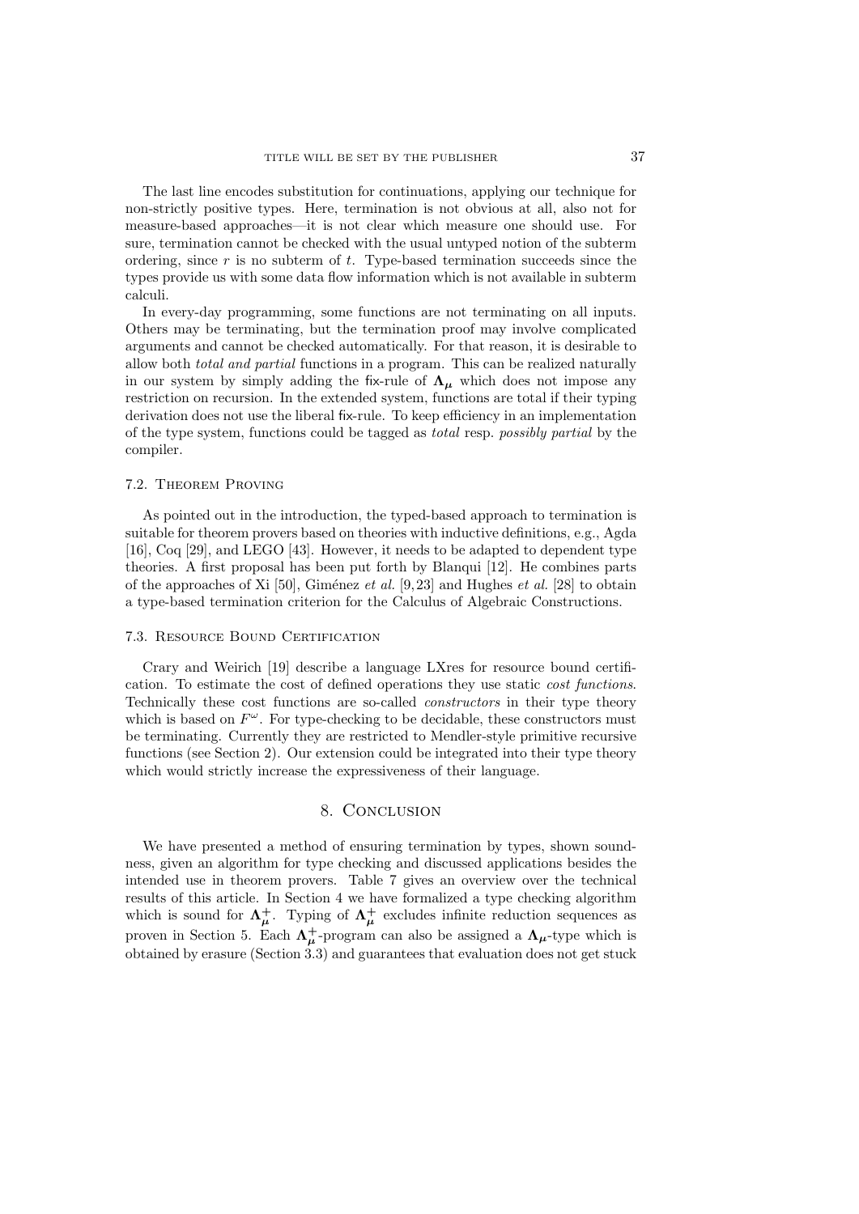The last line encodes substitution for continuations, applying our technique for non-strictly positive types. Here, termination is not obvious at all, also not for measure-based approaches—it is not clear which measure one should use. For sure, termination cannot be checked with the usual untyped notion of the subterm ordering, since $r$ is no subterm of $t$. Type-based termination succeeds since the types provide us with some data flow information which is not available in subterm calculi.

In every-day programming, some functions are not terminating on all inputs. Others may be terminating, but the termination proof may involve complicated arguments and cannot be checked automatically. For that reason, it is desirable to allow both *total and partial* functions in a program. This can be realized naturally in our system by simply adding the fix-rule of $\mathbf{\Lambda_\mu}$ which does not impose any restriction on recursion. In the extended system, functions are total if their typing derivation does not use the liberal fix-rule. To keep efficiency in an implementation of the type system, functions could be tagged as *total* resp. *possibly partial* by the compiler.

### 7.2. Theorem Proving

As pointed out in the introduction, the typed-based approach to termination is suitable for theorem provers based on theories with inductive definitions, e.g., Agda [16], Coq [29], and LEGO [43]. However, it needs to be adapted to dependent type theories. A first proposal has been put forth by Blanqui [12]. He combines parts of the approaches of Xi [50], Giménez *et al.* [9,23] and Hughes *et al.* [28] to obtain a type-based termination criterion for the Calculus of Algebraic Constructions.

### 7.3. Resource Bound Certification

Crary and Weirich [19] describe a language LXres for resource bound certification. To estimate the cost of defined operations they use static *cost functions*. Technically these cost functions are so-called *constructors* in their type theory which is based on $F^\omega$. For type-checking to be decidable, these constructors must be terminating. Currently they are restricted to Mendler-style primitive recursive functions (see Section 2). Our extension could be integrated into their type theory which would strictly increase the expressiveness of their language.

## 8. Conclusion

We have presented a method of ensuring termination by types, shown soundness, given an algorithm for type checking and discussed applications besides the intended use in theorem provers. Table 7 gives an overview over the technical results of this article. In Section 4 we have formalized a type checking algorithm which is sound for $\mathbf{\Lambda}^+_{\boldsymbol{\mu}}$. Typing of $\mathbf{\Lambda}^+_{\boldsymbol{\mu}}$ excludes infinite reduction sequences as proven in Section 5. Each $\mathbf{\Lambda}^+_{\boldsymbol{\mu}}$-program can also be assigned a $\mathbf{\Lambda_\mu}$-type which is obtained by erasure (Section 3.3) and guarantees that evaluation does not get stuck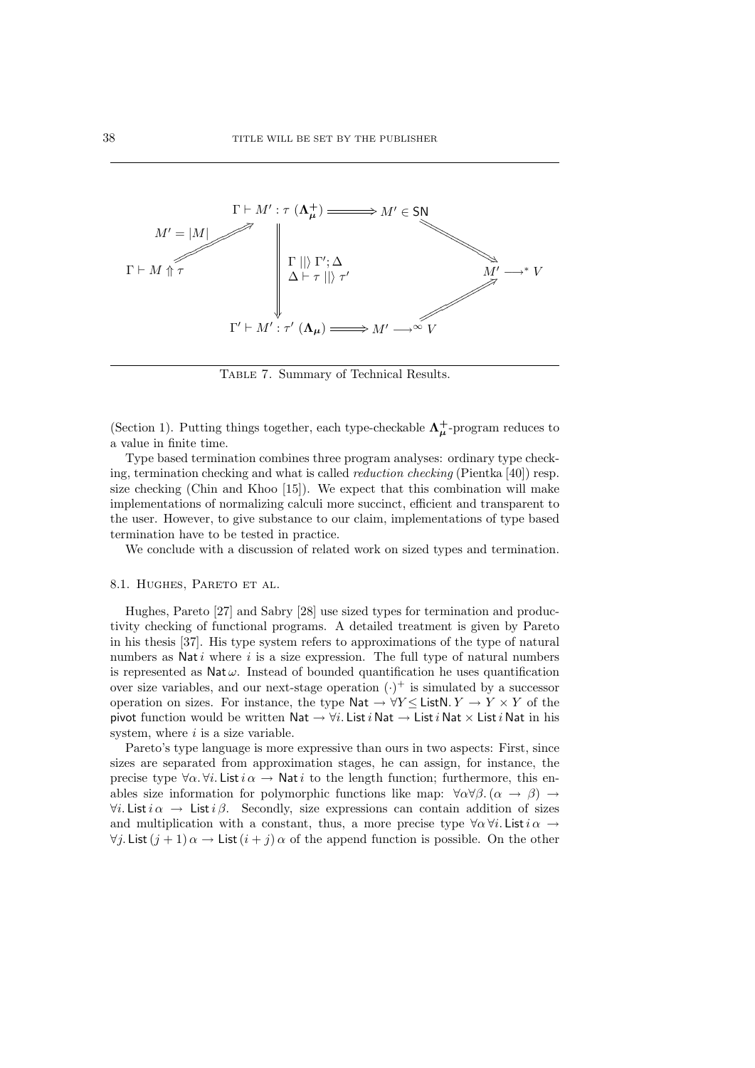$$
\begin{array}{ccccc}
 & & \Gamma \vdash M' : \tau \ (\boldsymbol{\Lambda}^+_{\boldsymbol{\mu}}) & \Longrightarrow & M' \in \mathsf{SN} \\
 & M' = |M| \nearrow & & & \searrow \\
\Gamma \vdash M \Uparrow \tau & & \Big\Downarrow \begin{array}{l} \Gamma \mathrel{||\rangle} \Gamma'; \Delta \\ \Delta \vdash \tau \mathrel{||\rangle} \tau' \end{array} & & M' \longrightarrow^* V \\
 & & & & \nearrow \\
 & & \Gamma' \vdash M' : \tau' \ (\boldsymbol{\Lambda}_{\boldsymbol{\mu}}) & \Longrightarrow & M' \longrightarrow^\infty V
\end{array}
$$

Table 7. Summary of Technical Results.

(Section 1). Putting things together, each type-checkable $\boldsymbol{\Lambda}^+_{\boldsymbol{\mu}}$-program reduces to a value in finite time.

Type based termination combines three program analyses: ordinary type checking, termination checking and what is called *reduction checking* (Pientka [40]) resp. size checking (Chin and Khoo [15]). We expect that this combination will make implementations of normalizing calculi more succinct, efficient and transparent to the user. However, to give substance to our claim, implementations of type based termination have to be tested in practice.

We conclude with a discussion of related work on sized types and termination.

### 8.1. Hughes, Pareto et al.

Hughes, Pareto [27] and Sabry [28] use sized types for termination and productivity checking of functional programs. A detailed treatment is given by Pareto in his thesis [37]. His type system refers to approximations of the type of natural numbers as $\mathsf{Nat}\, i$ where $i$ is a size expression. The full type of natural numbers is represented as $\mathsf{Nat}\, \omega$. Instead of bounded quantification he uses quantification over size variables, and our next-stage operation $(\cdot)^+$ is simulated by a successor operation on sizes. For instance, the type $\mathsf{Nat} \to \forall Y \leq \mathsf{ListN}.\, Y \to Y \times Y$ of the $\mathsf{pivot}$ function would be written $\mathsf{Nat} \to \forall i.\, \mathsf{List}\, i\, \mathsf{Nat} \to \mathsf{List}\, i\, \mathsf{Nat} \times \mathsf{List}\, i\, \mathsf{Nat}$ in his system, where $i$ is a size variable.

Pareto's type language is more expressive than ours in two aspects: First, since sizes are separated from approximation stages, he can assign, for instance, the precise type $\forall \alpha.\, \forall i.\, \mathsf{List}\, i\, \alpha \to \mathsf{Nat}\, i$ to the length function; furthermore, this enables size information for polymorphic functions like map: $\forall \alpha \forall \beta.\, (\alpha \to \beta) \to \forall i.\, \mathsf{List}\, i\, \alpha \to \mathsf{List}\, i\, \beta$. Secondly, size expressions can contain addition of sizes and multiplication with a constant, thus, a more precise type $\forall \alpha\, \forall i.\, \mathsf{List}\, i\, \alpha \to \forall j.\, \mathsf{List}\, (j+1)\, \alpha \to \mathsf{List}\, (i+j)\, \alpha$ of the append function is possible. On the other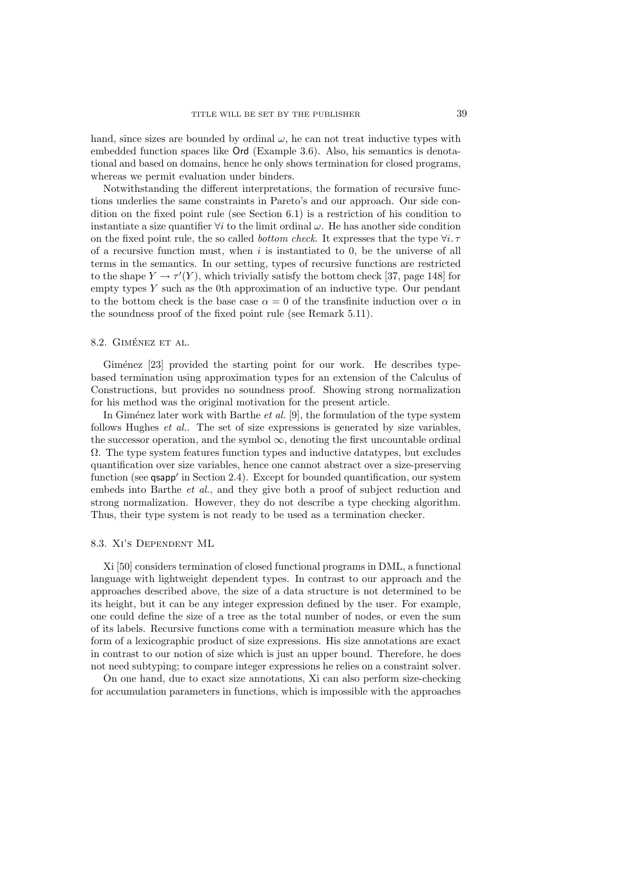hand, since sizes are bounded by ordinal $\omega$, he can not treat inductive types with embedded function spaces like Ord (Example 3.6). Also, his semantics is denotational and based on domains, hence he only shows termination for closed programs, whereas we permit evaluation under binders.

Notwithstanding the different interpretations, the formation of recursive functions underlies the same constraints in Pareto's and our approach. Our side condition on the fixed point rule (see Section 6.1) is a restriction of his condition to instantiate a size quantifier $\forall i$ to the limit ordinal $\omega$. He has another side condition on the fixed point rule, the so called *bottom check*. It expresses that the type $\forall i. \tau$ of a recursive function must, when $i$ is instantiated to 0, be the universe of all terms in the semantics. In our setting, types of recursive functions are restricted to the shape $Y \to \tau'(Y)$, which trivially satisfy the bottom check [37, page 148] for empty types $Y$ such as the 0th approximation of an inductive type. Our pendant to the bottom check is the base case $\alpha = 0$ of the transfinite induction over $\alpha$ in the soundness proof of the fixed point rule (see Remark 5.11).

## 8.2. Giménez et al.

Giménez [23] provided the starting point for our work. He describes type-based termination using approximation types for an extension of the Calculus of Constructions, but provides no soundness proof. Showing strong normalization for his method was the original motivation for the present article.

In Giménez later work with Barthe *et al.* [9], the formulation of the type system follows Hughes *et al.*. The set of size expressions is generated by size variables, the successor operation, and the symbol $\infty$, denoting the first uncountable ordinal $\Omega$. The type system features function types and inductive datatypes, but excludes quantification over size variables, hence one cannot abstract over a size-preserving function (see qsapp′ in Section 2.4). Except for bounded quantification, our system embeds into Barthe *et al.*, and they give both a proof of subject reduction and strong normalization. However, they do not describe a type checking algorithm. Thus, their type system is not ready to be used as a termination checker.

## 8.3. Xi's Dependent ML

Xi [50] considers termination of closed functional programs in DML, a functional language with lightweight dependent types. In contrast to our approach and the approaches described above, the size of a data structure is not determined to be its height, but it can be any integer expression defined by the user. For example, one could define the size of a tree as the total number of nodes, or even the sum of its labels. Recursive functions come with a termination measure which has the form of a lexicographic product of size expressions. His size annotations are exact in contrast to our notion of size which is just an upper bound. Therefore, he does not need subtyping; to compare integer expressions he relies on a constraint solver.

On one hand, due to exact size annotations, Xi can also perform size-checking for accumulation parameters in functions, which is impossible with the approaches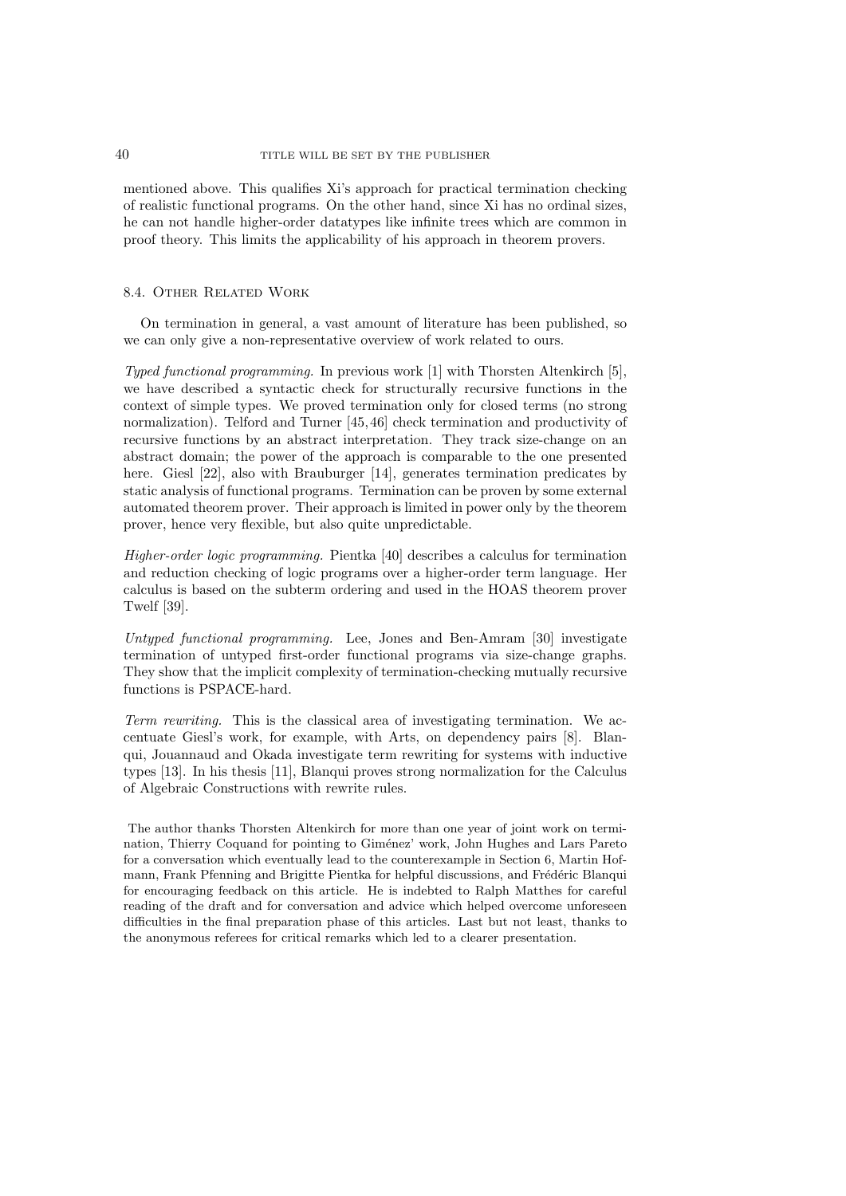mentioned above. This qualifies Xi's approach for practical termination checking of realistic functional programs. On the other hand, since Xi has no ordinal sizes, he can not handle higher-order datatypes like infinite trees which are common in proof theory. This limits the applicability of his approach in theorem provers.

### 8.4. Other Related Work

On termination in general, a vast amount of literature has been published, so we can only give a non-representative overview of work related to ours.

*Typed functional programming.* In previous work [1] with Thorsten Altenkirch [5], we have described a syntactic check for structurally recursive functions in the context of simple types. We proved termination only for closed terms (no strong normalization). Telford and Turner [45,46] check termination and productivity of recursive functions by an abstract interpretation. They track size-change on an abstract domain; the power of the approach is comparable to the one presented here. Giesl [22], also with Brauburger [14], generates termination predicates by static analysis of functional programs. Termination can be proven by some external automated theorem prover. Their approach is limited in power only by the theorem prover, hence very flexible, but also quite unpredictable.

*Higher-order logic programming.* Pientka [40] describes a calculus for termination and reduction checking of logic programs over a higher-order term language. Her calculus is based on the subterm ordering and used in the HOAS theorem prover Twelf [39].

*Untyped functional programming.* Lee, Jones and Ben-Amram [30] investigate termination of untyped first-order functional programs via size-change graphs. They show that the implicit complexity of termination-checking mutually recursive functions is PSPACE-hard.

*Term rewriting.* This is the classical area of investigating termination. We accentuate Giesl's work, for example, with Arts, on dependency pairs [8]. Blanqui, Jouannaud and Okada investigate term rewriting for systems with inductive types [13]. In his thesis [11], Blanqui proves strong normalization for the Calculus of Algebraic Constructions with rewrite rules.

The author thanks Thorsten Altenkirch for more than one year of joint work on termination, Thierry Coquand for pointing to Giménez' work, John Hughes and Lars Pareto for a conversation which eventually lead to the counterexample in Section 6, Martin Hofmann, Frank Pfenning and Brigitte Pientka for helpful discussions, and Frédéric Blanqui for encouraging feedback on this article. He is indebted to Ralph Matthes for careful reading of the draft and for conversation and advice which helped overcome unforeseen difficulties in the final preparation phase of this articles. Last but not least, thanks to the anonymous referees for critical remarks which led to a clearer presentation.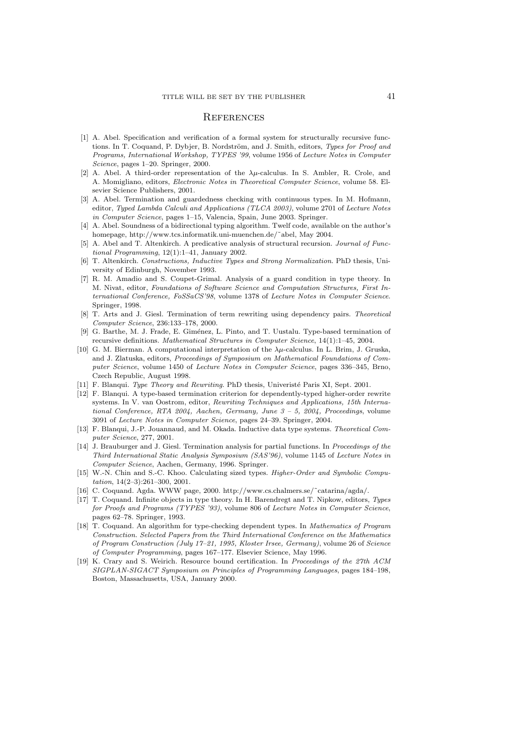## References

[1] A. Abel. Specification and verification of a formal system for structurally recursive functions. In T. Coquand, P. Dybjer, B. Nordström, and J. Smith, editors, *Types for Proof and Programs, International Workshop, TYPES '99*, volume 1956 of *Lecture Notes in Computer Science*, pages 1–20. Springer, 2000.

[2] A. Abel. A third-order representation of the $\lambda\mu$-calculus. In S. Ambler, R. Crole, and A. Momigliano, editors, *Electronic Notes in Theoretical Computer Science*, volume 58. Elsevier Science Publishers, 2001.

[3] A. Abel. Termination and guardedness checking with continuous types. In M. Hofmann, editor, *Typed Lambda Calculi and Applications (TLCA 2003)*, volume 2701 of *Lecture Notes in Computer Science*, pages 1–15, Valencia, Spain, June 2003. Springer.

[4] A. Abel. Soundness of a bidirectional typing algorithm. Twelf code, available on the author's homepage, http://www.tcs.informatik.uni-muenchen.de/˜abel, May 2004.

[5] A. Abel and T. Altenkirch. A predicative analysis of structural recursion. *Journal of Functional Programming*, 12(1):1–41, January 2002.

[6] T. Altenkirch. *Constructions, Inductive Types and Strong Normalization*. PhD thesis, University of Edinburgh, November 1993.

[7] R. M. Amadio and S. Coupet-Grimal. Analysis of a guard condition in type theory. In M. Nivat, editor, *Foundations of Software Science and Computation Structures, First International Conference, FoSSaCS'98*, volume 1378 of *Lecture Notes in Computer Science*. Springer, 1998.

[8] T. Arts and J. Giesl. Termination of term rewriting using dependency pairs. *Theoretical Computer Science*, 236:133–178, 2000.

[9] G. Barthe, M. J. Frade, E. Giménez, L. Pinto, and T. Uustalu. Type-based termination of recursive definitions. *Mathematical Structures in Computer Science*, 14(1):1–45, 2004.

[10] G. M. Bierman. A computational interpretation of the $\lambda\mu$-calculus. In L. Brim, J. Gruska, and J. Zlatuska, editors, *Proceedings of Symposium on Mathematical Foundations of Computer Science*, volume 1450 of *Lecture Notes in Computer Science*, pages 336–345, Brno, Czech Republic, August 1998.

[11] F. Blanqui. *Type Theory and Rewriting*. PhD thesis, Univeristé Paris XI, Sept. 2001.

[12] F. Blanqui. A type-based termination criterion for dependently-typed higher-order rewrite systems. In V. van Oostrom, editor, *Rewriting Techniques and Applications, 15th International Conference, RTA 2004, Aachen, Germany, June 3 – 5, 2004, Proceedings*, volume 3091 of *Lecture Notes in Computer Science*, pages 24–39. Springer, 2004.

[13] F. Blanqui, J.-P. Jouannaud, and M. Okada. Inductive data type systems. *Theoretical Computer Science*, 277, 2001.

[14] J. Brauburger and J. Giesl. Termination analysis for partial functions. In *Proceedings of the Third International Static Analysis Symposium (SAS'96)*, volume 1145 of *Lecture Notes in Computer Science*, Aachen, Germany, 1996. Springer.

[15] W.-N. Chin and S.-C. Khoo. Calculating sized types. *Higher-Order and Symbolic Computation*, 14(2–3):261–300, 2001.

[16] C. Coquand. Agda. WWW page, 2000. http://www.cs.chalmers.se/˜catarina/agda/.

[17] T. Coquand. Infinite objects in type theory. In H. Barendregt and T. Nipkow, editors, *Types for Proofs and Programs (TYPES '93)*, volume 806 of *Lecture Notes in Computer Science*, pages 62–78. Springer, 1993.

[18] T. Coquand. An algorithm for type-checking dependent types. In *Mathematics of Program Construction. Selected Papers from the Third International Conference on the Mathematics of Program Construction (July 17–21, 1995, Kloster Irsee, Germany)*, volume 26 of *Science of Computer Programming*, pages 167–177. Elsevier Science, May 1996.

[19] K. Crary and S. Weirich. Resource bound certification. In *Proceedings of the 27th ACM SIGPLAN-SIGACT Symposium on Principles of Programming Languages*, pages 184–198, Boston, Massachusetts, USA, January 2000.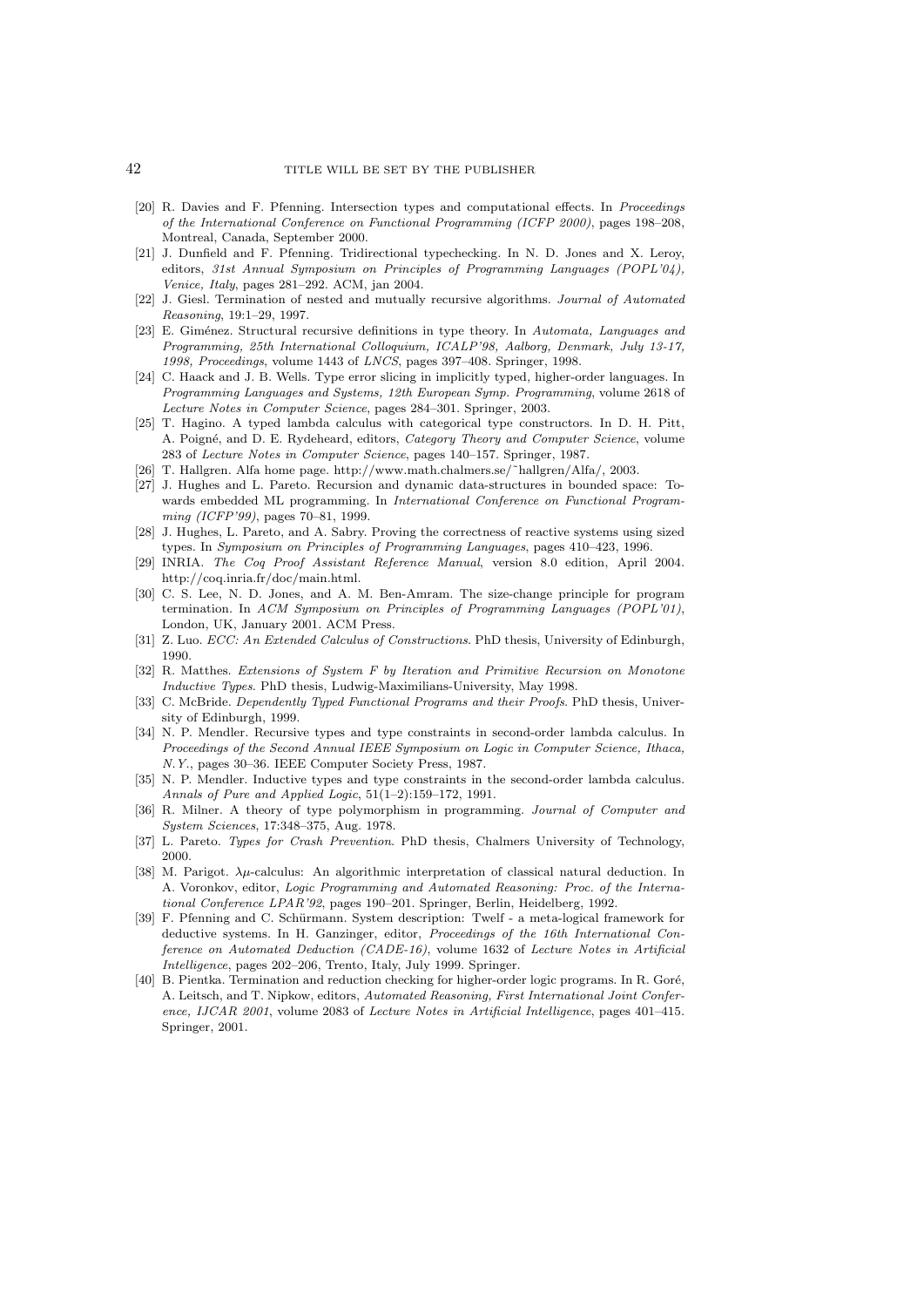[20] R. Davies and F. Pfenning. Intersection types and computational effects. In *Proceedings of the International Conference on Functional Programming (ICFP 2000)*, pages 198–208, Montreal, Canada, September 2000.

[21] J. Dunfield and F. Pfenning. Tridirectional typechecking. In N. D. Jones and X. Leroy, editors, *31st Annual Symposium on Principles of Programming Languages (POPL'04), Venice, Italy*, pages 281–292. ACM, jan 2004.

[22] J. Giesl. Termination of nested and mutually recursive algorithms. *Journal of Automated Reasoning*, 19:1–29, 1997.

[23] E. Giménez. Structural recursive definitions in type theory. In *Automata, Languages and Programming, 25th International Colloquium, ICALP'98, Aalborg, Denmark, July 13-17, 1998, Proceedings*, volume 1443 of *LNCS*, pages 397–408. Springer, 1998.

[24] C. Haack and J. B. Wells. Type error slicing in implicitly typed, higher-order languages. In *Programming Languages and Systems, 12th European Symp. Programming*, volume 2618 of *Lecture Notes in Computer Science*, pages 284–301. Springer, 2003.

[25] T. Hagino. A typed lambda calculus with categorical type constructors. In D. H. Pitt, A. Poigné, and D. E. Rydeheard, editors, *Category Theory and Computer Science*, volume 283 of *Lecture Notes in Computer Science*, pages 140–157. Springer, 1987.

[26] T. Hallgren. Alfa home page. http://www.math.chalmers.se/˜hallgren/Alfa/, 2003.

[27] J. Hughes and L. Pareto. Recursion and dynamic data-structures in bounded space: Towards embedded ML programming. In *International Conference on Functional Programming (ICFP'99)*, pages 70–81, 1999.

[28] J. Hughes, L. Pareto, and A. Sabry. Proving the correctness of reactive systems using sized types. In *Symposium on Principles of Programming Languages*, pages 410–423, 1996.

[29] INRIA. *The Coq Proof Assistant Reference Manual*, version 8.0 edition, April 2004. http://coq.inria.fr/doc/main.html.

[30] C. S. Lee, N. D. Jones, and A. M. Ben-Amram. The size-change principle for program termination. In *ACM Symposium on Principles of Programming Languages (POPL'01)*, London, UK, January 2001. ACM Press.

[31] Z. Luo. *ECC: An Extended Calculus of Constructions*. PhD thesis, University of Edinburgh, 1990.

[32] R. Matthes. *Extensions of System F by Iteration and Primitive Recursion on Monotone Inductive Types*. PhD thesis, Ludwig-Maximilians-University, May 1998.

[33] C. McBride. *Dependently Typed Functional Programs and their Proofs*. PhD thesis, University of Edinburgh, 1999.

[34] N. P. Mendler. Recursive types and type constraints in second-order lambda calculus. In *Proceedings of the Second Annual IEEE Symposium on Logic in Computer Science, Ithaca, N.Y.*, pages 30–36. IEEE Computer Society Press, 1987.

[35] N. P. Mendler. Inductive types and type constraints in the second-order lambda calculus. *Annals of Pure and Applied Logic*, 51(1–2):159–172, 1991.

[36] R. Milner. A theory of type polymorphism in programming. *Journal of Computer and System Sciences*, 17:348–375, Aug. 1978.

[37] L. Pareto. *Types for Crash Prevention*. PhD thesis, Chalmers University of Technology, 2000.

[38] M. Parigot. $\lambda\mu$-calculus: An algorithmic interpretation of classical natural deduction. In A. Voronkov, editor, *Logic Programming and Automated Reasoning: Proc. of the International Conference LPAR'92*, pages 190–201. Springer, Berlin, Heidelberg, 1992.

[39] F. Pfenning and C. Schürmann. System description: Twelf - a meta-logical framework for deductive systems. In H. Ganzinger, editor, *Proceedings of the 16th International Conference on Automated Deduction (CADE-16)*, volume 1632 of *Lecture Notes in Artificial Intelligence*, pages 202–206, Trento, Italy, July 1999. Springer.

[40] B. Pientka. Termination and reduction checking for higher-order logic programs. In R. Goré, A. Leitsch, and T. Nipkow, editors, *Automated Reasoning, First International Joint Conference, IJCAR 2001*, volume 2083 of *Lecture Notes in Artificial Intelligence*, pages 401–415. Springer, 2001.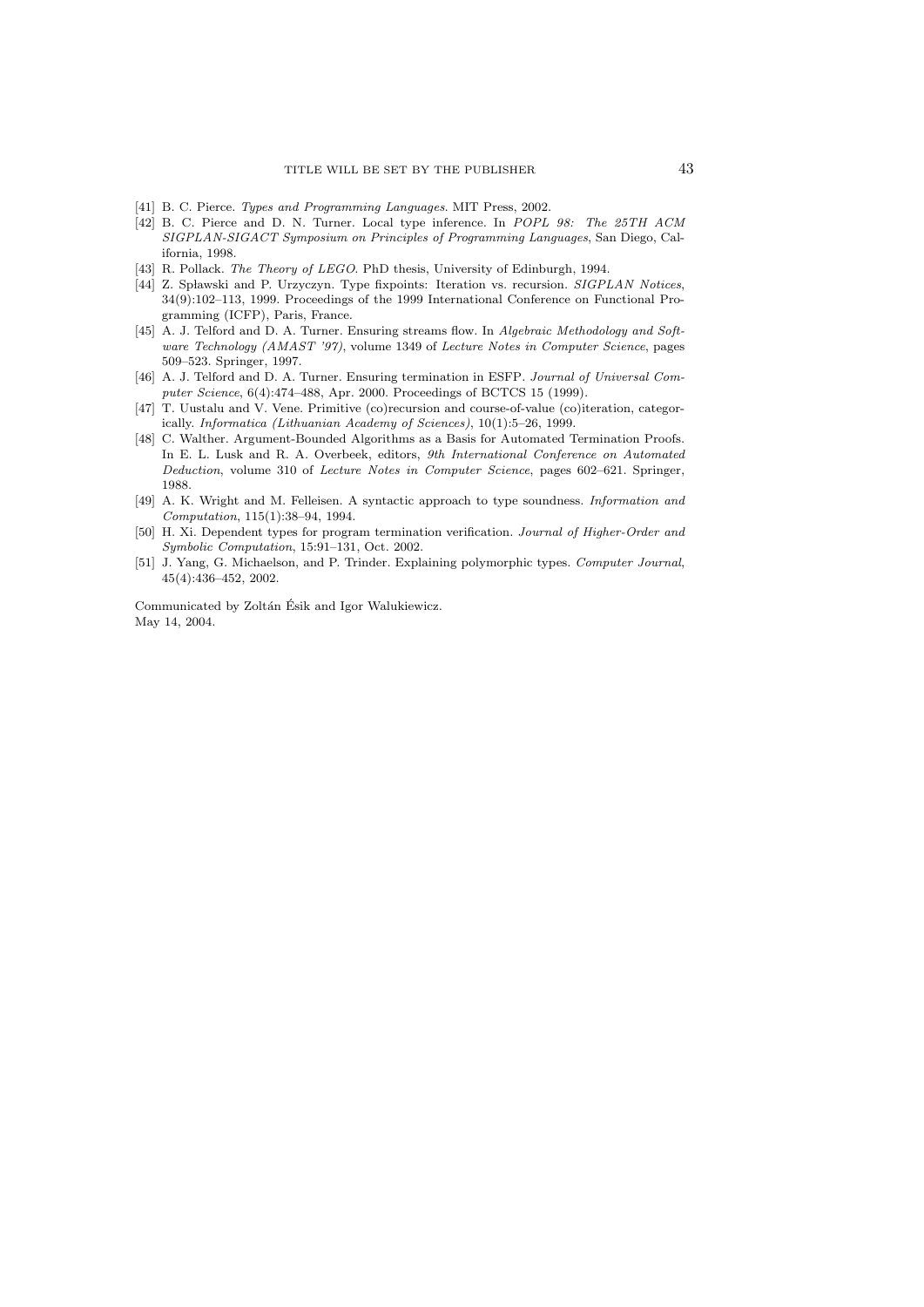[41] B. C. Pierce. *Types and Programming Languages*. MIT Press, 2002.

[42] B. C. Pierce and D. N. Turner. Local type inference. In *POPL 98: The 25TH ACM SIGPLAN-SIGACT Symposium on Principles of Programming Languages*, San Diego, California, 1998.

[43] R. Pollack. *The Theory of LEGO*. PhD thesis, University of Edinburgh, 1994.

[44] Z. Spławski and P. Urzyczyn. Type fixpoints: Iteration vs. recursion. *SIGPLAN Notices*, 34(9):102–113, 1999. Proceedings of the 1999 International Conference on Functional Programming (ICFP), Paris, France.

[45] A. J. Telford and D. A. Turner. Ensuring streams flow. In *Algebraic Methodology and Software Technology (AMAST '97)*, volume 1349 of *Lecture Notes in Computer Science*, pages 509–523. Springer, 1997.

[46] A. J. Telford and D. A. Turner. Ensuring termination in ESFP. *Journal of Universal Computer Science*, 6(4):474–488, Apr. 2000. Proceedings of BCTCS 15 (1999).

[47] T. Uustalu and V. Vene. Primitive (co)recursion and course-of-value (co)iteration, categorically. *Informatica (Lithuanian Academy of Sciences)*, 10(1):5–26, 1999.

[48] C. Walther. Argument-Bounded Algorithms as a Basis for Automated Termination Proofs. In E. L. Lusk and R. A. Overbeek, editors, *9th International Conference on Automated Deduction*, volume 310 of *Lecture Notes in Computer Science*, pages 602–621. Springer, 1988.

[49] A. K. Wright and M. Felleisen. A syntactic approach to type soundness. *Information and Computation*, 115(1):38–94, 1994.

[50] H. Xi. Dependent types for program termination verification. *Journal of Higher-Order and Symbolic Computation*, 15:91–131, Oct. 2002.

[51] J. Yang, G. Michaelson, and P. Trinder. Explaining polymorphic types. *Computer Journal*, 45(4):436–452, 2002.

Communicated by Zoltán Ésik and Igor Walukiewicz.
May 14, 2004.